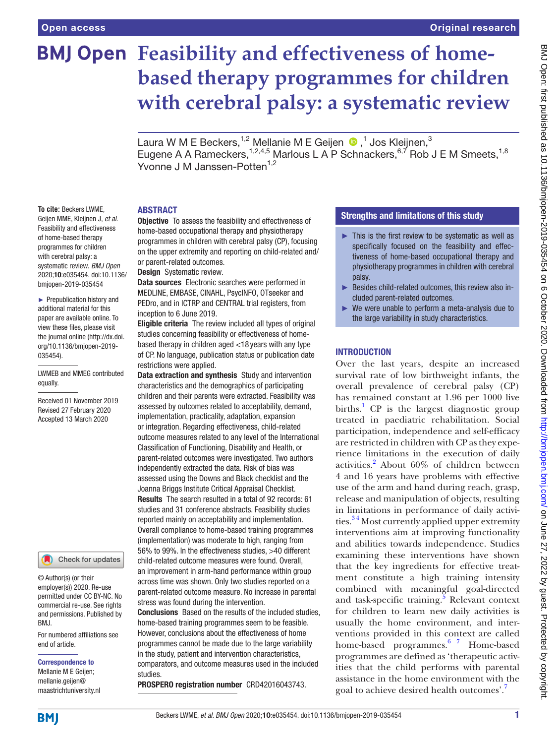Open access | Original research

# Feasibility and effectiveness of home-based therapy programmes for children with cerebral palsy: a systematic review

Laura W M E Beckers,[1,2] Mellanie M E Geijen,[1] Jos Kleijnen,[3] Eugene A A Rameckers,[1,2,4,5] Marlous L A P Schnackers,[6,7] Rob J E M Smeets,[1,8] Yvonne J M Janssen-Potten[1,2]

**To cite:** Beckers LWME, Geijen MME, Kleijnen J, *et al*. Feasibility and effectiveness of home-based therapy programmes for children with cerebral palsy: a systematic review. *BMJ Open* 2020;**10**:e035454. doi:10.1136/bmjopen-2019-035454

► Prepublication history and additional material for this paper are available online. To view these files, please visit the journal online (http://dx.doi.org/10.1136/bmjopen-2019-035454).

LWMEB and MMEG contributed equally.

Received 01 November 2019
Revised 27 February 2020
Accepted 13 March 2020

© Author(s) (or their employer(s)) 2020. Re-use permitted under CC BY-NC. No commercial re-use. See rights and permissions. Published by BMJ.

For numbered affiliations see end of article.

**Correspondence to**
Mellanie M E Geijen;
mellanie.geijen@maastrichtuniversity.nl

## ABSTRACT

**Objective** To assess the feasibility and effectiveness of home-based occupational therapy and physiotherapy programmes in children with cerebral palsy (CP), focusing on the upper extremity and reporting on child-related and/or parent-related outcomes.

**Design** Systematic review.

**Data sources** Electronic searches were performed in MEDLINE, EMBASE, CINAHL, PsycINFO, OTseeker and PEDro, and in ICTRP and CENTRAL trial registers, from inception to 6 June 2019.

**Eligible criteria** The review included all types of original studies concerning feasibility or effectiveness of home-based therapy in children aged <18 years with any type of CP. No language, publication status or publication date restrictions were applied.

**Data extraction and synthesis** Study and intervention characteristics and the demographics of participating children and their parents were extracted. Feasibility was assessed by outcomes related to acceptability, demand, implementation, practicality, adaptation, expansion or integration. Regarding effectiveness, child-related outcome measures related to any level of the International Classification of Functioning, Disability and Health, or parent-related outcomes were investigated. Two authors independently extracted the data. Risk of bias was assessed using the Downs and Black checklist and the Joanna Briggs Institute Critical Appraisal Checklist.

**Results** The search resulted in a total of 92 records: 61 studies and 31 conference abstracts. Feasibility studies reported mainly on acceptability and implementation. Overall compliance to home-based training programmes (implementation) was moderate to high, ranging from 56% to 99%. In the effectiveness studies, >40 different child-related outcome measures were found. Overall, an improvement in arm-hand performance within group across time was shown. Only two studies reported on a parent-related outcome measure. No increase in parental stress was found during the intervention.

**Conclusions** Based on the results of the included studies, home-based training programmes seem to be feasible. However, conclusions about the effectiveness of home programmes cannot be made due to the large variability in the study, patient and intervention characteristics, comparators, and outcome measures used in the included studies.

**PROSPERO registration number** CRD42016043743.

## Strengths and limitations of this study

- This is the first review to be systematic as well as specifically focused on the feasibility and effectiveness of home-based occupational therapy and physiotherapy programmes in children with cerebral palsy.
- Besides child-related outcomes, this review also included parent-related outcomes.
- We were unable to perform a meta-analysis due to the large variability in study characteristics.

## INTRODUCTION

Over the last years, despite an increased survival rate of low birthweight infants, the overall prevalence of cerebral palsy (CP) has remained constant at 1.96 per 1000 live births.[1] CP is the largest diagnostic group treated in paediatric rehabilitation. Social participation, independence and self-efficacy are restricted in children with CP as they experience limitations in the execution of daily activities.[2] About 60% of children between 4 and 16 years have problems with effective use of the arm and hand during reach, grasp, release and manipulation of objects, resulting in limitations in performance of daily activities.[3,4] Most currently applied upper extremity interventions aim at improving functionality and abilities towards independence. Studies examining these interventions have shown that the key ingredients for effective treatment constitute a high training intensity combined with meaningful goal-directed and task-specific training.[5] Relevant context for children to learn new daily activities is usually the home environment, and interventions provided in this context are called home-based programmes.[6,7] Home-based programmes are defined as 'therapeutic activities that the child performs with parental assistance in the home environment with the goal to achieve desired health outcomes'.[7]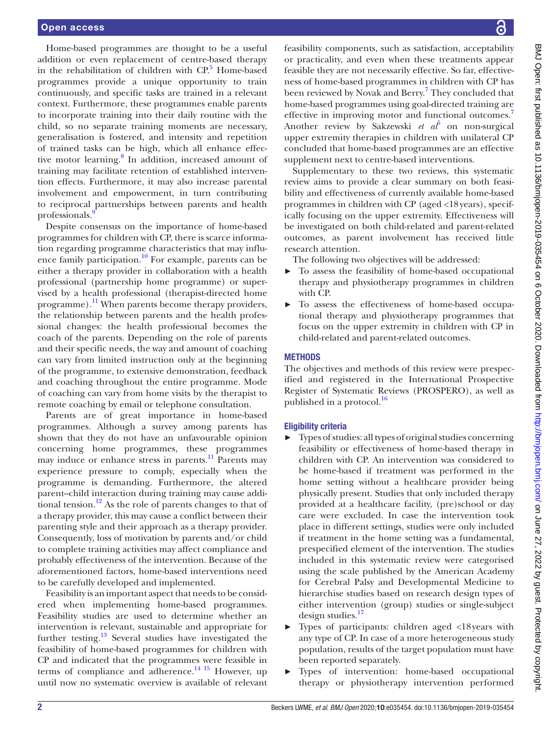Home-based programmes are thought to be a useful addition or even replacement of centre-based therapy in the rehabilitation of children with CP.[5] Home-based programmes provide a unique opportunity to train continuously, and specific tasks are trained in a relevant context. Furthermore, these programmes enable parents to incorporate training into their daily routine with the child, so no separate training moments are necessary, generalisation is fostered, and intensity and repetition of trained tasks can be high, which all enhance effective motor learning.[8] In addition, increased amount of training may facilitate retention of established intervention effects. Furthermore, it may also increase parental involvement and empowerment, in turn contributing to reciprocal partnerships between parents and health professionals.[9]

Despite consensus on the importance of home-based programmes for children with CP, there is scarce information regarding programme characteristics that may influence family participation.[10] For example, parents can be either a therapy provider in collaboration with a health professional (partnership home programme) or supervised by a health professional (therapist-directed home programme).[11] When parents become therapy providers, the relationship between parents and the health professional changes: the health professional becomes the coach of the parents. Depending on the role of parents and their specific needs, the way and amount of coaching can vary from limited instruction only at the beginning of the programme, to extensive demonstration, feedback and coaching throughout the entire programme. Mode of coaching can vary from home visits by the therapist to remote coaching by email or telephone consultation.

Parents are of great importance in home-based programmes. Although a survey among parents has shown that they do not have an unfavourable opinion concerning home programmes, these programmes may induce or enhance stress in parents.[11] Parents may experience pressure to comply, especially when the programme is demanding. Furthermore, the altered parent–child interaction during training may cause additional tension.[12] As the role of parents changes to that of a therapy provider, this may cause a conflict between their parenting style and their approach as a therapy provider. Consequently, loss of motivation by parents and/or child to complete training activities may affect compliance and probably effectiveness of the intervention. Because of the aforementioned factors, home-based interventions need to be carefully developed and implemented.

Feasibility is an important aspect that needs to be considered when implementing home-based programmes. Feasibility studies are used to determine whether an intervention is relevant, sustainable and appropriate for further testing.[13] Several studies have investigated the feasibility of home-based programmes for children with CP and indicated that the programmes were feasible in terms of compliance and adherence.[14 15] However, up until now no systematic overview is available of relevant feasibility components, such as satisfaction, acceptability or practicality, and even when these treatments appear feasible they are not necessarily effective. So far, effectiveness of home-based programmes in children with CP has been reviewed by Novak and Berry.[7] They concluded that home-based programmes using goal-directed training are effective in improving motor and functional outcomes.[7] Another review by Sakzewski *et al*[5] on non-surgical upper extremity therapies in children with unilateral CP concluded that home-based programmes are an effective supplement next to centre-based interventions.

Supplementary to these two reviews, this systematic review aims to provide a clear summary on both feasibility and effectiveness of currently available home-based programmes in children with CP (aged <18 years), specifically focusing on the upper extremity. Effectiveness will be investigated on both child-related and parent-related outcomes, as parent involvement has received little research attention.

The following two objectives will be addressed:

- To assess the feasibility of home-based occupational therapy and physiotherapy programmes in children with CP.
- To assess the effectiveness of home-based occupational therapy and physiotherapy programmes that focus on the upper extremity in children with CP in child-related and parent-related outcomes.

## METHODS

The objectives and methods of this review were prespecified and registered in the International Prospective Register of Systematic Reviews (PROSPERO), as well as published in a protocol.[16]

### Eligibility criteria

- Types of studies: all types of original studies concerning feasibility or effectiveness of home-based therapy in children with CP. An intervention was considered to be home-based if treatment was performed in the home setting without a healthcare provider being physically present. Studies that only included therapy provided at a healthcare facility, (pre)school or day care were excluded. In case the intervention took place in different settings, studies were only included if treatment in the home setting was a fundamental, prespecified element of the intervention. The studies included in this systematic review were categorised using the scale published by the American Academy for Cerebral Palsy and Developmental Medicine to hierarchise studies based on research design types of either intervention (group) studies or single-subject design studies.[17]
- Types of participants: children aged <18 years with any type of CP. In case of a more heterogeneous study population, results of the target population must have been reported separately.
- Types of intervention: home-based occupational therapy or physiotherapy intervention performed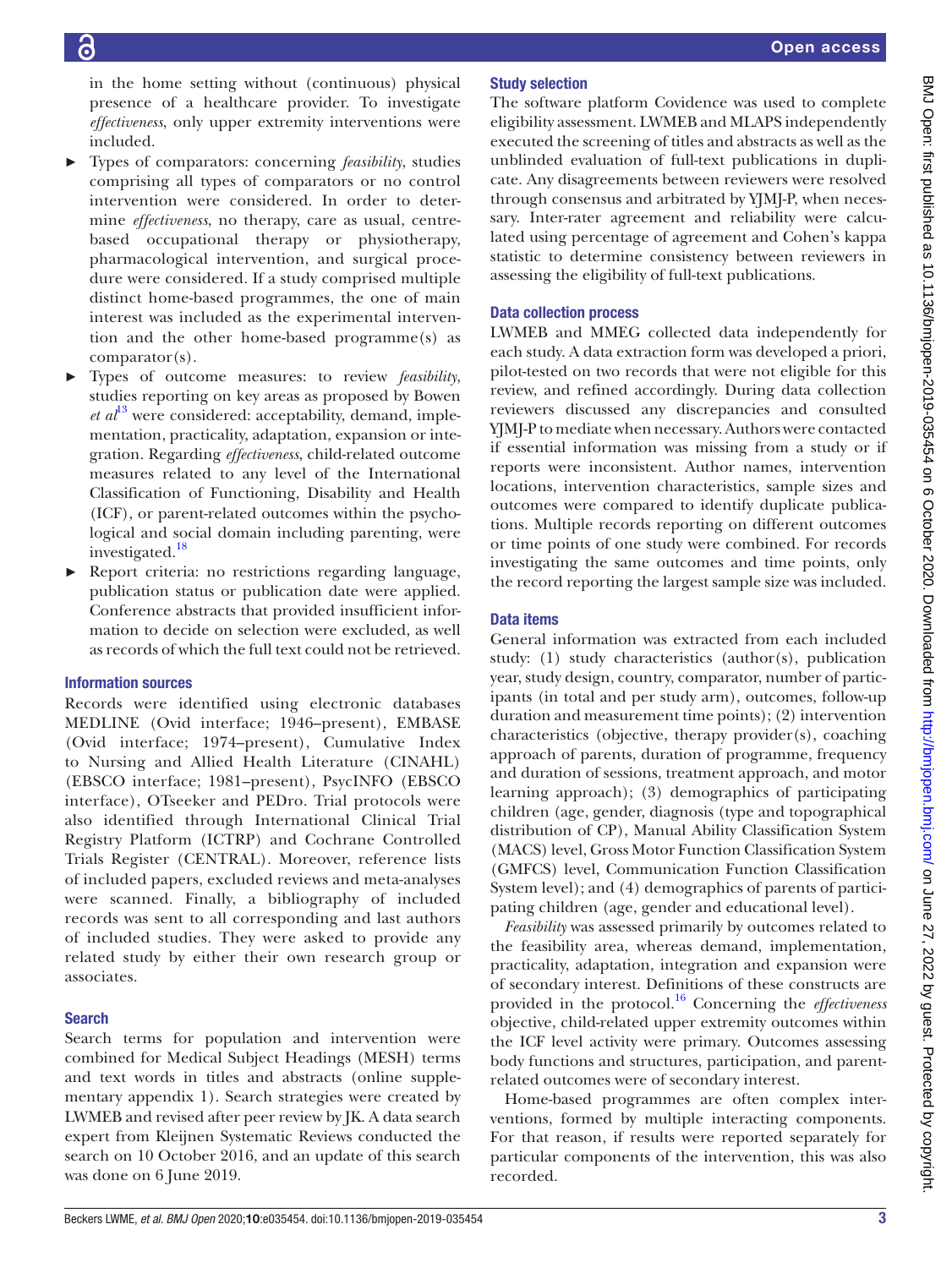in the home setting without (continuous) physical presence of a healthcare provider. To investigate *effectiveness*, only upper extremity interventions were included.

- Types of comparators: concerning *feasibility*, studies comprising all types of comparators or no control intervention were considered. In order to determine *effectiveness*, no therapy, care as usual, centre-based occupational therapy or physiotherapy, pharmacological intervention, and surgical procedure were considered. If a study comprised multiple distinct home-based programmes, the one of main interest was included as the experimental intervention and the other home-based programme(s) as comparator(s).
- Types of outcome measures: to review *feasibility*, studies reporting on key areas as proposed by Bowen *et al*[13] were considered: acceptability, demand, implementation, practicality, adaptation, expansion or integration. Regarding *effectiveness*, child-related outcome measures related to any level of the International Classification of Functioning, Disability and Health (ICF), or parent-related outcomes within the psychological and social domain including parenting, were investigated.[18]
- Report criteria: no restrictions regarding language, publication status or publication date were applied. Conference abstracts that provided insufficient information to decide on selection were excluded, as well as records of which the full text could not be retrieved.

### Information sources

Records were identified using electronic databases MEDLINE (Ovid interface; 1946–present), EMBASE (Ovid interface; 1974–present), Cumulative Index to Nursing and Allied Health Literature (CINAHL) (EBSCO interface; 1981–present), PsycINFO (EBSCO interface), OTseeker and PEDro. Trial protocols were also identified through International Clinical Trial Registry Platform (ICTRP) and Cochrane Controlled Trials Register (CENTRAL). Moreover, reference lists of included papers, excluded reviews and meta-analyses were scanned. Finally, a bibliography of included records was sent to all corresponding and last authors of included studies. They were asked to provide any related study by either their own research group or associates.

### Search

Search terms for population and intervention were combined for Medical Subject Headings (MESH) terms and text words in titles and abstracts (online supplementary appendix 1). Search strategies were created by LWMEB and revised after peer review by JK. A data search expert from Kleijnen Systematic Reviews conducted the search on 10 October 2016, and an update of this search was done on 6 June 2019.

### Study selection

The software platform Covidence was used to complete eligibility assessment. LWMEB and MLAPS independently executed the screening of titles and abstracts as well as the unblinded evaluation of full-text publications in duplicate. Any disagreements between reviewers were resolved through consensus and arbitrated by YJMJ-P, when necessary. Inter-rater agreement and reliability were calculated using percentage of agreement and Cohen's kappa statistic to determine consistency between reviewers in assessing the eligibility of full-text publications.

### Data collection process

LWMEB and MMEG collected data independently for each study. A data extraction form was developed a priori, pilot-tested on two records that were not eligible for this review, and refined accordingly. During data collection reviewers discussed any discrepancies and consulted YJMJ-P to mediate when necessary. Authors were contacted if essential information was missing from a study or if reports were inconsistent. Author names, intervention locations, intervention characteristics, sample sizes and outcomes were compared to identify duplicate publications. Multiple records reporting on different outcomes or time points of one study were combined. For records investigating the same outcomes and time points, only the record reporting the largest sample size was included.

### Data items

General information was extracted from each included study: (1) study characteristics (author(s), publication year, study design, country, comparator, number of participants (in total and per study arm), outcomes, follow-up duration and measurement time points); (2) intervention characteristics (objective, therapy provider(s), coaching approach of parents, duration of programme, frequency and duration of sessions, treatment approach, and motor learning approach); (3) demographics of participating children (age, gender, diagnosis (type and topographical distribution of CP), Manual Ability Classification System (MACS) level, Gross Motor Function Classification System (GMFCS) level, Communication Function Classification System level); and (4) demographics of parents of participating children (age, gender and educational level).

*Feasibility* was assessed primarily by outcomes related to the feasibility area, whereas demand, implementation, practicality, adaptation, integration and expansion were of secondary interest. Definitions of these constructs are provided in the protocol.[16] Concerning the *effectiveness* objective, child-related upper extremity outcomes within the ICF level activity were primary. Outcomes assessing body functions and structures, participation, and parent-related outcomes were of secondary interest.

Home-based programmes are often complex interventions, formed by multiple interacting components. For that reason, if results were reported separately for particular components of the intervention, this was also recorded.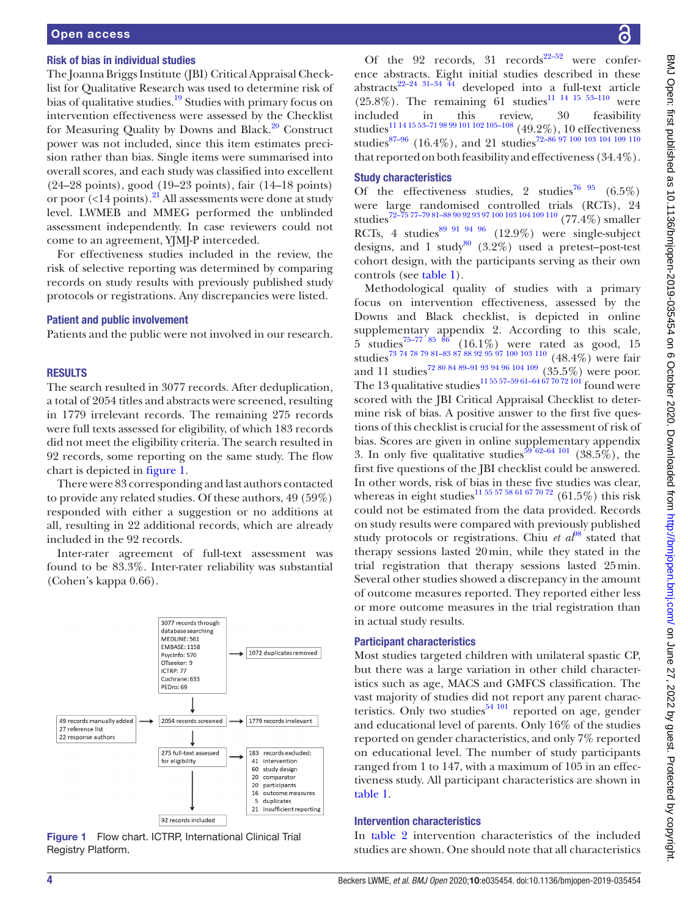### Risk of bias in individual studies

The Joanna Briggs Institute (JBI) Critical Appraisal Checklist for Qualitative Research was used to determine risk of bias of qualitative studies.[19] Studies with primary focus on intervention effectiveness were assessed by the Checklist for Measuring Quality by Downs and Black.[20] Construct power was not included, since this item estimates precision rather than bias. Single items were summarised into overall scores, and each study was classified into excellent (24–28 points), good (19–23 points), fair (14–18 points) or poor (<14 points).[21] All assessments were done at study level. LWMEB and MMEG performed the unblinded assessment independently. In case reviewers could not come to an agreement, YJMJ-P interceded.

For effectiveness studies included in the review, the risk of selective reporting was determined by comparing records on study results with previously published study protocols or registrations. Any discrepancies were listed.

### Patient and public involvement

Patients and the public were not involved in our research.

## RESULTS

The search resulted in 3077 records. After deduplication, a total of 2054 titles and abstracts were screened, resulting in 1779 irrelevant records. The remaining 275 records were full texts assessed for eligibility, of which 183 records did not meet the eligibility criteria. The search resulted in 92 records, some reporting on the same study. The flow chart is depicted in figure 1.

There were 83 corresponding and last authors contacted to provide any related studies. Of these authors, 49 (59%) responded with either a suggestion or no additions at all, resulting in 22 additional records, which are already included in the 92 records.

Inter-rater agreement of full-text assessment was found to be 83.3%. Inter-rater reliability was substantial (Cohen's kappa 0.66).

3077 records through database searching
MEDLINE: 561
EMBASE: 1158
PsycInfo: 570
OTseeker: 9
ICTRP: 77
Cochrane: 633
PEDro: 69

→ 1072 duplicates removed

49 records manually added
27 reference list
22 response authors

→ 2054 records screened → 1779 records irrelevant

275 full-text assessed for eligibility → 183 records excluded:
41 intervention
60 study design
20 comparator
20 participants
16 outcome measures
5 duplicates
21 insufficient reporting

92 records included

Figure 1 Flow chart. ICTRP, International Clinical Trial Registry Platform.

Of the 92 records, 31 records[22–52] were conference abstracts. Eight initial studies described in these abstracts[22–24 31–34 44] developed into a full-text article (25.8%). The remaining 61 studies[11 14 15 53–110] were included in this review, 30 feasibility studies[11 14 15 53–71 98 99 101 102 105–108] (49.2%), 10 effectiveness studies[87–96] (16.4%), and 21 studies[72–86 97 100 103 104 109 110] that reported on both feasibility and effectiveness (34.4%).

### Study characteristics

Of the effectiveness studies, 2 studies[76 95] (6.5%) were large randomised controlled trials (RCTs), 24 studies[72–75 77–79 81–88 90 92 93 97 100 103 104 109 110] (77.4%) smaller RCTs, 4 studies[89 91 94 96] (12.9%) were single-subject designs, and 1 study[80] (3.2%) used a pretest–post-test cohort design, with the participants serving as their own controls (see table 1).

Methodological quality of studies with a primary focus on intervention effectiveness, assessed by the Downs and Black checklist, is depicted in online supplementary appendix 2. According to this scale, 5 studies[75–77 85 86] (16.1%) were rated as good, 15 studies[73 74 78 79 81–83 87 88 92 95 97 100 103 110] (48.4%) were fair and 11 studies[72 80 84 89–91 93 94 96 104 109] (35.5%) were poor. The 13 qualitative studies[11 55 57–59 61–64 67 70 72 101] found were scored with the JBI Critical Appraisal Checklist to determine risk of bias. A positive answer to the first five questions of this checklist is crucial for the assessment of risk of bias. Scores are given in online supplementary appendix 3. In only five qualitative studies[59 62–64 101] (38.5%), the first five questions of the JBI checklist could be answered. In other words, risk of bias in these five studies was clear, whereas in eight studies[11 55 57 58 61 67 70 72] (61.5%) this risk could not be estimated from the data provided. Records on study results were compared with previously published study protocols or registrations. Chiu *et al*[98] stated that therapy sessions lasted 20 min, while they stated in the trial registration that therapy sessions lasted 25 min. Several other studies showed a discrepancy in the amount of outcome measures reported. They reported either less or more outcome measures in the trial registration than in actual study results.

### Participant characteristics

Most studies targeted children with unilateral spastic CP, but there was a large variation in other child characteristics such as age, MACS and GMFCS classification. The vast majority of studies did not report any parent characteristics. Only two studies[54 101] reported on age, gender and educational level of parents. Only 16% of the studies reported on gender characteristics, and only 7% reported on educational level. The number of study participants ranged from 1 to 147, with a maximum of 105 in an effectiveness study. All participant characteristics are shown in table 1.

### Intervention characteristics

In table 2 intervention characteristics of the included studies are shown. One should note that all characteristics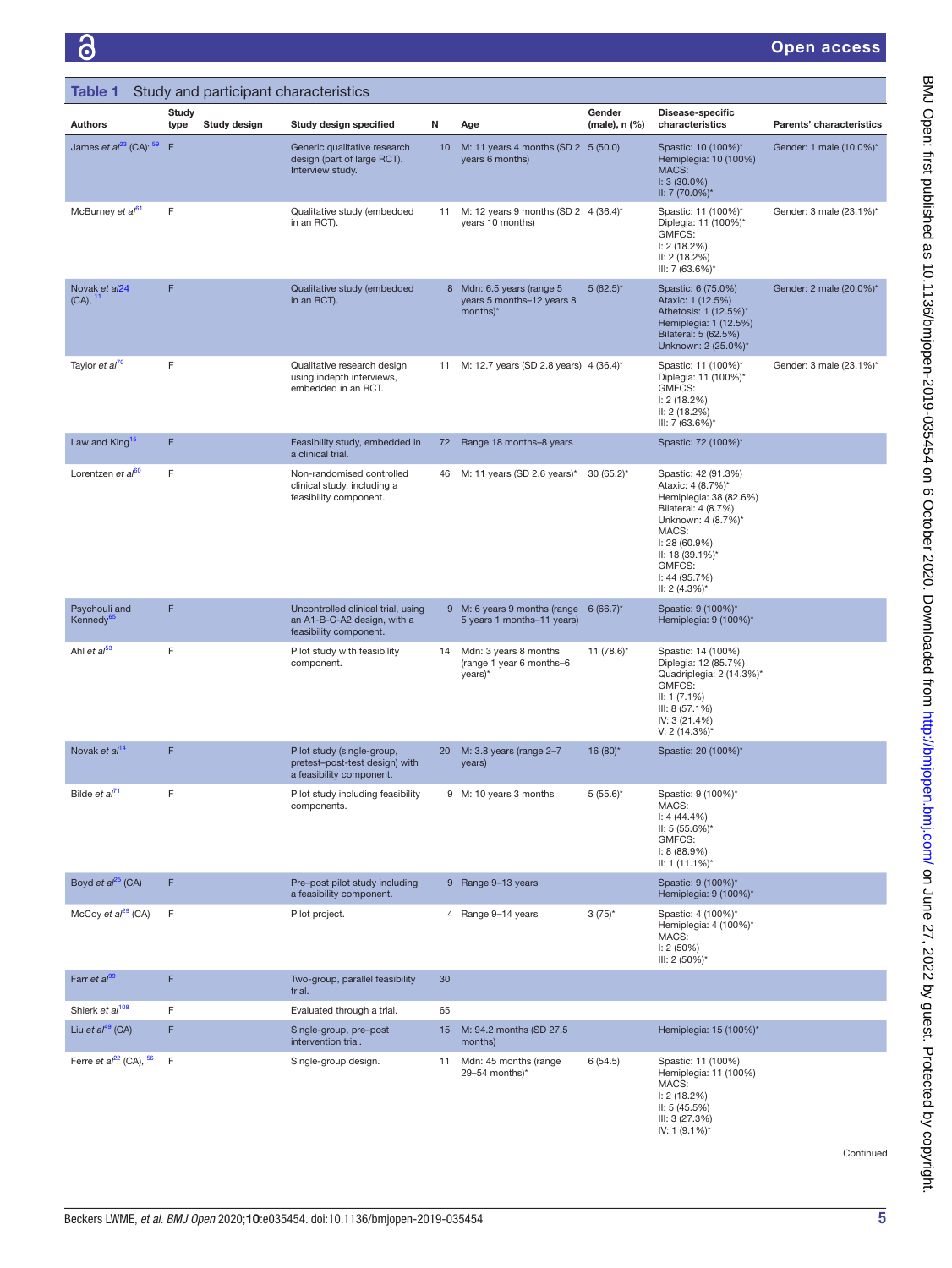**Table 1** Study and participant characteristics

| Authors | Study type | Study design | Study design specified | N | Age | Gender (male), n (%) | Disease-specific characteristics | Parents' characteristics |
|---|---|---|---|---|---|---|---|---|
| James *et al*[23] (CA)[59] | F | | Generic qualitative research design (part of large RCT). Interview study. | 10 | M: 11 years 4 months (SD 2 years 6 months) | 5 (50.0) | Spastic: 10 (100%)* Hemiplegia: 10 (100%) MACS: I: 3 (30.0%) II: 7 (70.0%)* | Gender: 1 male (10.0%)* |
| McBurney *et al*[61] | F | | Qualitative study (embedded in an RCT). | 11 | M: 12 years 9 months (SD 2 years 10 months) | 4 (36.4)* | Spastic: 11 (100%)* Diplegia: 11 (100%)* GMFCS: I: 2 (18.2%) II: 2 (18.2%) III: 7 (63.6%)* | Gender: 3 male (23.1%)* |
| Novak *et al*24 (CA),[11] | F | | Qualitative study (embedded in an RCT). | 8 | Mdn: 6.5 years (range 5 years 5 months–12 years 8 months)* | 5 (62.5)* | Spastic: 6 (75.0%) Ataxic: 1 (12.5%) Athetosis: 1 (12.5%)* Hemiplegia: 1 (12.5%) Bilateral: 5 (62.5%) Unknown: 2 (25.0%)* | Gender: 2 male (20.0%)* |
| Taylor *et al*[70] | F | | Qualitative research design using indepth interviews, embedded in an RCT. | 11 | M: 12.7 years (SD 2.8 years) | 4 (36.4)* | Spastic: 11 (100%)* Diplegia: 11 (100%)* GMFCS: I: 2 (18.2%) II: 2 (18.2%) III: 7 (63.6%)* | Gender: 3 male (23.1%)* |
| Law and King[15] | F | | Feasibility study, embedded in a clinical trial. | 72 | Range 18 months–8 years | | Spastic: 72 (100%)* | |
| Lorentzen *et al*[60] | F | | Non-randomised controlled clinical study, including a feasibility component. | 46 | M: 11 years (SD 2.6 years)* | 30 (65.2)* | Spastic: 42 (91.3%) Ataxic: 4 (8.7%)* Hemiplegia: 38 (82.6%) Bilateral: 4 (8.7%) Unknown: 4 (8.7%)* MACS: I: 28 (60.9%) II: 18 (39.1%)* GMFCS: I: 44 (95.7%) II: 2 (4.3%)* | |
| Psychouli and Kennedy[65] | F | | Uncontrolled clinical trial, using an A1-B-C-A2 design, with a feasibility component. | 9 | M: 6 years 9 months (range 5 years 1 months–11 years) | 6 (66.7)* | Spastic: 9 (100%)* Hemiplegia: 9 (100%)* | |
| Ahl *et al*[53] | F | | Pilot study with feasibility component. | 14 | Mdn: 3 years 8 months (range 1 year 6 months–6 years)* | 11 (78.6)* | Spastic: 14 (100%) Diplegia: 12 (85.7%) Quadriplegia: 2 (14.3%)* GMFCS: II: 1 (7.1%) III: 8 (57.1%) IV: 3 (21.4%) V: 2 (14.3%)* | |
| Novak *et al*[14] | F | | Pilot study (single-group, pretest–post-test design) with a feasibility component. | 20 | M: 3.8 years (range 2–7 years) | 16 (80)* | Spastic: 20 (100%)* | |
| Bilde *et al*[71] | F | | Pilot study including feasibility components. | 9 | M: 10 years 3 months | 5 (55.6)* | Spastic: 9 (100%)* MACS: I: 4 (44.4%) II: 5 (55.6%)* GMFCS: I: 8 (88.9%) II: 1 (11.1%)* | |
| Boyd *et al*[25] (CA) | F | | Pre–post pilot study including a feasibility component. | 9 | Range 9–13 years | | Spastic: 9 (100%)* Hemiplegia: 9 (100%)* | |
| McCoy *et al*[29] (CA) | F | | Pilot project. | 4 | Range 9–14 years | 3 (75)* | Spastic: 4 (100%)* Hemiplegia: 4 (100%)* MACS: I: 2 (50%) III: 2 (50%)* | |
| Farr *et al*[99] | F | | Two-group, parallel feasibility trial. | 30 | | | | |
| Shierk *et al*[108] | F | | Evaluated through a trial. | 65 | | | | |
| Liu *et al*[49] (CA) | F | | Single-group, pre–post intervention trial. | 15 | M: 94.2 months (SD 27.5 months) | | Hemiplegia: 15 (100%)* | |
| Ferre *et al*[22] (CA),[56] | F | | Single-group design. | 11 | Mdn: 45 months (range 29–54 months)* | 6 (54.5) | Spastic: 11 (100%) Hemiplegia: 11 (100%) MACS: I: 2 (18.2%) II: 5 (45.5%) III: 3 (27.3%) IV: 1 (9.1%)* | |

Continued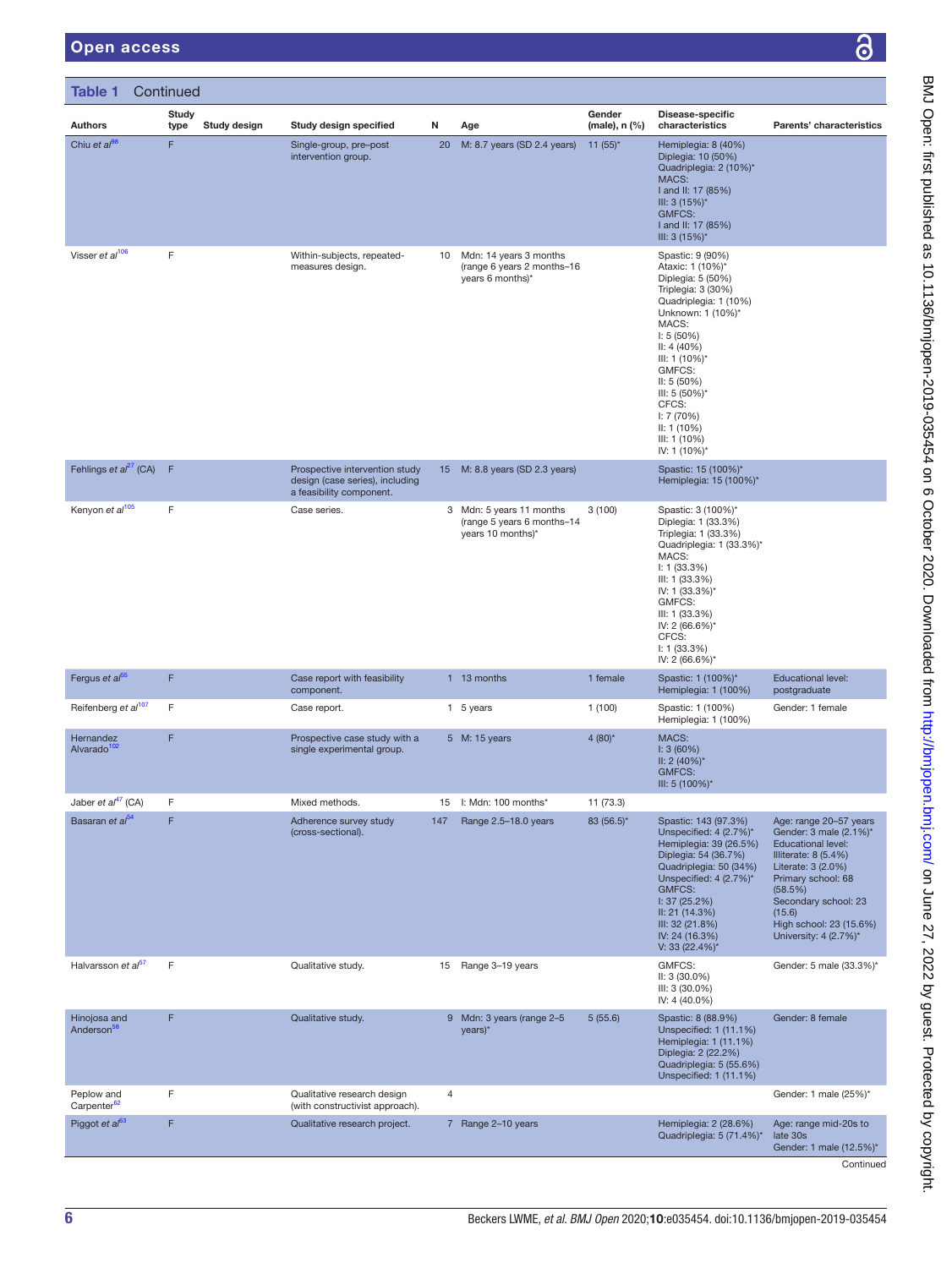**Table 1** Continued

| Authors | Study type | Study design | Study design specified | N | Age | Gender (male), n (%) | Disease-specific characteristics | Parents' characteristics |
|---|---|---|---|---|---|---|---|---|
| Chiu *et al*[98] | F | | Single-group, pre–post intervention group. | 20 | M: 8.7 years (SD 2.4 years) | 11 (55)* | Hemiplegia: 8 (40%) Diplegia: 10 (50%) Quadriplegia: 2 (10%)* MACS: I and II: 17 (85%) III: 3 (15%)* GMFCS: I and II: 17 (85%) III: 3 (15%)* | |
| Visser *et al*[106] | F | | Within-subjects, repeated-measures design. | 10 | Mdn: 14 years 3 months (range 6 years 2 months–16 years 6 months)* | | Spastic: 9 (90%) Ataxic: 1 (10%)* Diplegia: 5 (50%) Triplegia: 3 (30%) Quadriplegia: 1 (10%) Unknown: 1 (10%)* MACS: I: 5 (50%) II: 4 (40%) III: 1 (10%)* GMFCS: II: 5 (50%) III: 5 (50%)* CFCS: I: 7 (70%) II: 1 (10%) III: 1 (10%) IV: 1 (10%)* | |
| Fehlings *et al*[27] (CA) | F | | Prospective intervention study design (case series), including a feasibility component. | 15 | M: 8.8 years (SD 2.3 years) | | Spastic: 15 (100%)* Hemiplegia: 15 (100%)* | |
| Kenyon *et al*[105] | F | | Case series. | 3 | Mdn: 5 years 11 months (range 5 years 6 months–14 years 10 months)* | 3 (100) | Spastic: 3 (100%)* Diplegia: 1 (33.3%) Triplegia: 1 (33.3%) Quadriplegia: 1 (33.3%)* MACS: I: 1 (33.3%) III: 1 (33.3%) IV: 1 (33.3%)* GMFCS: III: 1 (33.3%) IV: 2 (66.6%)* CFCS: I: 1 (33.3%) IV: 2 (66.6%)* | |
| Fergus *et al*[65] | F | | Case report with feasibility component. | 1 | 13 months | 1 female | Spastic: 1 (100%)* Hemiplegia: 1 (100%) | Educational level: postgraduate |
| Reifenberg *et al*[107] | F | | Case report. | 1 | 5 years | 1 (100) | Spastic: 1 (100%) Hemiplegia: 1 (100%) | Gender: 1 female |
| Hernandez Alvarado[102] | F | | Prospective case study with a single experimental group. | 5 | M: 15 years | 4 (80)* | MACS: I: 3 (60%) II: 2 (40%)* GMFCS: III: 5 (100%)* | |
| Jaber *et al*[47] (CA) | F | | Mixed methods. | 15 | I: Mdn: 100 months* | 11 (73.3) | | |
| Basaran *et al*[54] | F | | Adherence survey study (cross-sectional). | 147 | Range 2.5–18.0 years | 83 (56.5)* | Spastic: 143 (97.3%) Unspecified: 4 (2.7%)* Hemiplegia: 39 (26.5%) Diplegia: 54 (36.7%) Quadriplegia: 50 (34%) Unspecified: 4 (2.7%)* GMFCS: I: 37 (25.2%) II: 21 (14.3%) III: 32 (21.8%) IV: 24 (16.3%) V: 33 (22.4%)* | Age: range 20–57 years Gender: 3 male (2.1%)* Educational level: Illiterate: 8 (5.4%) Literate: 3 (2.0%) Primary school: 68 (58.5%) Secondary school: 23 (15.6) High school: 23 (15.6%) University: 4 (2.7%)* |
| Halvarsson *et al*[57] | F | | Qualitative study. | 15 | Range 3–19 years | | GMFCS: II: 3 (30.0%) III: 3 (30.0%) IV: 4 (40.0%) | Gender: 5 male (33.3%)* |
| Hinojosa and Anderson[58] | F | | Qualitative study. | 9 | Mdn: 3 years (range 2–5 years)* | 5 (55.6) | Spastic: 8 (88.9%) Unspecified: 1 (11.1%) Hemiplegia: 1 (11.1%) Diplegia: 2 (22.2%) Quadriplegia: 5 (55.6%) Unspecified: 1 (11.1%) | Gender: 8 female |
| Peplow and Carpenter[62] | F | | Qualitative research design (with constructivist approach). | 4 | | | | Gender: 1 male (25%)* |
| Piggot *et al*[63] | F | | Qualitative research project. | 7 | Range 2–10 years | | Hemiplegia: 2 (28.6%) Quadriplegia: 5 (71.4%)* | Age: range mid-20s to late 30s Gender: 1 male (12.5%)* |

Continued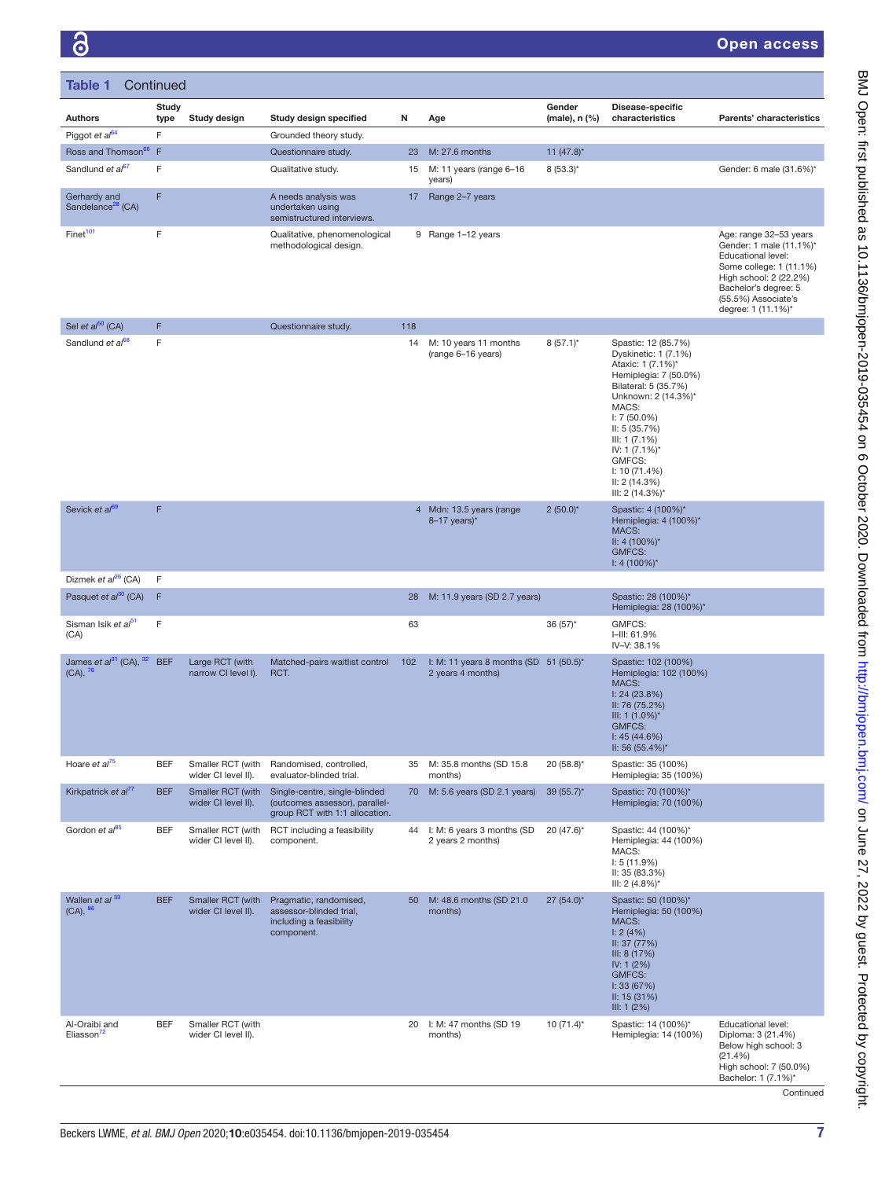**Table 1** Continued

| Authors | Study type | Study design | Study design specified | N | Age | Gender (male), n (%) | Disease-specific characteristics | Parents' characteristics |
|---|---|---|---|---|---|---|---|---|
| Piggot *et al*[64] | F | | Grounded theory study. | | | | | |
| Ross and Thomson[66] | F | | Questionnaire study. | 23 | M: 27.6 months | 11 (47.8)* | | |
| Sandlund *et al*[67] | F | | Qualitative study. | 15 | M: 11 years (range 6–16 years) | 8 (53.3)* | | Gender: 6 male (31.6%)* |
| Gerhardy and Sandelance[28] (CA) | F | | A needs analysis was undertaken using semistructured interviews. | 17 | Range 2–7 years | | | |
| Finet[101] | F | | Qualitative, phenomenological methodological design. | 9 | Range 1–12 years | | | Age: range 32–53 years<br>Gender: 1 male (11.1%)*<br>Educational level:<br>Some college: 1 (11.1%)<br>High school: 2 (22.2%)<br>Bachelor's degree: 5 (55.5%) Associate's degree: 1 (11.1%)* |
| Sel *et al*[50] (CA) | F | | Questionnaire study. | 118 | | | | |
| Sandlund *et al*[68] | F | | | 14 | M: 10 years 11 months (range 6–16 years) | 8 (57.1)* | Spastic: 12 (85.7%)<br>Dyskinetic: 1 (7.1%)<br>Ataxic: 1 (7.1%)*<br>Hemiplegia: 7 (50.0%)<br>Bilateral: 5 (35.7%)<br>Unknown: 2 (14.3%)*<br>MACS:<br>I: 7 (50.0%)<br>II: 5 (35.7%)<br>III: 1 (7.1%)<br>IV: 1 (7.1%)*<br>GMFCS:<br>I: 10 (71.4%)<br>II: 2 (14.3%)<br>III: 2 (14.3%)* | |
| Sevick *et al*[69] | F | | | 4 | Mdn: 13.5 years (range 8–17 years)* | 2 (50.0)* | Spastic: 4 (100%)*<br>Hemiplegia: 4 (100%)*<br>MACS:<br>II: 4 (100%)*<br>GMFCS:<br>I: 4 (100%)* | |
| Dizmek *et al*[26] (CA) | F | | | | | | | |
| Pasquet *et al*[30] (CA) | F | | | 28 | M: 11.9 years (SD 2.7 years) | | Spastic: 28 (100%)*<br>Hemiplegia: 28 (100%)* | |
| Sisman Isik *et al*[51] (CA) | F | | | 63 | | 36 (57)* | GMFCS:<br>I–III: 61.9%<br>IV–V: 38.1% | |
| James *et al*[31] (CA), [32] (CA), [76] | BEF | Large RCT (with narrow CI level I). | Matched-pairs waitlist control RCT. | 102 | I: M: 11 years 8 months (SD 2 years 4 months) | 51 (50.5)* | Spastic: 102 (100%)<br>Hemiplegia: 102 (100%)<br>MACS:<br>I: 24 (23.8%)<br>II: 76 (75.2%)<br>III: 1 (1.0%)*<br>GMFCS:<br>I: 45 (44.6%)<br>II: 56 (55.4%)* | |
| Hoare *et al*[75] | BEF | Smaller RCT (with wider CI level II). | Randomised, controlled, evaluator-blinded trial. | 35 | M: 35.8 months (SD 15.8 months) | 20 (58.8)* | Spastic: 35 (100%)<br>Hemiplegia: 35 (100%) | |
| Kirkpatrick *et al*[77] | BEF | Smaller RCT (with wider CI level II). | Single-centre, single-blinded (outcomes assessor), parallel-group RCT with 1:1 allocation. | 70 | M: 5.6 years (SD 2.1 years) | 39 (55.7)* | Spastic: 70 (100%)*<br>Hemiplegia: 70 (100%) | |
| Gordon *et al*[85] | BEF | Smaller RCT (with wider CI level II). | RCT including a feasibility component. | 44 | I: M: 6 years 3 months (SD 2 years 2 months) | 20 (47.6)* | Spastic: 44 (100%)*<br>Hemiplegia: 44 (100%)<br>MACS:<br>I: 5 (11.9%)<br>II: 35 (83.3%)<br>III: 2 (4.8%)* | |
| Wallen *et al* [33] (CA), [86] | BEF | Smaller RCT (with wider CI level II). | Pragmatic, randomised, assessor-blinded trial, including a feasibility component. | 50 | M: 48.6 months (SD 21.0 months) | 27 (54.0)* | Spastic: 50 (100%)*<br>Hemiplegia: 50 (100%)<br>MACS:<br>I: 2 (4%)<br>II: 37 (77%)<br>III: 8 (17%)<br>IV: 1 (2%)<br>GMFCS:<br>I: 33 (67%)<br>II: 15 (31%)<br>III: 1 (2%) | |
| Al-Oraibi and Eliasson[72] | BEF | Smaller RCT (with wider CI level II). | | 20 | I: M: 47 months (SD 19 months) | 10 (71.4)* | Spastic: 14 (100%)*<br>Hemiplegia: 14 (100%) | Educational level:<br>Diploma: 3 (21.4%)<br>Below high school: 3 (21.4%)<br>High school: 7 (50.0%)<br>Bachelor: 1 (7.1%)* |

Continued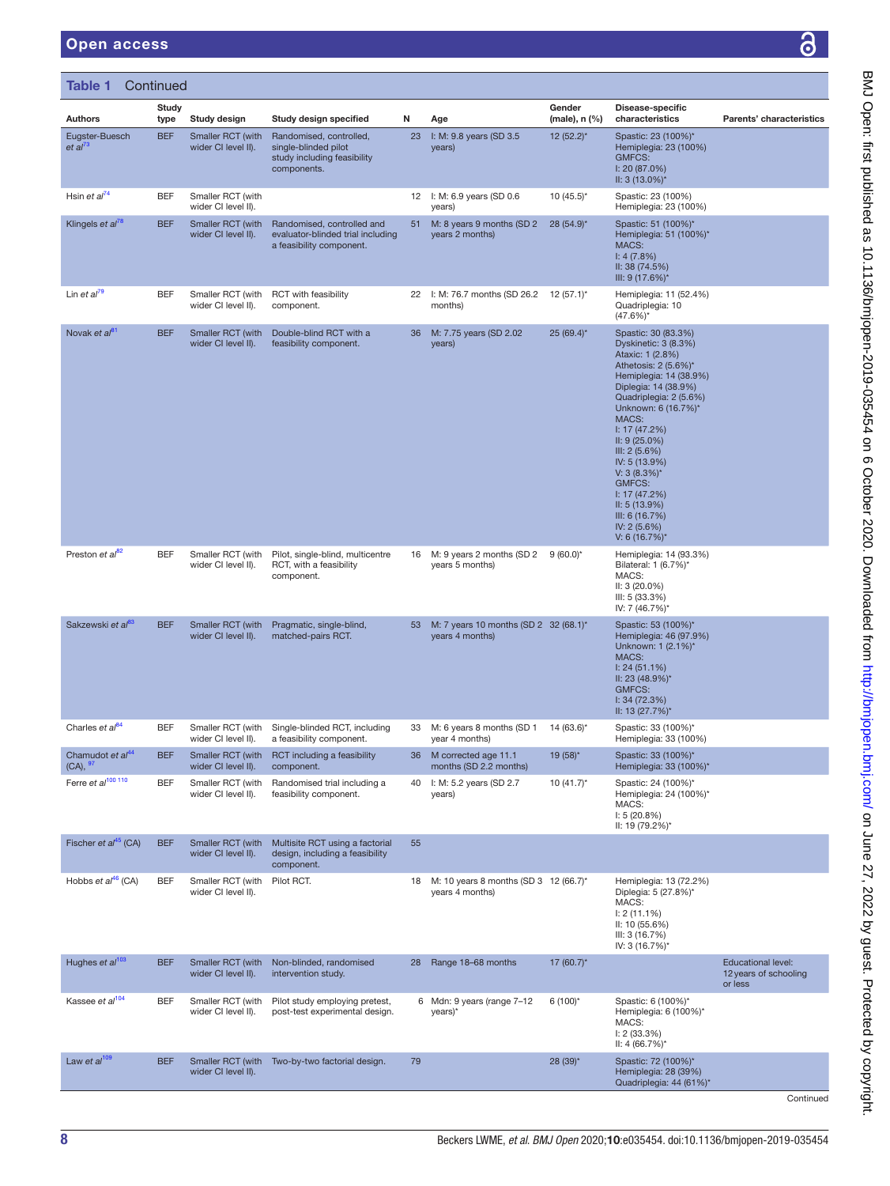**Table 1** Continued

| Authors | Study type | Study design | Study design specified | N | Age | Gender (male), n (%) | Disease-specific characteristics | Parents' characteristics |
|---|---|---|---|---|---|---|---|---|
| Eugster-Buesch *et al*[73] | BEF | Smaller RCT (with wider CI level II). | Randomised, controlled, single-blinded pilot study including feasibility components. | 23 | I: M: 9.8 years (SD 3.5 years) | 12 (52.2)* | Spastic: 23 (100%)* Hemiplegia: 23 (100%) GMFCS: I: 20 (87.0%) II: 3 (13.0%)* | |
| Hsin *et al*[74] | BEF | Smaller RCT (with wider CI level II). | | 12 | I: M: 6.9 years (SD 0.6 years) | 10 (45.5)* | Spastic: 23 (100%) Hemiplegia: 23 (100%) | |
| Klingels *et al*[78] | BEF | Smaller RCT (with wider CI level II). | Randomised, controlled and evaluator-blinded trial including a feasibility component. | 51 | M: 8 years 9 months (SD 2 years 2 months) | 28 (54.9)* | Spastic: 51 (100%)* Hemiplegia: 51 (100%)* MACS: I: 4 (7.8%) II: 38 (74.5%) III: 9 (17.6%)* | |
| Lin *et al*[79] | BEF | Smaller RCT (with wider CI level II). | RCT with feasibility component. | 22 | I: M: 76.7 months (SD 26.2 months) | 12 (57.1)* | Hemiplegia: 11 (52.4%) Quadriplegia: 10 (47.6%)* | |
| Novak *et al*[81] | BEF | Smaller RCT (with wider CI level II). | Double-blind RCT with a feasibility component. | 36 | M: 7.75 years (SD 2.02 years) | 25 (69.4)* | Spastic: 30 (83.3%) Dyskinetic: 3 (8.3%) Ataxic: 1 (2.8%) Athetosis: 2 (5.6%)* Hemiplegia: 14 (38.9%) Diplegia: 14 (38.9%) Quadriplegia: 2 (5.6%) Unknown: 6 (16.7%)* MACS: I: 17 (47.2%) II: 9 (25.0%) III: 2 (5.6%) IV: 5 (13.9%) V: 3 (8.3%)* GMFCS: I: 17 (47.2%) II: 5 (13.9%) III: 6 (16.7%) IV: 2 (5.6%) V: 6 (16.7%)* | |
| Preston *et al*[82] | BEF | Smaller RCT (with wider CI level II). | Pilot, single-blind, multicentre RCT, with a feasibility component. | 16 | M: 9 years 2 months (SD 2 years 5 months) | 9 (60.0)* | Hemiplegia: 14 (93.3%) Bilateral: 1 (6.7%)* MACS: II: 3 (20.0%) III: 5 (33.3%) IV: 7 (46.7%)* | |
| Sakzewski *et al*[83] | BEF | Smaller RCT (with wider CI level II). | Pragmatic, single-blind, matched-pairs RCT. | 53 | M: 7 years 10 months (SD 2 years 4 months) | 32 (68.1)* | Spastic: 53 (100%)* Hemiplegia: 46 (97.9%) Unknown: 1 (2.1%)* MACS: I: 24 (51.1%) II: 23 (48.9%)* GMFCS: I: 34 (72.3%) II: 13 (27.7%)* | |
| Charles *et al*[84] | BEF | Smaller RCT (with wider CI level II). | Single-blinded RCT, including a feasibility component. | 33 | M: 6 years 8 months (SD 1 year 4 months) | 14 (63.6)* | Spastic: 33 (100%)* Hemiplegia: 33 (100%) | |
| Chamudot *et al*[44] (CA),[97] | BEF | Smaller RCT (with wider CI level II). | RCT including a feasibility component. | 36 | M corrected age 11.1 months (SD 2.2 months) | 19 (58)* | Spastic: 33 (100%)* Hemiplegia: 33 (100%)* | |
| Ferre *et al*[100 110] | BEF | Smaller RCT (with wider CI level II). | Randomised trial including a feasibility component. | 40 | I: M: 5.2 years (SD 2.7 years) | 10 (41.7)* | Spastic: 24 (100%)* Hemiplegia: 24 (100%)* MACS: I: 5 (20.8%) II: 19 (79.2%)* | |
| Fischer *et al*[45] (CA) | BEF | Smaller RCT (with wider CI level II). | Multisite RCT using a factorial design, including a feasibility component. | 55 | | | | |
| Hobbs *et al*[46] (CA) | BEF | Smaller RCT (with wider CI level II). | Pilot RCT. | 18 | M: 10 years 8 months (SD 3 years 4 months) | 12 (66.7)* | Hemiplegia: 13 (72.2%) Diplegia: 5 (27.8%)* MACS: I: 2 (11.1%) II: 10 (55.6%) III: 3 (16.7%) IV: 3 (16.7%)* | |
| Hughes *et al*[103] | BEF | Smaller RCT (with wider CI level II). | Non-blinded, randomised intervention study. | 28 | Range 18–68 months | 17 (60.7)* | | Educational level: 12 years of schooling or less |
| Kassee *et al*[104] | BEF | Smaller RCT (with wider CI level II). | Pilot study employing pretest, post-test experimental design. | 6 | Mdn: 9 years (range 7–12 years)* | 6 (100)* | Spastic: 6 (100%)* Hemiplegia: 6 (100%)* MACS: I: 2 (33.3%) II: 4 (66.7%)* | |
| Law *et al*[109] | BEF | Smaller RCT (with wider CI level II). | Two-by-two factorial design. | 79 | | 28 (39)* | Spastic: 72 (100%)* Hemiplegia: 28 (39%) Quadriplegia: 44 (61%)* | |

Continued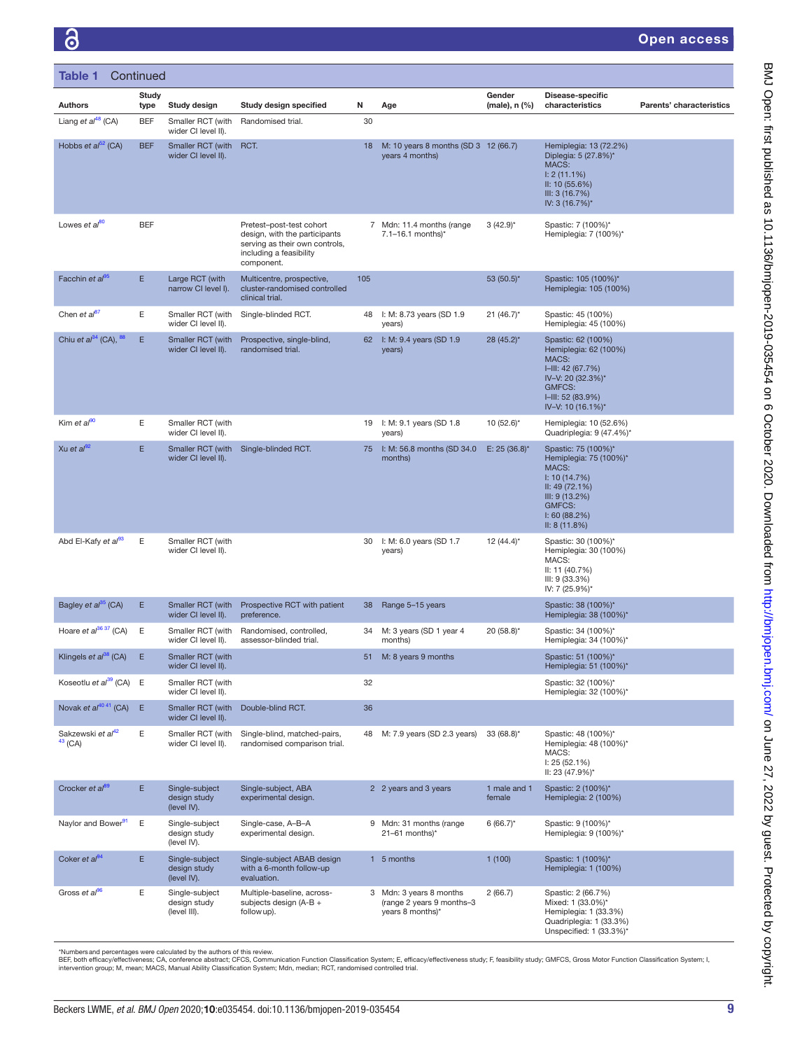**Table 1** Continued

| Authors | Study type | Study design | Study design specified | N | Age | Gender (male), n (%) | Disease-specific characteristics | Parents' characteristics |
|---|---|---|---|---|---|---|---|---|
| Liang *et al*[48] (CA) | BEF | Smaller RCT (with wider CI level II). | Randomised trial. | 30 | | | | |
| Hobbs *et al*[52] (CA) | BEF | Smaller RCT (with wider CI level II). | RCT. | 18 | M: 10 years 8 months (SD 3 years 4 months) | 12 (66.7) | Hemiplegia: 13 (72.2%) Diplegia: 5 (27.8%)* MACS: I: 2 (11.1%) II: 10 (55.6%) III: 3 (16.7%) IV: 3 (16.7%)* | |
| Lowes *et al*[80] | BEF | | Pretest–post-test cohort design, with the participants serving as their own controls, including a feasibility component. | 7 | Mdn: 11.4 months (range 7.1–16.1 months)* | 3 (42.9)* | Spastic: 7 (100%)* Hemiplegia: 7 (100%)* | |
| Facchin *et al*[85] | E | Large RCT (with narrow CI level I). | Multicentre, prospective, cluster-randomised controlled clinical trial. | 105 | | 53 (50.5)* | Spastic: 105 (100%)* Hemiplegia: 105 (100%) | |
| Chen *et al*[87] | E | Smaller RCT (with wider CI level II). | Single-blinded RCT. | 48 | I: M: 8.73 years (SD 1.9 years) | 21 (46.7)* | Spastic: 45 (100%) Hemiplegia: 45 (100%) | |
| Chiu *et al*[34] (CA), [88] | E | Smaller RCT (with wider CI level II). | Prospective, single-blind, randomised trial. | 62 | I: M: 9.4 years (SD 1.9 years) | 28 (45.2)* | Spastic: 62 (100%) Hemiplegia: 62 (100%) MACS: I–III: 42 (67.7%) IV–V: 20 (32.3%)* GMFCS: I–III: 52 (83.9%) IV–V: 10 (16.1%)* | |
| Kim *et al*[90] | E | Smaller RCT (with wider CI level II). | | 19 | I: M: 9.1 years (SD 1.8 years) | 10 (52.6)* | Hemiplegia: 10 (52.6%) Quadriplegia: 9 (47.4%)* | |
| Xu *et al*[92] | E | Smaller RCT (with wider CI level II). | Single-blinded RCT. | 75 | I: M: 56.8 months (SD 34.0 months) | E: 25 (36.8)* | Spastic: 75 (100%)* Hemiplegia: 75 (100%)* MACS: I: 10 (14.7%) II: 49 (72.1%) III: 9 (13.2%) GMFCS: I: 60 (88.2%) II: 8 (11.8%) | |
| Abd El-Kafy *et al*[93] | E | Smaller RCT (with wider CI level II). | | 30 | I: M: 6.0 years (SD 1.7 years) | 12 (44.4)* | Spastic: 30 (100%)* Hemiplegia: 30 (100%) MACS: II: 11 (40.7%) III: 9 (33.3%) IV: 7 (25.9%)* | |
| Bagley *et al*[35] (CA) | E | Smaller RCT (with wider CI level II). | Prospective RCT with patient preference. | 38 | Range 5–15 years | | Spastic: 38 (100%)* Hemiplegia: 38 (100%)* | |
| Hoare *et al*[36 37] (CA) | E | Smaller RCT (with wider CI level II). | Randomised, controlled, assessor-blinded trial. | 34 | M: 3 years (SD 1 year 4 months) | 20 (58.8)* | Spastic: 34 (100%)* Hemiplegia: 34 (100%)* | |
| Klingels *et al*[38] (CA) | E | Smaller RCT (with wider CI level II). | | 51 | M: 8 years 9 months | | Spastic: 51 (100%)* Hemiplegia: 51 (100%)* | |
| Koseotlu *et al*[39] (CA) | E | Smaller RCT (with wider CI level II). | | 32 | | | Spastic: 32 (100%)* Hemiplegia: 32 (100%)* | |
| Novak *et al*[40 41] (CA) | E | Smaller RCT (with wider CI level II). | Double-blind RCT. | 36 | | | | |
| Sakzewski *et al*[42 43] (CA) | E | Smaller RCT (with wider CI level II). | Single-blind, matched-pairs, randomised comparison trial. | 48 | M: 7.9 years (SD 2.3 years) | 33 (68.8)* | Spastic: 48 (100%)* Hemiplegia: 48 (100%)* MACS: I: 25 (52.1%) II: 23 (47.9%)* | |
| Crocker *et al*[89] | E | Single-subject design study (level IV). | Single-subject, ABA experimental design. | 2 | 2 years and 3 years | 1 male and 1 female | Spastic: 2 (100%)* Hemiplegia: 2 (100%) | |
| Naylor and Bower[91] | E | Single-subject design study (level IV). | Single-case, A–B–A experimental design. | 9 | Mdn: 31 months (range 21–61 months)* | 6 (66.7)* | Spastic: 9 (100%)* Hemiplegia: 9 (100%)* | |
| Coker *et al*[94] | E | Single-subject design study (level IV). | Single-subject ABAB design with a 6-month follow-up evaluation. | 1 | 5 months | 1 (100) | Spastic: 1 (100%)* Hemiplegia: 1 (100%) | |
| Gross *et al*[96] | E | Single-subject design study (level III). | Multiple-baseline, across-subjects design (A-B + follow up). | 3 | Mdn: 3 years 8 months (range 2 years 9 months–3 years 8 months)* | 2 (66.7) | Spastic: 2 (66.7%) Mixed: 1 (33.0%)* Hemiplegia: 1 (33.3%) Quadriplegia: 1 (33.3%) Unspecified: 1 (33.3%)* | |

*Numbers and percentages were calculated by the authors of this review.
BEF, both efficacy/effectiveness; CA, conference abstract; CFCS, Communication Function Classification System; E, efficacy/effectiveness study; F, feasibility study; GMFCS, Gross Motor Function Classification System; I, intervention group; M, mean; MACS, Manual Ability Classification System; Mdn, median; RCT, randomised controlled trial.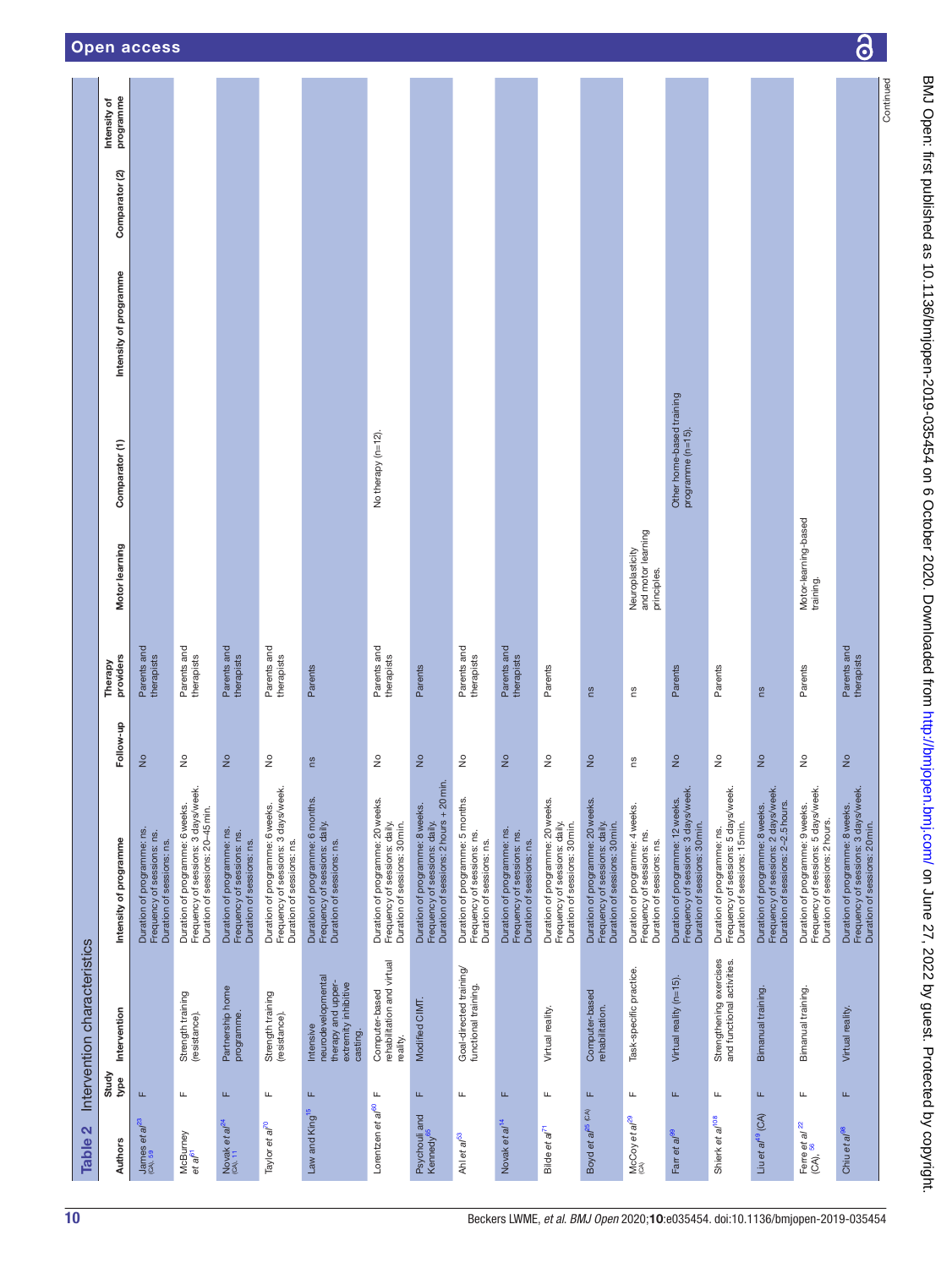**Table 2** Intervention characteristics

| Authors | Study type | Intervention | Intensity of programme | Follow-up | Therapy providers | Motor learning | Comparator (1) | Intensity of programme | Comparator (2) | Intensity of programme |
|---|---|---|---|---|---|---|---|---|---|---|
| James *et al*[23] (CA), 59 | F | | Duration of programme: ns. Frequency of sessions: ns. Duration of sessions: ns. | No | Parents and therapists | | | | | |
| McBurney *et al*[61] | F | Strength training (resistance). | Duration of programme: 6 weeks. Frequency of sessions: 3 days/week. Duration of sessions: 20–45 min. | No | Parents and therapists | | | | | |
| Novak *et al*[24] (CA), 11 | F | Partnership home programme. | Duration of programme: ns. Frequency of sessions: ns. Duration of sessions: ns. | No | Parents and therapists | | | | | |
| Taylor *et al*[70] | F | Strength training (resistance). | Duration of programme: 6 weeks. Frequency of sessions: 3 days/week. Duration of sessions: ns. | No | Parents and therapists | | | | | |
| Law and King[15] | F | Intensive neurodevelopmental therapy and upper-extremity inhibitive casting. | Duration of programme: 6 months. Frequency of sessions: daily. Duration of sessions: ns. | ns | Parents | | | | | |
| Lorentzen *et al*[60] | F | Computer-based rehabilitation and virtual reality. | Duration of programme: 20 weeks. Frequency of sessions: daily. Duration of sessions: 30 min. | No | Parents and therapists | | No therapy (n=12). | | | |
| Psychouli and Kennedy[65] | F | Modified CIMT. | Duration of programme: 8 weeks. Frequency of sessions: daily. Duration of sessions: 2 hours + 20 min. | No | Parents | | | | | |
| Ahl *et al*[53] | F | Goal-directed training/functional training. | Duration of programme: 5 months. Frequency of sessions: ns. Duration of sessions: ns. | No | Parents and therapists | | | | | |
| Novak *et al*[14] | F | | Duration of programme: ns. Frequency of sessions: ns. Duration of sessions: ns. | No | Parents and therapists | | | | | |
| Bilde *et al*[71] | F | Virtual reality. | Duration of programme: 20 weeks. Frequency of sessions: daily. Duration of sessions: 30 min. | No | Parents | | | | | |
| Boyd *et al*[25] (CA) | F | Computer-based rehabilitation. | Duration of programme: 20 weeks. Frequency of sessions: daily. Duration of sessions: 30 min. | No | ns | | | | | |
| McCoy *et al*[29] (CA) | F | Task-specific practice. | Duration of programme: 4 weeks. Frequency of sessions: ns. Duration of sessions: ns. | ns | ns | Neuroplasticity and motor learning principles. | | | | |
| Farr *et al*[99] | F | Virtual reality (n=15). | Duration of programme: 12 weeks. Frequency of sessions: 3 days/week. Duration of sessions: 30 min. | No | Parents | | Other home-based training programme (n=15). | | | |
| Shierk *et al*[108] | F | Strengthening exercises and functional activities. | Duration of programme: ns. Frequency of sessions: 5 days/week. Duration of sessions: 15 min. | No | Parents | | | | | |
| Liu *et al*[49] (CA) | F | Bimanual training. | Duration of programme: 8 weeks. Frequency of sessions: 2 days/week. Duration of sessions: 2–2.5 hours. | No | ns | | | | | |
| Ferre *et al*[22] (CA), 56 | F | Bimanual training. | Duration of programme: 9 weeks. Frequency of sessions: 5 days/week. Duration of sessions: 2 hours. | No | Parents | Motor-learning-based training. | | | | |
| Chiu *et al*[98] | F | Virtual reality. | Duration of programme: 8 weeks. Frequency of sessions: 3 days/week. Duration of sessions: 20 min. | No | Parents and therapists | | | | | |

Continued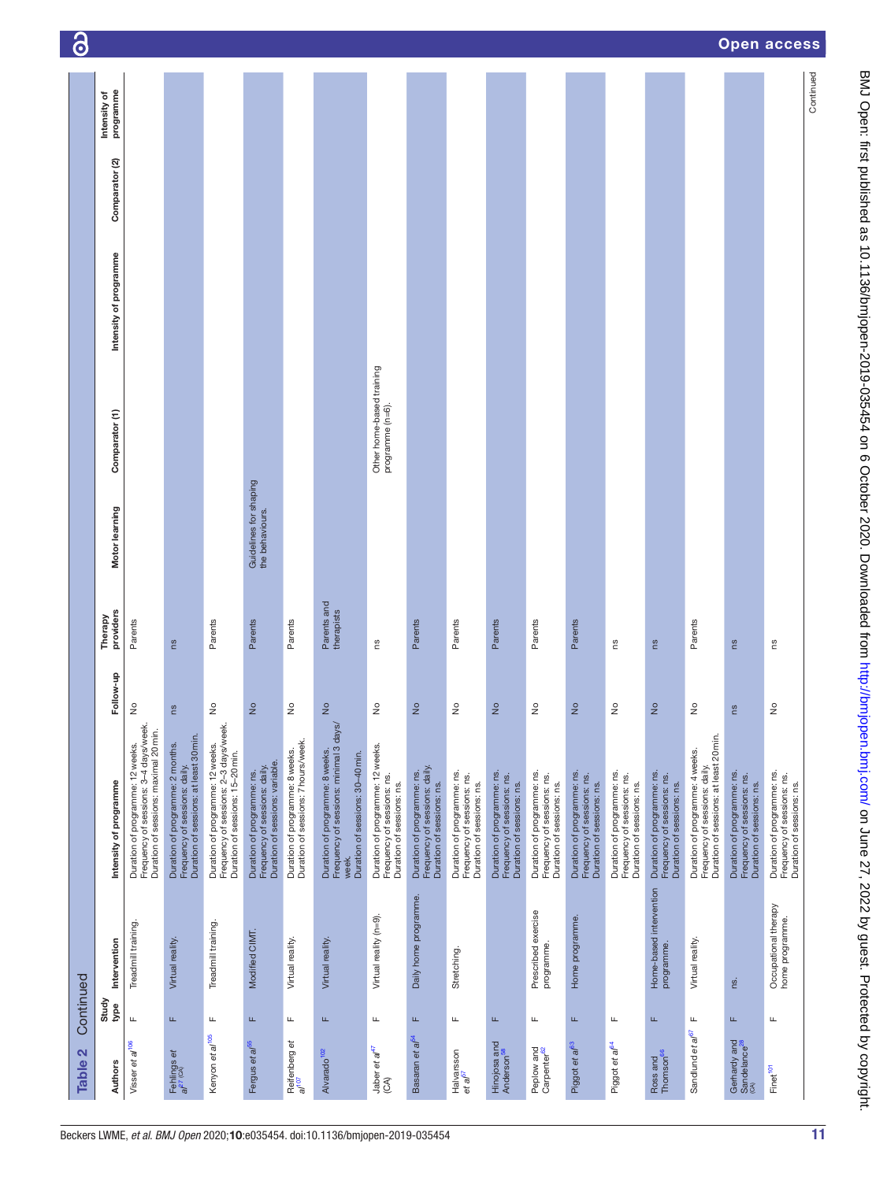**Table 2 Continued**

| Authors | Study type | Intervention | Intensity of programme | Follow-up | Therapy providers | Motor learning | Comparator (1) | Intensity of programme | Comparator (2) | Intensity of programme |
|---|---|---|---|---|---|---|---|---|---|---|
| Visser *et al*[106] | F | Treadmill training. | Duration of programme: 12 weeks. Frequency of sessions: 3–4 days/week. Duration of sessions: maximal 20 min. | No | Parents | | | | | |
| Fehlings *et al*[27 (CA)] | F | Virtual reality. | Duration of programme: 2 months. Frequency of sessions: daily. Duration of sessions: at least 30 min. | ns | ns | | | | | |
| Kenyon *et al*[105] | F | Treadmill training. | Duration of programme: 12 weeks. Frequency of sessions: 2–3 days/week. Duration of sessions: 15–20 min. | No | Parents | | | | | |
| Fergus *et al*[65] | F | Modified CIMT. | Duration of programme: ns. Frequency of sessions: daily. Duration of sessions: variable. | No | Parents | Guidelines for shaping the behaviours. | | | | |
| Reifenberg *et al*[107] | F | Virtual reality. | Duration of programme: 8 weeks. Duration of sessions: 7 hours/week. | No | Parents | | | | | |
| Alvarado[102] | F | Virtual reality. | Duration of programme: 8 weeks. Frequency of sessions: minimal 3 days/week. Duration of sessions: 30–40 min. | No | Parents and therapists | | | | | |
| Jaber *et al*[47] (CA) | F | Virtual reality (n=9). | Duration of programme: 12 weeks. Frequency of sessions: ns. Duration of sessions: ns. | No | ns | | Other home-based training programme (n=6). | | | |
| Basaran *et al*[64] | F | Daily home programme. | Duration of programme: ns. Frequency of sessions: daily. Duration of sessions: ns. | No | Parents | | | | | |
| Halvarsson *et al*[57] | F | Stretching. | Duration of programme: ns. Frequency of sessions: ns. Duration of sessions: ns. | No | Parents | | | | | |
| Hinojosa and Anderson[58] | F | | Duration of programme: ns. Frequency of sessions: ns. Duration of sessions: ns. | No | Parents | | | | | |
| Peplow and Carpenter[62] | F | Prescribed exercise programme. | Duration of programme: ns. Frequency of sessions: ns. Duration of sessions: ns. | No | Parents | | | | | |
| Piggot *et al*[63] | F | Home programme. | Duration of programme: ns. Frequency of sessions: ns. Duration of sessions: ns. | No | Parents | | | | | |
| Piggot *et al*[64] | F | | Duration of programme: ns. Frequency of sessions: ns. Duration of sessions: ns. | No | ns | | | | | |
| Ross and Thomson[66] | F | Home-based intervention programme. | Duration of programme: ns. Frequency of sessions: ns. Duration of sessions: ns. | No | ns | | | | | |
| Sandlund *et al*[67] | F | Virtual reality. | Duration of programme: 4 weeks. Frequency of sessions: daily. Duration of sessions: at least 20 min. | No | Parents | | | | | |
| Gerhardy and Sandelance[28] (CA) | F | ns. | Duration of programme: ns. Frequency of sessions: ns. Duration of sessions: ns. | ns | ns | | | | | |
| Finet[101] | F | Occupational therapy home programme. | Duration of programme: ns. Frequency of sessions: ns. Duration of sessions: ns. | No | ns | | | | | |

Continued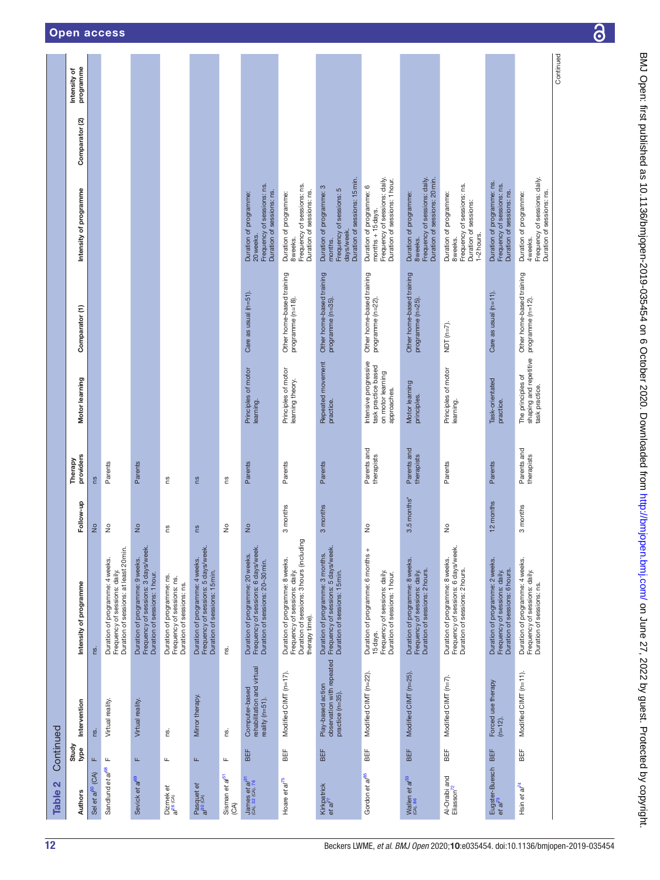**Table 2 Continued**

| Authors | Study type | Intervention | Intensity of programme | Follow-up | Therapy providers | Motor learning | Comparator (1) | Intensity of programme | Comparator (2) | Intensity of programme |
|---|---|---|---|---|---|---|---|---|---|---|
| Sel *et al*[50] (CA) | F | ns. | ns. | No | ns | | | | | |
| Sandlund *et al*[68] | F | Virtual reality. | Duration of programme: 4 weeks. Frequency of sessions: daily. Duration of sessions: at least 20 min. | No | Parents | | | | | |
| Sevick *et al*[69] | F | Virtual reality. | Duration of programme: 9 weeks. Frequency of sessions: 3 days/week. Duration of sessions: 1 hour. | No | Parents | | | | | |
| Dizmek *et al*[78 (CA)] | F | ns. | Duration of programme: ns. Frequency of sessions: ns. Duration of sessions: ns. | ns | ns | | | | | |
| Pasquet *et al*[80 (CA)] | F | Mirror therapy. | Duration of programme: 4 weeks. Frequency of sessions: 5 days/week. Duration of sessions: 15 min. | ns | ns | | | | | |
| Sisman *et al*[51] (CA) | F | ns. | ns. | No | ns | | | | | |
| James *et al*[31 (CA), 32 (CA), 76] | BEF | Computer-based rehabilitation and virtual reality (n=51). | Duration of programme: 20 weeks. Frequency of sessions: 6 days/week. Duration of sessions: 20–30 min. | No | Parents | Principles of motor learning. | Care as usual (n=51). | Duration of programme: 20 weeks. Frequency of sessions: ns. Duration of sessions: ns. | | |
| Hoare *et al*[75] | BEF | Modified CIMT (n=17). | Duration of programme: 8 weeks. Frequency of sessions: daily. Duration of sessions: 3 hours (including therapy time). | 3 months | Parents | Principles of motor learning theory. | Other home-based training programme (n=18). | Duration of programme: 8 weeks. Frequency of sessions: ns. Duration of sessions: ns. | | |
| Kirkpatrick *et al*[77] | BEF | Play-based action observation with repeated practice (n=35). | Duration of programme: 3 months. Frequency of sessions: 5 days/week. Duration of sessions: 15 min. | 3 months | Parents | Repeated movement practice. | Other home-based training programme (n=35). | Duration of programme: 3 months. Frequency of sessions: 5 days/week. Duration of sessions: 15 min. | | |
| Gordon *et al*[85] | BEF | Modified CIMT (n=22). | Duration of programme: 6 months + 15 days. Frequency of sessions: daily. Duration of sessions: 1 hour. | No | Parents and therapists | Intensive progressive task practice based on motor learning approaches. | Other home-based training programme (n=22). | Duration of programme: 6 months + 15 days. Frequency of sessions: daily. Duration of sessions: 1 hour. | | |
| Wallen *et al*[33 (CA), 86] | BEF | Modified CIMT (n=25). | Duration of programme: 8 weeks. Frequency of sessions: daily. Duration of sessions: 2 hours. | 3.5 months* | Parents and therapists | Motor learning principles. | Other home-based training programme (n=25). | Duration of programme: 8 weeks. Frequency of sessions: daily. Duration of sessions: 20 min. | | |
| Al-Oraibi and Eliasson[72] | BEF | Modified CIMT (n=7). | Duration of programme: 8 weeks. Frequency of sessions: 6 days/week. Duration of sessions: 2 hours. | No | Parents | Principles of motor learning. | NDT (n=7). | Duration of programme: 8 weeks. Frequency of sessions: ns. Duration of sessions: 1–2 hours. | | |
| Eugster-Buesch *et al*[73] | BEF | Forced use therapy (n=12). | Duration of programme: 2 weeks. Frequency of sessions: daily. Duration of sessions: 6 hours. | 12 months | Parents | Task-orientated practice. | Care as usual (n=11). | Duration of programme: ns. Frequency of sessions: ns. Duration of sessions: ns. | | |
| Hsin *et al*[74] | BEF | Modified CIMT (n=11). | Duration of programme: 4 weeks. Frequency of sessions: daily. Duration of sessions: ns. | 3 months | Parents and therapists | The principles of shaping and repetitive task practice. | Other home-based training programme (n=12). | Duration of programme: 4 weeks. Frequency of sessions: daily. Duration of sessions: ns. | | |

Continued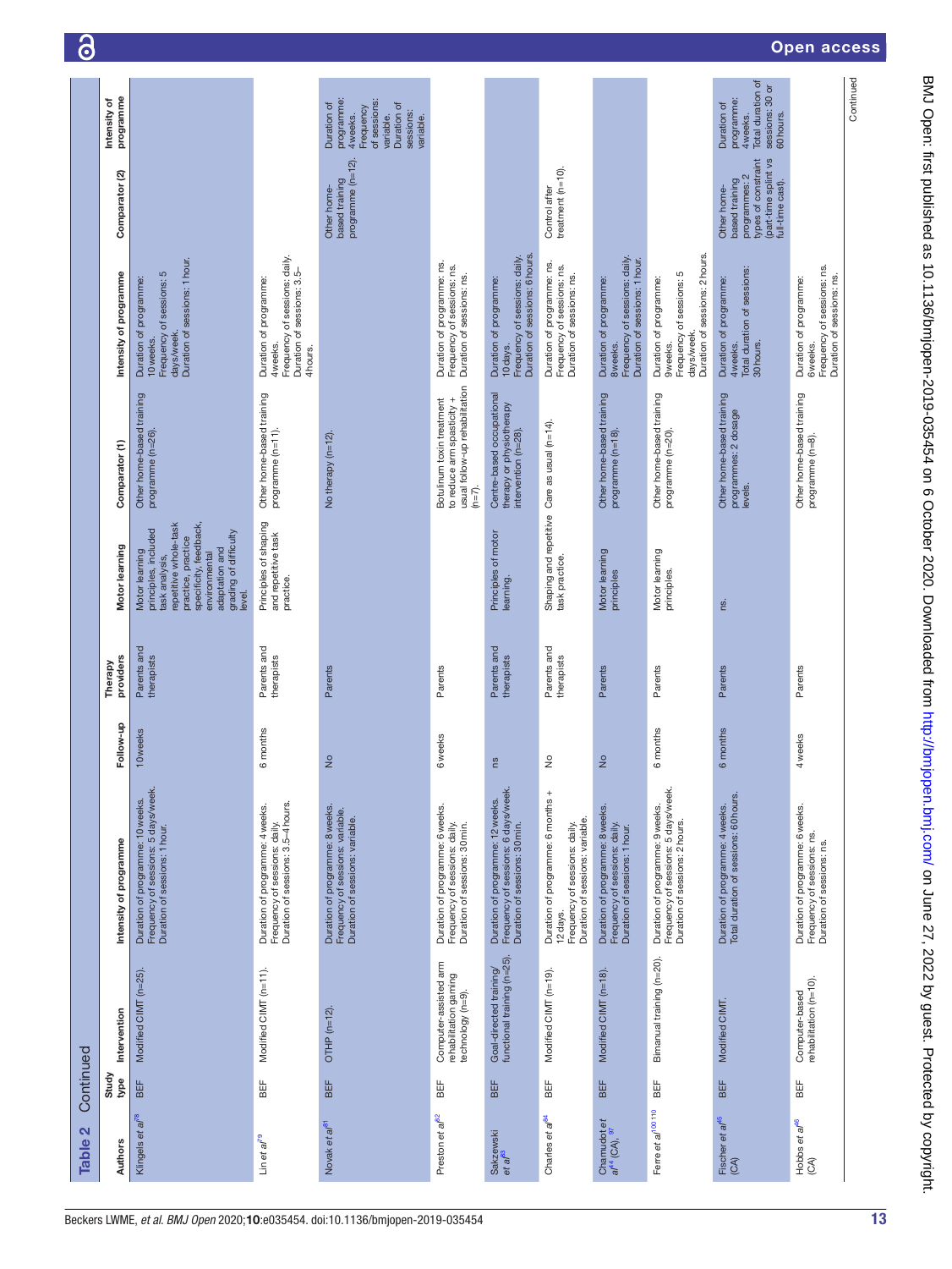**Table 2** Continued

| Authors | Study type | Intervention | Intensity of programme | Follow-up | Therapy providers | Motor learning | Comparator (1) | Intensity of programme | Comparator (2) | Intensity of programme |
|---|---|---|---|---|---|---|---|---|---|---|
| Klingels et al[78] | BEF | Modified CIMT (n=25). | Duration of programme: 10 weeks. Frequency of sessions: 5 days/week. Duration of sessions: 1 hour. | 10 weeks | Parents and therapists | Motor learning principles, included task analysis, repetitive whole-task practice, practice specificity, feedback, environmental adaptation and grading of difficulty level. | Other home-based training programme (n=26). | Duration of programme: 10 weeks. Frequency of sessions: 5 days/week. Duration of sessions: 1 hour. | | |
| Lin et al[79] | BEF | Modified CIMT (n=11). | Duration of programme: 4 weeks. Frequency of sessions: daily. Duration of sessions: 3.5–4 hours. | 6 months | Parents and therapists | Principles of shaping and repetitive task practice. | Other home-based training programme (n=11). | Duration of programme: 4 weeks. Frequency of sessions: daily. Duration of sessions: 3.5–4 hours. | | |
| Novak et al[81] | BEF | OTHP (n=12). | Duration of programme: 8 weeks. Frequency of sessions: variable. Duration of sessions: variable. | No | Parents | | No therapy (n=12). | | Other home-based training programme (n=12). | Duration of programme: 4 weeks. Frequency of sessions: variable. Duration of sessions: variable. |
| Preston et al[82] | BEF | Computer-assisted arm rehabilitation gaming technology (n=9). | Duration of programme: 6 weeks. Frequency of sessions: daily. Duration of sessions: 30 min. | 6 weeks | Parents | | Botulinum toxin treatment to reduce arm spasticity + usual follow-up rehabilitation (n=7). | Duration of programme: ns. Frequency of sessions: ns. Duration of sessions: ns. | | |
| Sakzewski et al[83] | BEF | Goal-directed training/ functional training (n=25). | Duration of programme: 12 weeks. Frequency of sessions: 6 days/week. Duration of sessions: 30 min. | ns | Parents and therapists | Principles of motor learning. | Centre-based occupational therapy or physiotherapy intervention (n=28). | Duration of programme: 10 days. Frequency of sessions: daily. Duration of sessions: 6 hours. | | |
| Charles et al[84] | BEF | Modified CIMT (n=19). | Duration of programme: 6 months + 12 days. Frequency of sessions: daily. Duration of sessions: variable. | No | Parents and therapists | Shaping and repetitive task practice. | Care as usual (n=14). | Duration of programme: ns. Frequency of sessions: ns. Duration of sessions: ns. | Control after treatment (n=10). | |
| Chamudot et al[44] (CA), [97] | BEF | Modified CIMT (n=18). | Duration of programme: 8 weeks. Frequency of sessions: daily. Duration of sessions: 1 hour. | No | Parents | Motor learning principles | Other home-based training programme (n=18). | Duration of programme: 8 weeks. Frequency of sessions: daily. Duration of sessions: 1 hour. | | |
| Ferre et al[100 110] | BEF | Bimanual training (n=20). | Duration of programme: 9 weeks. Frequency of sessions: 5 days/week. Duration of sessions: 2 hours. | 6 months | Parents | Motor learning principles. | Other home-based training programme (n=20). | Duration of programme: 9 weeks. Frequency of sessions: 5 days/week. Duration of sessions: 2 hours. | | |
| Fischer et al[45] (CA) | BEF | Modified CIMT. | Duration of programme: 4 weeks. Total duration of sessions: 60 hours. | 6 months | Parents | ns. | Other home-based training programmes: 2 dosage levels. | Duration of programme: 4 weeks. Total duration of sessions: 30 hours. | Other home-based training programmes: 2 types of constraint (part-time splint vs full-time cast). | Duration of programme: 4 weeks. Total duration of sessions: 30 or 60 hours. |
| Hobbs et al[46] (CA) | BEF | Computer-based rehabilitation (n=10). | Duration of programme: 6 weeks. Frequency of sessions: ns. Duration of sessions: ns. | 4 weeks | Parents | | Other home-based training programme (n=8). | Duration of programme: 6 weeks. Frequency of sessions: ns. Duration of sessions: ns. | | |

Continued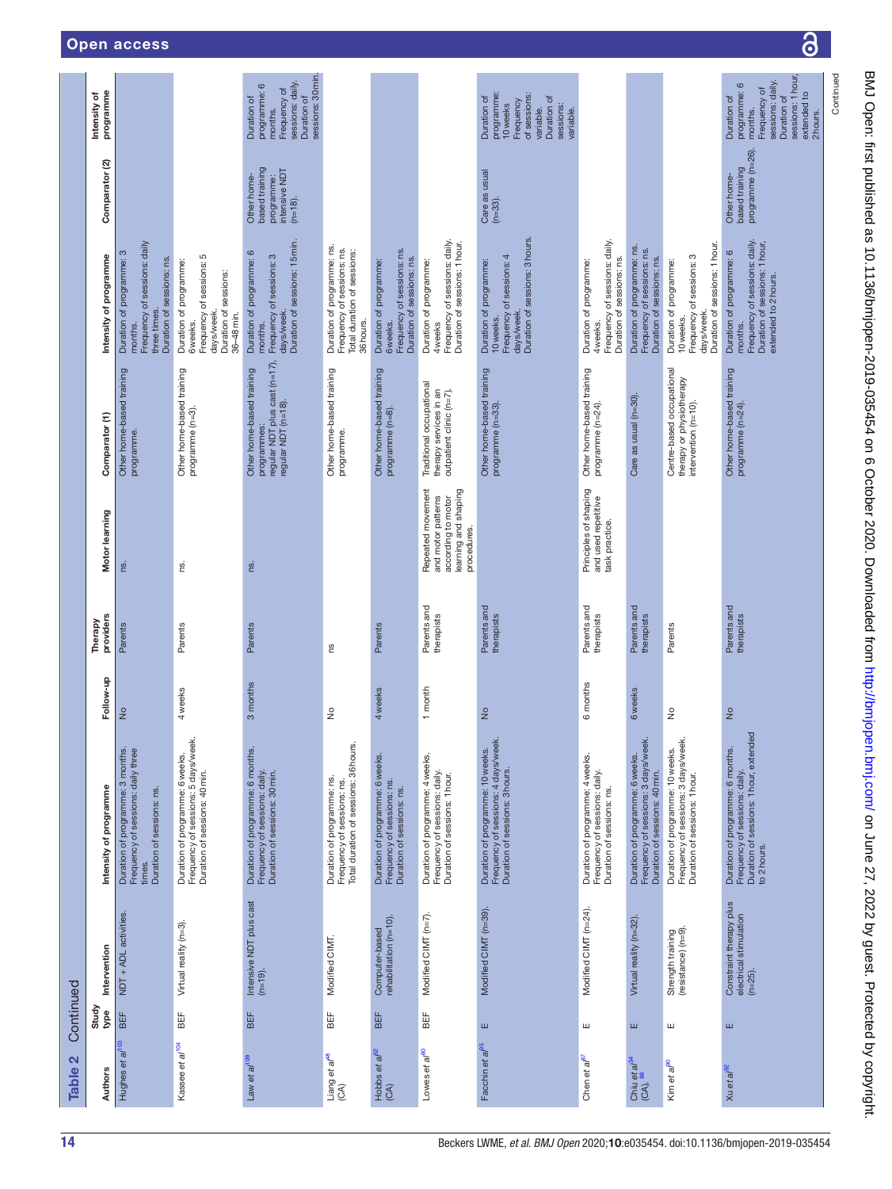**Table 2** Continued

| Authors | Study type | Intervention | Intensity of programme | Follow-up | Therapy providers | Motor learning | Comparator (1) | Intensity of programme | Comparator (2) | Intensity of programme |
|---|---|---|---|---|---|---|---|---|---|---|
| Hughes *et al*[103] | BEF | NDT + ADL activities. | Duration of programme: 3 months. Frequency of sessions: daily three times. Duration of sessions: ns. | No | Parents | ns. | Other home-based training programme. | Duration of programme: 3 months. Frequency of sessions: daily three times. Duration of sessions: ns. | | |
| Kassee *et al*[104] | BEF | Virtual reality (n=3). | Duration of programme: 6 weeks. Frequency of sessions: 5 days/week. Duration of sessions: 40 min. | 4 weeks | Parents | ns. | Other home-based training programme (n=3). | Duration of programme: 6 weeks. Frequency of sessions: 5 days/week. Duration of sessions: 36–48 min. | | |
| Law *et al*[109] | BEF | Intensive NDT plus cast (n=19). | Duration of programme: 6 months. Frequency of sessions: daily. Duration of sessions: 30 min. | 3 months | Parents | ns. | Other home-based training programmes: regular NDT plus cast (n=17), regular NDT (n=18). | Duration of programme: 6 months. Frequency of sessions: 3 days/week. Duration of sessions: 15 min. | Other home-based training programme: intensive NDT (n=18). | Duration of programme: 6 months. Frequency of sessions: daily. Duration of sessions: 30 min. |
| Liang *et al*[48] (CA) | BEF | Modified CIMT. | Duration of programme: ns. Frequency of sessions: ns. Total duration of sessions: 36 hours. | No | ns | | Other home-based training programme. | Duration of programme: ns. Frequency of sessions: ns. Total duration of sessions: 36 hours. | | |
| Hobbs *et al*[62] (CA) | BEF | Computer-based rehabilitation (n=10). | Duration of programme: 6 weeks. Frequency of sessions: ns. Duration of sessions: ns. | 4 weeks | Parents | | Other home-based training programme (n=8). | Duration of programme: 6 weeks. Frequency of sessions: ns. Duration of sessions: ns. | | |
| Lowes *et al*[80] | BEF | Modified CIMT (n=7). | Duration of programme: 4 weeks. Frequency of sessions: daily. Duration of sessions: 1 hour. | 1 month | Parents and therapists | Repeated movement and motor patterns according to motor learning and shaping procedures. | Traditional occupational therapy services in an outpatient clinic (n=7). | Duration of programme: 4 weeks. Frequency of sessions: daily. Duration of sessions: 1 hour. | | |
| Facchin *et al*[85] | E | Modified CIMT (n=39). | Duration of programme: 10 weeks. Frequency of sessions: 4 days/week. Duration of sessions: 3 hours. | No | Parents and therapists | | Other home-based training programme (n=33). | Duration of programme: 10 weeks. Frequency of sessions: 4 days/week. Duration of sessions: 3 hours. | Care as usual (n=33). | Duration of programme: 10 weeks Frequency of sessions: variable. Duration of sessions: variable. |
| Chen *et al*[87] | E | Modified CIMT (n=24). | Duration of programme: 4 weeks. Frequency of sessions: daily. Duration of sessions: ns. | 6 months | Parents and therapists | Principles of shaping and used repetitive task practice. | Other home-based training programme (n=24). | Duration of programme: 4 weeks. Frequency of sessions: daily. Duration of sessions: ns. | | |
| Chiu *et al*[34] (CA),[88] | E | Virtual reality (n=32). | Duration of programme: 6 weeks. Frequency of sessions: 3 days/week. Duration of sessions: 40 min. | 6 weeks | Parents and therapists | | Care as usual (n=30). | Duration of programme: ns. Frequency of sessions: ns. Duration of sessions: ns. | | |
| Kim *et al*[90] | E | Strength training (resistance) (n=9). | Duration of programme: 10 weeks. Frequency of sessions: 3 days/week. Duration of sessions: 1 hour. | No | Parents | | Centre-based occupational therapy or physiotherapy intervention (n=10). | Duration of programme: 10 weeks. Frequency of sessions: 3 days/week. Duration of sessions: 1 hour. | | |
| Xu *et al*[92] | E | Constraint therapy plus electrical stimulation (n=25). | Duration of programme: 6 months. Frequency of sessions: daily. Duration of sessions: 1 hour, extended to 2 hours. | No | Parents and therapists | | Other home-based training programme (n=24). | Duration of programme: 6 months. Frequency of sessions: daily. Duration of sessions: 1 hour, extended to 2 hours. | Other home-based training programme (n=26). | Duration of programme: 6 months. Frequency of sessions: daily. Duration of sessions: 1 hour, extended to 2 hours. |

Continued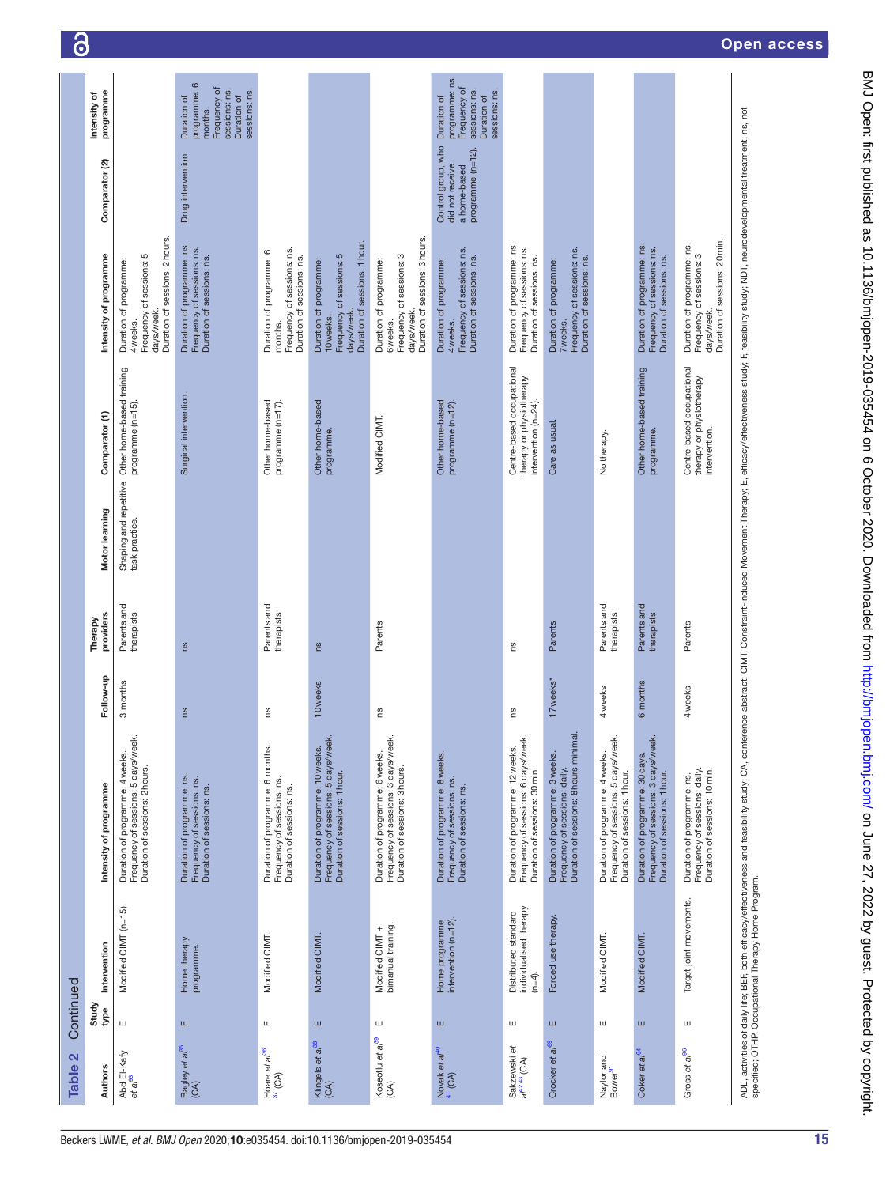**Table 2** Continued

| Authors | Study type | Intervention | Intensity of programme | Follow-up | Therapy providers | Motor learning | Comparator (1) | Intensity of programme | Comparator (2) | Intensity of programme |
|---|---|---|---|---|---|---|---|---|---|---|
| Abd El-Kafy *et al*[83] | E | Modified CIMT (n=15). | Duration of programme: 4 weeks. Frequency of sessions: 5 days/week. Duration of sessions: 2 hours. | 3 months | Parents and therapists | Shaping and repetitive task practice. | Other home-based training programme (n=15). | Duration of programme: 4 weeks. Frequency of sessions: 5 days/week. Duration of sessions: 2 hours. | | |
| Bagley *et al*[85] (CA) | E | Home therapy programme. | Duration of programme: ns. Frequency of sessions: ns. Duration of sessions: ns. | ns | ns | | Surgical intervention. | Duration of programme: ns. Frequency of sessions: ns. Duration of sessions: ns. | Drug intervention. | Duration of programme: 6 months. Frequency of sessions: ns. Duration of sessions: ns. |
| Hoare *et al*[36 37] (CA) | E | Modified CIMT. | Duration of programme: 6 months. Frequency of sessions: ns. Duration of sessions: ns. | ns | Parents and therapists | | Other home-based programme (n=17). | Duration of programme: 6 months. Frequency of sessions: ns. Duration of sessions: ns. | | |
| Klingels *et al*[88] (CA) | E | Modified CIMT. | Duration of programme: 10 weeks. Frequency of sessions: 5 days/week. Duration of sessions: 1 hour. | 10 weeks | ns | | Other home-based programme. | Duration of programme: 10 weeks. Frequency of sessions: 5 days/week. Duration of sessions: 1 hour. | | |
| Koseoglu *et al*[89] (CA) | E | Modified CIMT + bimanual training. | Duration of programme: 6 weeks. Frequency of sessions: 3 days/week. Duration of sessions: 3 hours. | ns | Parents | | Modified CIMT. | Duration of programme: 6 weeks. Frequency of sessions: 3 days/week. Duration of sessions: 3 hours. | | |
| Novak *et al*[40 41] (CA) | E | Home programme intervention (n=12). | Duration of programme: 8 weeks. Frequency of sessions: ns. Duration of sessions: ns. | | | | Other home-based programme (n=12). | Duration of programme: 4 weeks. Frequency of sessions: ns. Duration of sessions: ns. | Control group, who did not receive a home-based programme (n=12). | Duration of programme: ns. Frequency of sessions: ns. Duration of sessions: ns. |
| Sakzewski *et al*[42 43] (CA) | E | Distributed standard individualised therapy (n=4). | Duration of programme: 12 weeks. Frequency of sessions: 6 days/week. Duration of sessions: 30 min. | ns | ns | | Centre-based occupational therapy or physiotherapy intervention (n=24). | Duration of programme: ns. Frequency of sessions: ns. Duration of sessions: ns. | | |
| Crocker *et al*[89] | E | Forced use therapy. | Duration of programme: 3 weeks. Frequency of sessions: daily. Duration of sessions: 8 hours minimal. | 17 weeks* | Parents | | Care as usual. | Duration of programme: 7 weeks. Frequency of sessions: ns. Duration of sessions: ns. | | |
| Naylor and Bower[91] | E | Modified CIMT. | Duration of programme: 4 weeks. Frequency of sessions: 5 days/week. Duration of sessions: 1 hour. | 4 weeks | Parents and therapists | | No therapy. | | | |
| Coker *et al*[94] | E | Modified CIMT. | Duration of programme: 30 days. Frequency of sessions: 3 days/week. Duration of sessions: 1 hour. | 6 months | Parents and therapists | | Other home-based training programme. | Duration of programme: ns. Frequency of sessions: ns. Duration of sessions: ns. | | |
| Gross *et al*[96] | E | Target joint movements. | Duration of programme: ns. Frequency of sessions: daily. Duration of sessions: 10 min. | 4 weeks | Parents | | Centre-based occupational therapy or physiotherapy intervention. | Duration of programme: ns. Frequency of sessions: 3 days/week. Duration of sessions: 20 min. | | |

ADL, activities of daily life; BEF, both efficacy/effectiveness and feasibility study; CA, conference abstract; CIMT, Constraint-Induced Movement Therapy; E, efficacy/effectiveness study; F, feasibility study; NDT, neurodevelopmental treatment; ns, not specified; OTHP, Occupational Therapy Home Program.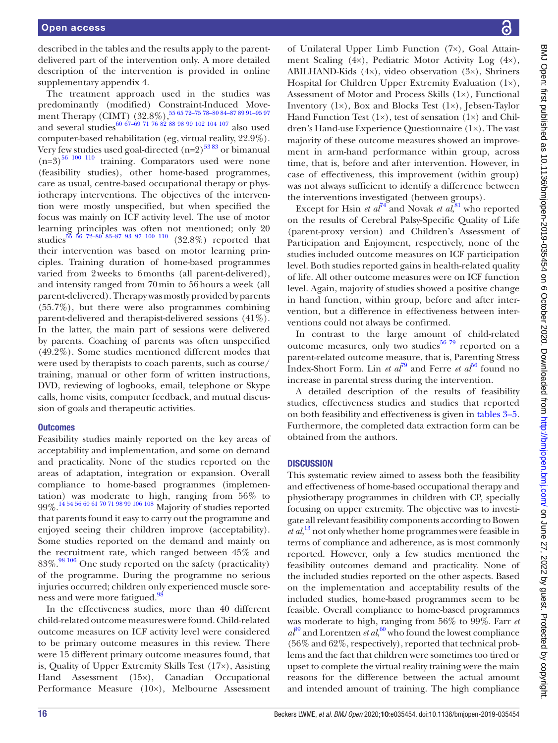described in the tables and the results apply to the parent-delivered part of the intervention only. A more detailed description of the intervention is provided in online supplementary appendix 4.

The treatment approach used in the studies was predominantly (modified) Constraint-Induced Movement Therapy (CIMT) (32.8%),[55 65 72–75 78–80 84–87 89 91–95 97] and several studies[60 67–69 71 76 82 88 98 99 102 104 107] also used computer-based rehabilitation (eg, virtual reality, 22.9%). Very few studies used goal-directed (n=2)[53 83] or bimanual (n=3)[56 100 110] training. Comparators used were none (feasibility studies), other home-based programmes, care as usual, centre-based occupational therapy or physiotherapy interventions. The objectives of the intervention were mostly unspecified, but when specified the focus was mainly on ICF activity level. The use of motor learning principles was often not mentioned; only 20 studies[55 56 72–80 83–87 93 97 100 110] (32.8%) reported that their intervention was based on motor learning principles. Training duration of home-based programmes varied from 2 weeks to 6 months (all parent-delivered), and intensity ranged from 70 min to 56 hours a week (all parent-delivered). Therapy was mostly provided by parents (55.7%), but there were also programmes combining parent-delivered and therapist-delivered sessions (41%). In the latter, the main part of sessions were delivered by parents. Coaching of parents was often unspecified (49.2%). Some studies mentioned different modes that were used by therapists to coach parents, such as course/training, manual or other form of written instructions, DVD, reviewing of logbooks, email, telephone or Skype calls, home visits, computer feedback, and mutual discussion of goals and therapeutic activities.

### Outcomes

Feasibility studies mainly reported on the key areas of acceptability and implementation, and some on demand and practicality. None of the studies reported on the areas of adaptation, integration or expansion. Overall compliance to home-based programmes (implementation) was moderate to high, ranging from 56% to 99%.[14 54 56 60 61 70 71 98 99 106 108] Majority of studies reported that parents found it easy to carry out the programme and enjoyed seeing their children improve (acceptability). Some studies reported on the demand and mainly on the recruitment rate, which ranged between 45% and 83%.[98 106] One study reported on the safety (practicality) of the programme. During the programme no serious injuries occurred; children only experienced muscle soreness and were more fatigued.[98]

In the effectiveness studies, more than 40 different child-related outcome measures were found. Child-related outcome measures on ICF activity level were considered to be primary outcome measures in this review. There were 15 different primary outcome measures found, that is, Quality of Upper Extremity Skills Test (17×), Assisting Hand Assessment (15×), Canadian Occupational Performance Measure (10×), Melbourne Assessment of Unilateral Upper Limb Function (7×), Goal Attainment Scaling (4×), Pediatric Motor Activity Log (4×), ABILHAND-Kids (4×), video observation (3×), Shriners Hospital for Children Upper Extremity Evaluation (1×), Assessment of Motor and Process Skills (1×), Functional Inventory (1×), Box and Blocks Test (1×), Jebsen-Taylor Hand Function Test (1×), test of sensation (1×) and Children's Hand-use Experience Questionnaire (1×). The vast majority of these outcome measures showed an improvement in arm-hand performance within group, across time, that is, before and after intervention. However, in case of effectiveness, this improvement (within group) was not always sufficient to identify a difference between the interventions investigated (between groups).

Except for Hsin *et al*[74] and Novak *et al*,[81] who reported on the results of Cerebral Palsy-Specific Quality of Life (parent-proxy version) and Children's Assessment of Participation and Enjoyment, respectively, none of the studies included outcome measures on ICF participation level. Both studies reported gains in health-related quality of life. All other outcome measures were on ICF function level. Again, majority of studies showed a positive change in hand function, within group, before and after intervention, but a difference in effectiveness between interventions could not always be confirmed.

In contrast to the large amount of child-related outcome measures, only two studies[56 79] reported on a parent-related outcome measure, that is, Parenting Stress Index-Short Form. Lin *et al*[79] and Ferre *et al*[56] found no increase in parental stress during the intervention.

A detailed description of the results of feasibility studies, effectiveness studies and studies that reported on both feasibility and effectiveness is given in tables 3–5. Furthermore, the completed data extraction form can be obtained from the authors.

## DISCUSSION

This systematic review aimed to assess both the feasibility and effectiveness of home-based occupational therapy and physiotherapy programmes in children with CP, specially focusing on upper extremity. The objective was to investigate all relevant feasibility components according to Bowen *et al*,[13] not only whether home programmes were feasible in terms of compliance and adherence, as is most commonly reported. However, only a few studies mentioned the feasibility outcomes demand and practicality. None of the included studies reported on the other aspects. Based on the implementation and acceptability results of the included studies, home-based programmes seem to be feasible. Overall compliance to home-based programmes was moderate to high, ranging from 56% to 99%. Farr *et al*[99] and Lorentzen *et al*,[60] who found the lowest compliance (56% and 62%, respectively), reported that technical problems and the fact that children were sometimes too tired or upset to complete the virtual reality training were the main reasons for the difference between the actual amount and intended amount of training. The high compliance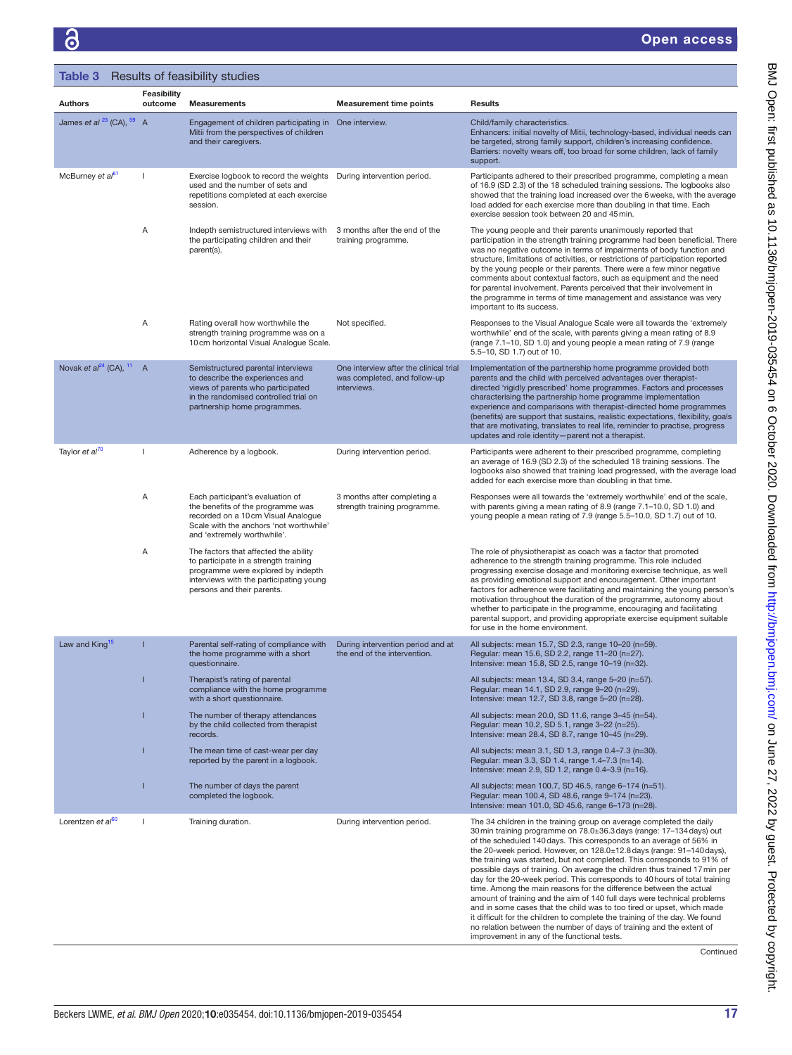**Table 3** Results of feasibility studies

| Authors | Feasibility outcome | Measurements | Measurement time points | Results |
|---|---|---|---|---|
| James *et al*[23] (CA), [59] | A | Engagement of children participating in Mitii from the perspectives of children and their caregivers. | One interview. | Child/family characteristics. Enhancers: initial novelty of Mitii, technology-based, individual needs can be targeted, strong family support, children's increasing confidence. Barriers: novelty wears off, too broad for some children, lack of family support. |
| McBurney *et al*[61] | I | Exercise logbook to record the weights used and the number of sets and repetitions completed at each exercise session. | During intervention period. | Participants adhered to their prescribed programme, completing a mean of 16.9 (SD 2.3) of the 18 scheduled training sessions. The logbooks also showed that the training load increased over the 6 weeks, with the average load added for each exercise more than doubling in that time. Each exercise session took between 20 and 45 min. |
| | A | Indepth semistructured interviews with the participating children and their parent(s). | 3 months after the end of the training programme. | The young people and their parents unanimously reported that participation in the strength training programme had been beneficial. There was no negative outcome in terms of impairments of body function and structure, limitations of activities, or restrictions of participation reported by the young people or their parents. There were a few minor negative comments about contextual factors, such as equipment and the need for parental involvement. Parents perceived that their involvement in the programme in terms of time management and assistance was very important to its success. |
| | A | Rating overall how worthwhile the strength training programme was on a 10 cm horizontal Visual Analogue Scale. | Not specified. | Responses to the Visual Analogue Scale were all towards the 'extremely worthwhile' end of the scale, with parents giving a mean rating of 8.9 (range 7.1–10, SD 1.0) and young people a mean rating of 7.9 (range 5.5–10, SD 1.7) out of 10. |
| Novak *et al*[24] (CA), [11] | A | Semistructured parental interviews to describe the experiences and views of parents who participated in the randomised controlled trial on partnership home programmes. | One interview after the clinical trial was completed, and follow-up interviews. | Implementation of the partnership home programme provided both parents and the child with perceived advantages over therapist-directed 'rigidly prescribed' home programmes. Factors and processes characterising the partnership home programme implementation experience and comparisons with therapist-directed home programmes (benefits) are support that sustains, realistic expectations, flexibility, goals that are motivating, translates to real life, reminder to practise, progress updates and role identity—parent not a therapist. |
| Taylor *et al*[70] | I | Adherence by a logbook. | During intervention period. | Participants were adherent to their prescribed programme, completing an average of 16.9 (SD 2.3) of the scheduled 18 training sessions. The logbooks also showed that training load progressed, with the average load added for each exercise more than doubling in that time. |
| | A | Each participant's evaluation of the benefits of the programme was recorded on a 10 cm Visual Analogue Scale with the anchors 'not worthwhile' and 'extremely worthwhile'. | 3 months after completing a strength training programme. | Responses were all towards the 'extremely worthwhile' end of the scale, with parents giving a mean rating of 8.9 (range 7.1–10.0, SD 1.0) and young people a mean rating of 7.9 (range 5.5–10.0, SD 1.7) out of 10. |
| | A | The factors that affected the ability to participate in a strength training programme were explored by indepth interviews with the participating young persons and their parents. | | The role of physiotherapist as coach was a factor that promoted adherence to the strength training programme. This role included progressing exercise dosage and monitoring exercise technique, as well as providing emotional support and encouragement. Other important factors for adherence were facilitating and maintaining the young person's motivation throughout the duration of the programme, autonomy about whether to participate in the programme, encouraging and facilitating parental support, and providing appropriate exercise equipment suitable for use in the home environment. |
| Law and King[15] | I | Parental self-rating of compliance with the home programme with a short questionnaire. | During intervention period and at the end of the intervention. | All subjects: mean 15.7, SD 2.3, range 10–20 (n=59). Regular: mean 15.6, SD 2.2, range 11–20 (n=27). Intensive: mean 15.8, SD 2.5, range 10–19 (n=32). |
| | I | Therapist's rating of parental compliance with the home programme with a short questionnaire. | | All subjects: mean 13.4, SD 3.4, range 5–20 (n=57). Regular: mean 14.1, SD 2.9, range 9–20 (n=29). Intensive: mean 12.7, SD 3.8, range 5–20 (n=28). |
| | I | The number of therapy attendances by the child collected from therapist records. | | All subjects: mean 20.0, SD 11.6, range 3–45 (n=54). Regular: mean 10.2, SD 5.1, range 3–22 (n=25). Intensive: mean 28.4, SD 8.7, range 10–45 (n=29). |
| | I | The mean time of cast-wear per day reported by the parent in a logbook. | | All subjects: mean 3.1, SD 1.3, range 0.4–7.3 (n=30). Regular: mean 3.3, SD 1.4, range 1.4–7.3 (n=14). Intensive: mean 2.9, SD 1.2, range 0.4–3.9 (n=16). |
| | I | The number of days the parent completed the logbook. | | All subjects: mean 100.7, SD 46.5, range 6–174 (n=51). Regular: mean 100.4, SD 48.6, range 9–174 (n=23). Intensive: mean 101.0, SD 45.6, range 6–173 (n=28). |
| Lorentzen *et al*[60] | I | Training duration. | During intervention period. | The 34 children in the training group on average completed the daily 30 min training programme on 78.0±36.3 days (range: 17–134 days) out of the scheduled 140 days. This corresponds to an average of 56% in the 20-week period. However, on 128.0±12.8 days (range: 91–140 days), the training was started, but not completed. This corresponds to 91% of possible days of training. On average the children thus trained 17 min per day for the 20-week period. This corresponds to 40 hours of total training time. Among the main reasons for the difference between the actual amount of training and the aim of 140 full days were technical problems and in some cases that the child was to too tired or upset, which made it difficult for the children to complete the training of the day. We found no relation between the number of days of training and the extent of improvement in any of the functional tests. |

Continued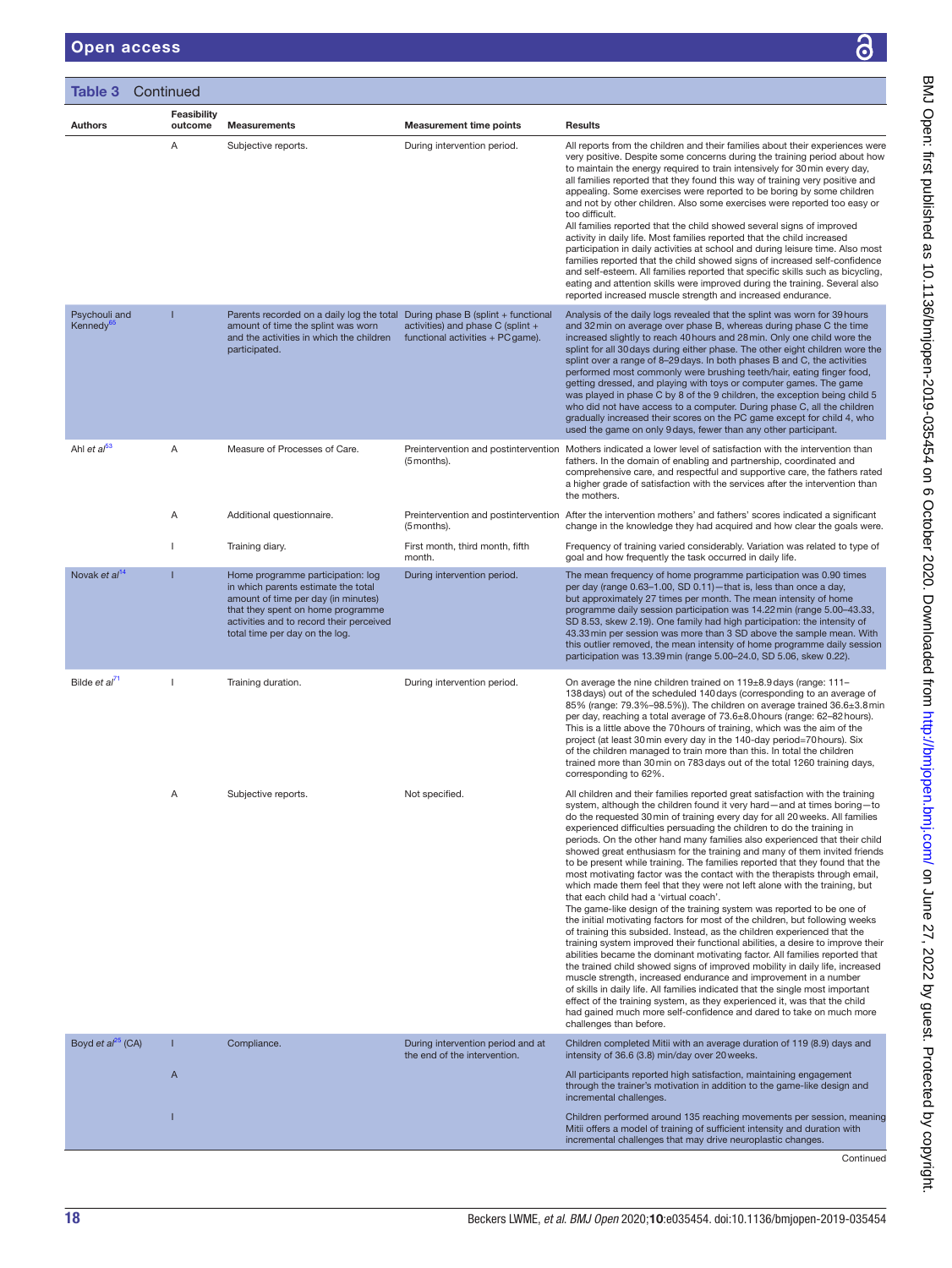**Table 3** Continued

| Authors | Feasibility outcome | Measurements | Measurement time points | Results |
|---|---|---|---|---|
| | A | Subjective reports. | During intervention period. | All reports from the children and their families about their experiences were very positive. Despite some concerns during the training period about how to maintain the energy required to train intensively for 30 min every day, all families reported that they found this way of training very positive and appealing. Some exercises were reported to be boring by some children and not by other children. Also some exercises were reported too easy or too difficult. All families reported that the child showed several signs of improved activity in daily life. Most families reported that the child increased participation in daily activities at school and during leisure time. Also most families reported that the child showed signs of increased self-confidence and self-esteem. All families reported that specific skills such as bicycling, eating and attention skills were improved during the training. Several also reported increased muscle strength and increased endurance. |
| Psychouli and Kennedy[65] | I | Parents recorded on a daily log the total amount of time the splint was worn and the activities in which the children participated. | During phase B (splint + functional activities) and phase C (splint + functional activities + PC game). | Analysis of the daily logs revealed that the splint was worn for 39 hours and 32 min on average over phase B, whereas during phase C the time increased slightly to reach 40 hours and 28 min. Only one child wore the splint for all 30 days during either phase. The other eight children wore the splint over a range of 8–29 days. In both phases B and C, the activities performed most commonly were brushing teeth/hair, eating finger food, getting dressed, and playing with toys or computer games. The game was played in phase C by 8 of the 9 children, the exception being child 5 who did not have access to a computer. During phase C, all the children gradually increased their scores on the PC game except for child 4, who used the game on only 9 days, fewer than any other participant. |
| Ahl *et al*[63] | A | Measure of Processes of Care. | Preintervention and postintervention (5 months). | Mothers indicated a lower level of satisfaction with the intervention than fathers. In the domain of enabling and partnership, coordinated and comprehensive care, and respectful and supportive care, the fathers rated a higher grade of satisfaction with the services after the intervention than the mothers. |
| | A | Additional questionnaire. | Preintervention and postintervention (5 months). | After the intervention mothers' and fathers' scores indicated a significant change in the knowledge they had acquired and how clear the goals were. |
| | I | Training diary. | First month, third month, fifth month. | Frequency of training varied considerably. Variation was related to type of goal and how frequently the task occurred in daily life. |
| Novak *et al*[14] | I | Home programme participation: log in which parents estimate the total amount of time per day (in minutes) that they spent on home programme activities and to record their perceived total time per day on the log. | During intervention period. | The mean frequency of home programme participation was 0.90 times per day (range 0.63–1.00, SD 0.11)—that is, less than once a day, but approximately 27 times per month. The mean intensity of home programme daily session participation was 14.22 min (range 5.00–43.33, SD 8.53, skew 2.19). One family had high participation: the intensity of 43.33 min per session was more than 3 SD above the sample mean. With this outlier removed, the mean intensity of home programme daily session participation was 13.39 min (range 5.00–24.0, SD 5.06, skew 0.22). |
| Bilde *et al*[71] | I | Training duration. | During intervention period. | On average the nine children trained on 119±8.9 days (range: 111–138 days) out of the scheduled 140 days (corresponding to an average of 85% (range: 79.3%–98.5%)). The children on average trained 36.6±3.8 min per day, reaching a total average of 73.6±8.0 hours (range: 62–82 hours). This is a little above the 70 hours of training, which was the aim of the project (at least 30 min every day in the 140-day period=70 hours). Six of the children managed to train more than this. In total the children trained more than 30 min on 783 days out of the total 1260 training days, corresponding to 62%. |
| | A | Subjective reports. | Not specified. | All children and their families reported great satisfaction with the training system, although the children found it very hard—and at times boring—to do the requested 30 min of training every day for all 20 weeks. All families experienced difficulties persuading the children to do the training in periods. On the other hand many families also experienced that their child showed great enthusiasm for the training and many of them invited friends to be present while training. The families reported that they found that the most motivating factor was the contact with the therapists through email, which made them feel that they were not left alone with the training, but that each child had a 'virtual coach'. The game-like design of the training system was reported to be one of the initial motivating factors for most of the children, but following weeks of training this subsided. Instead, as the children experienced that the training system improved their functional abilities, a desire to improve their abilities became the dominant motivating factor. All families reported that the trained child showed signs of improved mobility in daily life, increased muscle strength, increased endurance and improvement in a number of skills in daily life. All families indicated that the single most important effect of the training system, as they experienced it, was that the child had gained much more self-confidence and dared to take on much more challenges than before. |
| Boyd *et al*[25] (CA) | I | Compliance. | During intervention period and at the end of the intervention. | Children completed Mitii with an average duration of 119 (8.9) days and intensity of 36.6 (3.8) min/day over 20 weeks. |
| | A | | | All participants reported high satisfaction, maintaining engagement through the trainer's motivation in addition to the game-like design and incremental challenges. |
| | I | | | Children performed around 135 reaching movements per session, meaning Mitii offers a model of training of sufficient intensity and duration with incremental challenges that may drive neuroplastic changes. |

Continued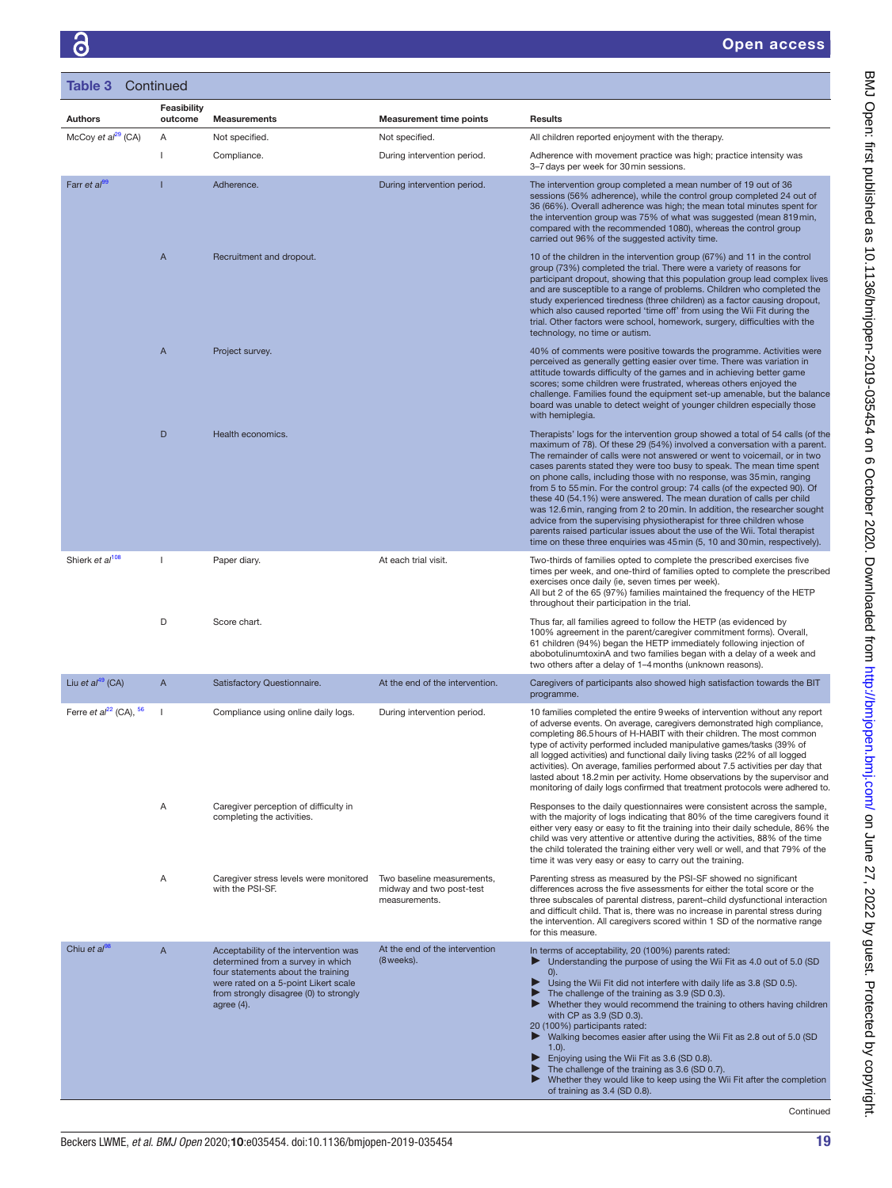**Table 3** Continued

| Authors | Feasibility outcome | Measurements | Measurement time points | Results |
|---|---|---|---|---|
| McCoy *et al*[29] (CA) | A | Not specified. | Not specified. | All children reported enjoyment with the therapy. |
| | I | Compliance. | During intervention period. | Adherence with movement practice was high; practice intensity was 3–7 days per week for 30 min sessions. |
| Farr *et al*[99] | I | Adherence. | During intervention period. | The intervention group completed a mean number of 19 out of 36 sessions (56% adherence), while the control group completed 24 out of 36 (66%). Overall adherence was high; the mean total minutes spent for the intervention group was 75% of what was suggested (mean 819 min, compared with the recommended 1080), whereas the control group carried out 96% of the suggested activity time. |
| | A | Recruitment and dropout. | | 10 of the children in the intervention group (67%) and 11 in the control group (73%) completed the trial. There were a variety of reasons for participant dropout, showing that this population group lead complex lives and are susceptible to a range of problems. Children who completed the study experienced tiredness (three children) as a factor causing dropout, which also caused reported 'time off' from using the Wii Fit during the trial. Other factors were school, homework, surgery, difficulties with the technology, no time or autism. |
| | A | Project survey. | | 40% of comments were positive towards the programme. Activities were perceived as generally getting easier over time. There was variation in attitude towards difficulty of the games and in achieving better game scores; some children were frustrated, whereas others enjoyed the challenge. Families found the equipment set-up amenable, but the balance board was unable to detect weight of younger children especially those with hemiplegia. |
| | D | Health economics. | | Therapists' logs for the intervention group showed a total of 54 calls (of the maximum of 78). Of these 29 (54%) involved a conversation with a parent. The remainder of calls were not answered or went to voicemail, or in two cases parents stated they were too busy to speak. The mean time spent on phone calls, including those with no response, was 35 min, ranging from 5 to 55 min. For the control group: 74 calls (of the expected 90). Of these 40 (54.1%) were answered. The mean duration of calls per child was 12.6 min, ranging from 2 to 20 min. In addition, the researcher sought advice from the supervising physiotherapist for three children whose parents raised particular issues about the use of the Wii. Total therapist time on these three enquiries was 45 min (5, 10 and 30 min, respectively). |
| Shierk *et al*[108] | I | Paper diary. | At each trial visit. | Two-thirds of families opted to complete the prescribed exercises five times per week, and one-third of families opted to complete the prescribed exercises once daily (ie, seven times per week).<br>All but 2 of the 65 (97%) families maintained the frequency of the HETP throughout their participation in the trial. |
| | D | Score chart. | | Thus far, all families agreed to follow the HETP (as evidenced by 100% agreement in the parent/caregiver commitment forms). Overall, 61 children (94%) began the HETP immediately following injection of abobotulinumtoxinA and two families began with a delay of a week and two others after a delay of 1–4 months (unknown reasons). |
| Liu *et al*[48] (CA) | A | Satisfactory Questionnaire. | At the end of the intervention. | Caregivers of participants also showed high satisfaction towards the BIT programme. |
| Ferre *et al*[22] (CA), [56] | I | Compliance using online daily logs. | During intervention period. | 10 families completed the entire 9 weeks of intervention without any report of adverse events. On average, caregivers demonstrated high compliance, completing 86.5 hours of H-HABIT with their children. The most common type of activity performed included manipulative games/tasks (39% of all logged activities) and functional daily living tasks (22% of all logged activities). On average, families performed about 7.5 activities per day that lasted about 18.2 min per activity. Home observations by the supervisor and monitoring of daily logs confirmed that treatment protocols were adhered to. |
| | A | Caregiver perception of difficulty in completing the activities. | | Responses to the daily questionnaires were consistent across the sample, with the majority of logs indicating that 80% of the time caregivers found it either very easy or easy to fit the training into their daily schedule, 86% the child was very attentive or attentive during the activities, 88% of the time the child tolerated the training either very well or well, and that 79% of the time it was very easy or easy to carry out the training. |
| | A | Caregiver stress levels were monitored with the PSI-SF. | Two baseline measurements, midway and two post-test measurements. | Parenting stress as measured by the PSI-SF showed no significant differences across the five assessments for either the total score or the three subscales of parental distress, parent–child dysfunctional interaction and difficult child. That is, there was no increase in parental stress during the intervention. All caregivers scored within 1 SD of the normative range for this measure. |
| Chiu *et al*[98] | A | Acceptability of the intervention was determined from a survey in which four statements about the training were rated on a 5-point Likert scale from strongly disagree (0) to strongly agree (4). | At the end of the intervention (8 weeks). | In terms of acceptability, 20 (100%) parents rated:<br>▶ Understanding the purpose of using the Wii Fit as 4.0 out of 5.0 (SD 0).<br>▶ Using the Wii Fit did not interfere with daily life as 3.8 (SD 0.5).<br>▶ The challenge of the training as 3.9 (SD 0.3).<br>▶ Whether they would recommend the training to others having children with CP as 3.9 (SD 0.3).<br>20 (100%) participants rated:<br>▶ Walking becomes easier after using the Wii Fit as 2.8 out of 5.0 (SD 1.0).<br>▶ Enjoying using the Wii Fit as 3.6 (SD 0.8).<br>▶ The challenge of the training as 3.6 (SD 0.7).<br>▶ Whether they would like to keep using the Wii Fit after the completion of training as 3.4 (SD 0.8). |

Continued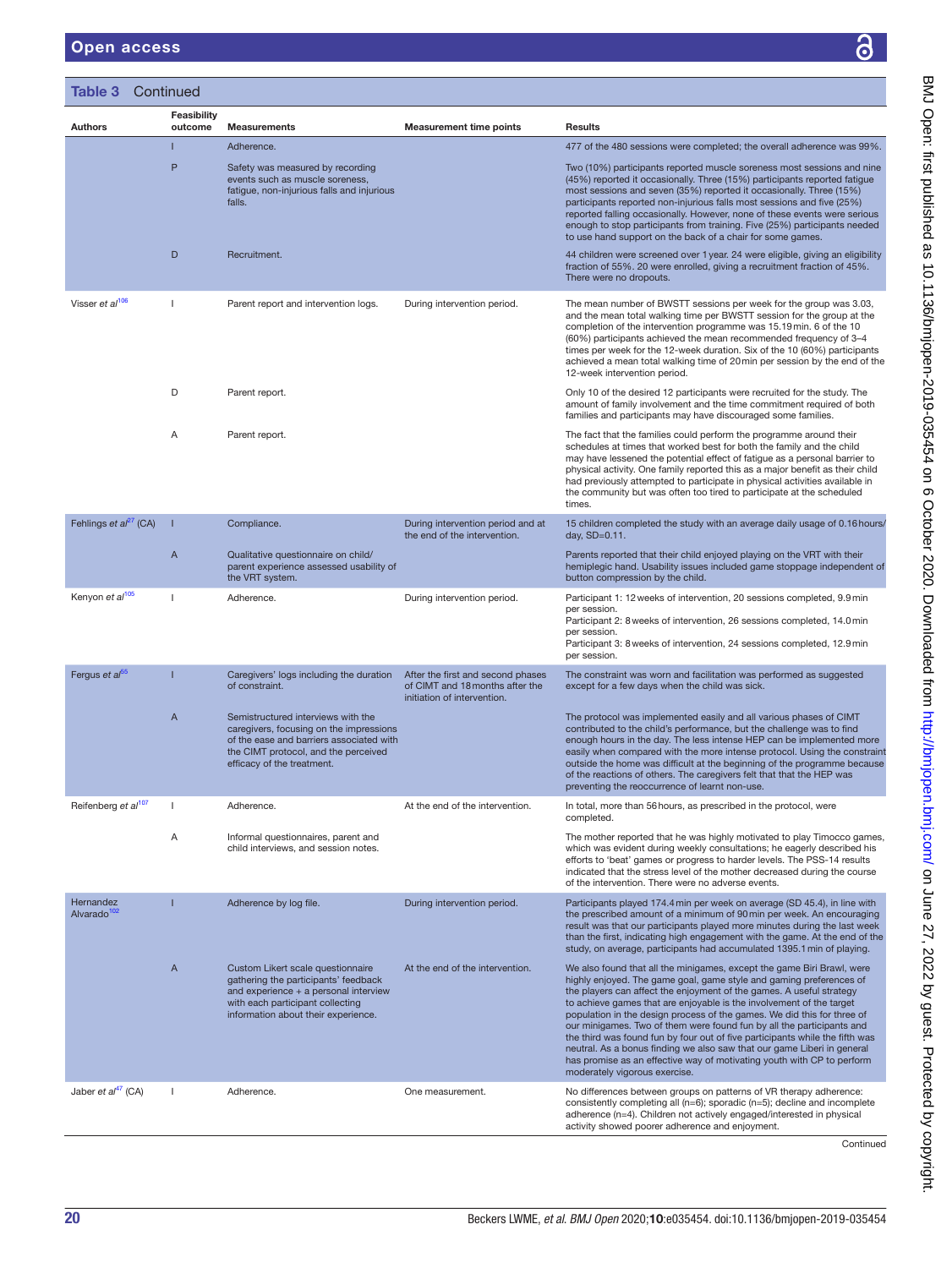**Table 3** Continued

| Authors | Feasibility outcome | Measurements | Measurement time points | Results |
|---|---|---|---|---|
| | I | Adherence. | | 477 of the 480 sessions were completed; the overall adherence was 99%. |
| | P | Safety was measured by recording events such as muscle soreness, fatigue, non-injurious falls and injurious falls. | | Two (10%) participants reported muscle soreness most sessions and nine (45%) reported it occasionally. Three (15%) participants reported fatigue most sessions and seven (35%) reported it occasionally. Three (15%) participants reported non-injurious falls most sessions and five (25%) reported falling occasionally. However, none of these events were serious enough to stop participants from training. Five (25%) participants needed to use hand support on the back of a chair for some games. |
| | D | Recruitment. | | 44 children were screened over 1 year. 24 were eligible, giving an eligibility fraction of 55%. 20 were enrolled, giving a recruitment fraction of 45%. There were no dropouts. |
| Visser *et al*[106] | I | Parent report and intervention logs. | During intervention period. | The mean number of BWSTT sessions per week for the group was 3.03, and the mean total walking time per BWSTT session for the group at the completion of the intervention programme was 15.19 min. 6 of the 10 (60%) participants achieved the mean recommended frequency of 3–4 times per week for the 12-week duration. Six of the 10 (60%) participants achieved a mean total walking time of 20 min per session by the end of the 12-week intervention period. |
| | D | Parent report. | | Only 10 of the desired 12 participants were recruited for the study. The amount of family involvement and the time commitment required of both families and participants may have discouraged some families. |
| | A | Parent report. | | The fact that the families could perform the programme around their schedules at times that worked best for both the family and the child may have lessened the potential effect of fatigue as a personal barrier to physical activity. One family reported this as a major benefit as their child had previously attempted to participate in physical activities available in the community but was often too tired to participate at the scheduled times. |
| Fehlings *et al*[27] (CA) | I | Compliance. | During intervention period and at the end of the intervention. | 15 children completed the study with an average daily usage of 0.16 hours/day, SD=0.11. |
| | A | Qualitative questionnaire on child/parent experience assessed usability of the VRT system. | | Parents reported that their child enjoyed playing on the VRT with their hemiplegic hand. Usability issues included game stoppage independent of button compression by the child. |
| Kenyon *et al*[105] | I | Adherence. | During intervention period. | Participant 1: 12 weeks of intervention, 20 sessions completed, 9.9 min per session.<br>Participant 2: 8 weeks of intervention, 26 sessions completed, 14.0 min per session.<br>Participant 3: 8 weeks of intervention, 24 sessions completed, 12.9 min per session. |
| Fergus *et al*[55] | I | Caregivers' logs including the duration of constraint. | After the first and second phases of CIMT and 18 months after the initiation of intervention. | The constraint was worn and facilitation was performed as suggested except for a few days when the child was sick. |
| | A | Semistructured interviews with the caregivers, focusing on the impressions of the ease and barriers associated with the CIMT protocol, and the perceived efficacy of the treatment. | | The protocol was implemented easily and all various phases of CIMT contributed to the child's performance, but the challenge was to find enough hours in the day. The less intense HEP can be implemented more easily when compared with the more intense protocol. Using the constraint outside the home was difficult at the beginning of the programme because of the reactions of others. The caregivers felt that that the HEP was preventing the reoccurrence of learnt non-use. |
| Reifenberg *et al*[107] | I | Adherence. | At the end of the intervention. | In total, more than 56 hours, as prescribed in the protocol, were completed. |
| | A | Informal questionnaires, parent and child interviews, and session notes. | | The mother reported that he was highly motivated to play Timocco games, which was evident during weekly consultations; he eagerly described his efforts to 'beat' games or progress to harder levels. The PSS-14 results indicated that the stress level of the mother decreased during the course of the intervention. There were no adverse events. |
| Hernandez Alvarado[102] | I | Adherence by log file. | During intervention period. | Participants played 174.4 min per week on average (SD 45.4), in line with the prescribed amount of a minimum of 90 min per week. An encouraging result was that our participants played more minutes during the last week than the first, indicating high engagement with the game. At the end of the study, on average, participants had accumulated 1395.1 min of playing. |
| | A | Custom Likert scale questionnaire gathering the participants' feedback and experience + a personal interview with each participant collecting information about their experience. | At the end of the intervention. | We also found that all the minigames, except the game Biri Brawl, were highly enjoyed. The game goal, game style and gaming preferences of the players can affect the enjoyment of the games. A useful strategy to achieve games that are enjoyable is the involvement of the target population in the design process of the games. We did this for three of our minigames. Two of them were found fun by all the participants and the third was found fun by four out of five participants while the fifth was neutral. As a bonus finding we also saw that our game Liberi in general has promise as an effective way of motivating youth with CP to perform moderately vigorous exercise. |
| Jaber *et al*[47] (CA) | I | Adherence. | One measurement. | No differences between groups on patterns of VR therapy adherence: consistently completing all (n=6); sporadic (n=5); decline and incomplete adherence (n=4). Children not actively engaged/interested in physical activity showed poorer adherence and enjoyment. |

Continued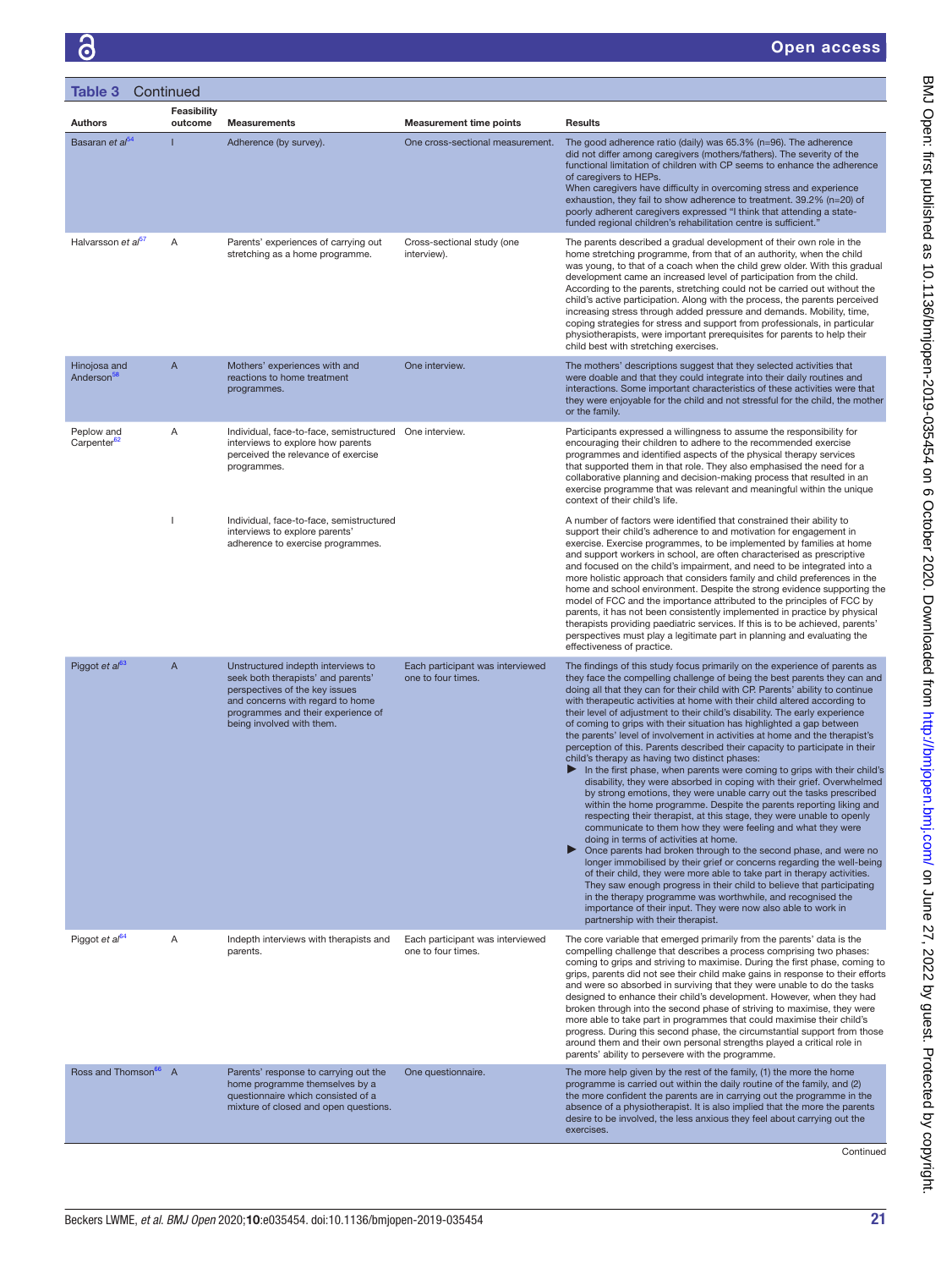**Table 3** Continued

| Authors | Feasibility outcome | Measurements | Measurement time points | Results |
|---|---|---|---|---|
| Basaran *et al*[54] | I | Adherence (by survey). | One cross-sectional measurement. | The good adherence ratio (daily) was 65.3% (n=96). The adherence did not differ among caregivers (mothers/fathers). The severity of the functional limitation of children with CP seems to enhance the adherence of caregivers to HEPs. When caregivers have difficulty in overcoming stress and experience exhaustion, they fail to show adherence to treatment. 39.2% (n=20) of poorly adherent caregivers expressed "I think that attending a state-funded regional children's rehabilitation centre is sufficient." |
| Halvarsson *et al*[57] | A | Parents' experiences of carrying out stretching as a home programme. | Cross-sectional study (one interview). | The parents described a gradual development of their own role in the home stretching programme, from that of an authority, when the child was young, to that of a coach when the child grew older. With this gradual development came an increased level of participation from the child. According to the parents, stretching could not be carried out without the child's active participation. Along with the process, the parents perceived increasing stress through added pressure and demands. Mobility, time, coping strategies for stress and support from professionals, in particular physiotherapists, were important prerequisites for parents to help their child best with stretching exercises. |
| Hinojosa and Anderson[58] | A | Mothers' experiences with and reactions to home treatment programmes. | One interview. | The mothers' descriptions suggest that they selected activities that were doable and that they could integrate into their daily routines and interactions. Some important characteristics of these activities were that they were enjoyable for the child and not stressful for the child, the mother or the family. |
| Peplow and Carpenter[62] | A | Individual, face-to-face, semistructured interviews to explore how parents perceived the relevance of exercise programmes. | One interview. | Participants expressed a willingness to assume the responsibility for encouraging their children to adhere to the recommended exercise programmes and identified aspects of the physical therapy services that supported them in that role. They also emphasised the need for a collaborative planning and decision-making process that resulted in an exercise programme that was relevant and meaningful within the unique context of their child's life. |
| | I | Individual, face-to-face, semistructured interviews to explore parents' adherence to exercise programmes. | | A number of factors were identified that constrained their ability to support their child's adherence to and motivation for engagement in exercise. Exercise programmes, to be implemented by families at home and support workers in school, are often characterised as prescriptive and focused on the child's impairment, and need to be integrated into a more holistic approach that considers family and child preferences in the home and school environment. Despite the strong evidence supporting the model of FCC and the importance attributed to the principles of FCC by parents, it has not been consistently implemented in practice by physical therapists providing paediatric services. If this is to be achieved, parents' perspectives must play a legitimate part in planning and evaluating the effectiveness of practice. |
| Piggot *et al*[63] | A | Unstructured indepth interviews to seek both therapists' and parents' perspectives of the key issues and concerns with regard to home programmes and their experience of being involved with them. | Each participant was interviewed one to four times. | The findings of this study focus primarily on the experience of parents as they face the compelling challenge of being the best parents they can and doing all that they can for their child with CP. Parents' ability to continue with therapeutic activities at home with their child altered according to their level of adjustment to their child's disability. The early experience of coming to grips with their situation has highlighted a gap between the parents' level of involvement in activities at home and the therapist's perception of this. Parents described their capacity to participate in their child's therapy as having two distinct phases:<br>▶ In the first phase, when parents were coming to grips with their child's disability, they were absorbed in coping with their grief. Overwhelmed by strong emotions, they were unable carry out the tasks prescribed within the home programme. Despite the parents reporting liking and respecting their therapist, at this stage, they were unable to openly communicate to them how they were feeling and what they were doing in terms of activities at home.<br>▶ Once parents had broken through to the second phase, and were no longer immobilised by their grief or concerns regarding the well-being of their child, they were more able to take part in therapy activities. They saw enough progress in their child to believe that participating in the therapy programme was worthwhile, and recognised the importance of their input. They were now also able to work in partnership with their therapist. |
| Piggot *et al*[64] | A | Indepth interviews with therapists and parents. | Each participant was interviewed one to four times. | The core variable that emerged primarily from the parents' data is the compelling challenge that describes a process comprising two phases: coming to grips and striving to maximise. During the first phase, coming to grips, parents did not see their child make gains in response to their efforts and were so absorbed in surviving that they were unable to do the tasks designed to enhance their child's development. However, when they had broken through into the second phase of striving to maximise, they were more able to take part in programmes that could maximise their child's progress. During this second phase, the circumstantial support from those around them and their own personal strengths played a critical role in parents' ability to persevere with the programme. |
| Ross and Thomson[66] | A | Parents' response to carrying out the home programme themselves by a questionnaire which consisted of a mixture of closed and open questions. | One questionnaire. | The more help given by the rest of the family, (1) the more the home programme is carried out within the daily routine of the family, and (2) the more confident the parents are in carrying out the programme in the absence of a physiotherapist. It is also implied that the more the parents desire to be involved, the less anxious they feel about carrying out the exercises. |

Continued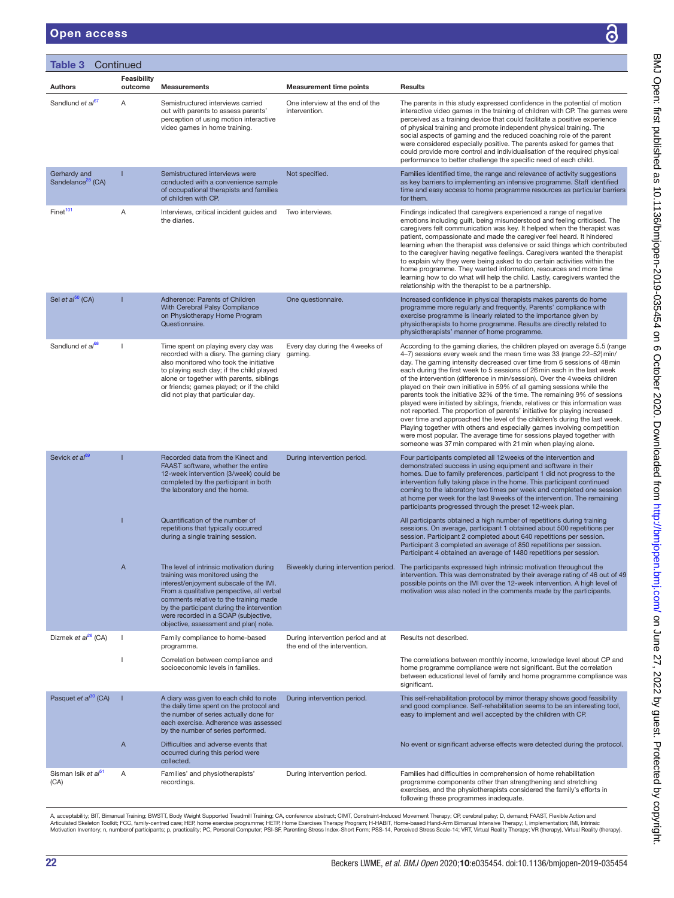**Table 3** Continued

| Authors | Feasibility outcome | Measurements | Measurement time points | Results |
|---|---|---|---|---|
| Sandlund *et al*[67] | A | Semistructured interviews carried out with parents to assess parents' perception of using motion interactive video games in home training. | One interview at the end of the intervention. | The parents in this study expressed confidence in the potential of motion interactive video games in the training of children with CP. The games were perceived as a training device that could facilitate a positive experience of physical training and promote independent physical training. The social aspects of gaming and the reduced coaching role of the parent were considered especially positive. The parents asked for games that could provide more control and individualisation of the required physical performance to better challenge the specific need of each child. |
| Gerhardy and Sandelance[28] (CA) | I | Semistructured interviews were conducted with a convenience sample of occupational therapists and families of children with CP. | Not specified. | Families identified time, the range and relevance of activity suggestions as key barriers to implementing an intensive programme. Staff identified time and easy access to home programme resources as particular barriers for them. |
| Finet[101] | A | Interviews, critical incident guides and the diaries. | Two interviews. | Findings indicated that caregivers experienced a range of negative emotions including guilt, being misunderstood and feeling criticised. The caregivers felt communication was key. It helped when the therapist was patient, compassionate and made the caregiver feel heard. It hindered learning when the therapist was defensive or said things which contributed to the caregiver having negative feelings. Caregivers wanted the therapist to explain why they were being asked to do certain activities within the home programme. They wanted information, resources and more time learning how to do what will help the child. Lastly, caregivers wanted the relationship with the therapist to be a partnership. |
| Sel *et al*[50] (CA) | I | Adherence: Parents of Children With Cerebral Palsy Compliance on Physiotherapy Home Program Questionnaire. | One questionnaire. | Increased confidence in physical therapists makes parents do home programme more regularly and frequently. Parents' compliance with exercise programme is linearly related to the importance given by physiotherapists to home programme. Results are directly related to physiotherapists' manner of home programme. |
| Sandlund *et al*[68] | I | Time spent on playing every day was recorded with a diary. The gaming diary also monitored who took the initiative to playing each day; if the child played alone or together with parents, siblings or friends; games played; or if the child did not play that particular day. | Every day during the 4 weeks of gaming. | According to the gaming diaries, the children played on average 5.5 (range 4–7) sessions every week and the mean time was 33 (range 22–52) min/day. The gaming intensity decreased over time from 6 sessions of 48 min each during the first week to 5 sessions of 26 min each in the last week of the intervention (difference in min/session). Over the 4 weeks children played on their own initiative in 59% of all gaming sessions while the parents took the initiative 32% of the time. The remaining 9% of sessions played were initiated by siblings, friends, relatives or this information was not reported. The proportion of parents' initiative for playing increased over time and approached the level of the children's during the last week. Playing together with others and especially games involving competition were most popular. The average time for sessions played together with someone was 37 min compared with 21 min when playing alone. |
| Sevick *et al*[69] | I | Recorded data from the Kinect and FAAST software, whether the entire 12-week intervention (3/week) could be completed by the participant in both the laboratory and the home. | During intervention period. | Four participants completed all 12 weeks of the intervention and demonstrated success in using equipment and software in their homes. Due to family preferences, participant 1 did not progress to the intervention fully taking place in the home. This participant continued coming to the laboratory two times per week and completed one session at home per week for the last 9 weeks of the intervention. The remaining participants progressed through the preset 12-week plan. |
| | I | Quantification of the number of repetitions that typically occurred during a single training session. | | All participants obtained a high number of repetitions during training sessions. On average, participant 1 obtained about 500 repetitions per session. Participant 2 completed about 640 repetitions per session. Participant 3 completed an average of 850 repetitions per session. Participant 4 obtained an average of 1480 repetitions per session. |
| | A | The level of intrinsic motivation during training was monitored using the interest/enjoyment subscale of the IMI. From a qualitative perspective, all verbal comments relative to the training made by the participant during the intervention were recorded in a SOAP (subjective, objective, assessment and plan) note. | Biweekly during intervention period. | The participants expressed high intrinsic motivation throughout the intervention. This was demonstrated by their average rating of 46 out of 49 possible points on the IMI over the 12-week intervention. A high level of motivation was also noted in the comments made by the participants. |
| Dizmek *et al*[26] (CA) | I | Family compliance to home-based programme. | During intervention period and at the end of the intervention. | Results not described. |
| | I | Correlation between compliance and socioeconomic levels in families. | | The correlations between monthly income, knowledge level about CP and home programme compliance were not significant. But the correlation between educational level of family and home programme compliance was significant. |
| Pasquet *et al*[80] (CA) | I | A diary was given to each child to note the daily time spent on the protocol and the number of series actually done for each exercise. Adherence was assessed by the number of series performed. | During intervention period. | This self-rehabilitation protocol by mirror therapy shows good feasibility and good compliance. Self-rehabilitation seems to be an interesting tool, easy to implement and well accepted by the children with CP. |
| | A | Difficulties and adverse events that occurred during this period were collected. | | No event or significant adverse effects were detected during the protocol. |
| Sisman Isik *et al*[51] (CA) | A | Families' and physiotherapists' recordings. | During intervention period. | Families had difficulties in comprehension of home rehabilitation programme components other than strengthening and stretching exercises, and the physiotherapists considered the family's efforts in following these programmes inadequate. |

A, acceptability; BIT, Bimanual Training; BWSTT, Body Weight Supported Treadmill Training; CA, conference abstract; CIMT, Constraint-Induced Movement Therapy; CP, cerebral palsy; D, demand; FAAST, Flexible Action and Articulated Skeleton Toolkit; FCC, family-centred care; HEP, home exercise programme; HETP, Home Exercises Therapy Program; H-HABIT, Home-based Hand-Arm Bimanual Intensive Therapy; I, implementation; IMI, Intrinsic Motivation Inventory; n, numberof participants; p, practicality; PC, Personal Computer; PSI-SF, Parenting Stress Index-Short Form; PSS-14, Perceived Stress Scale-14; VRT, Virtual Reality Therapy; VR (therapy), Virtual Reality (therapy).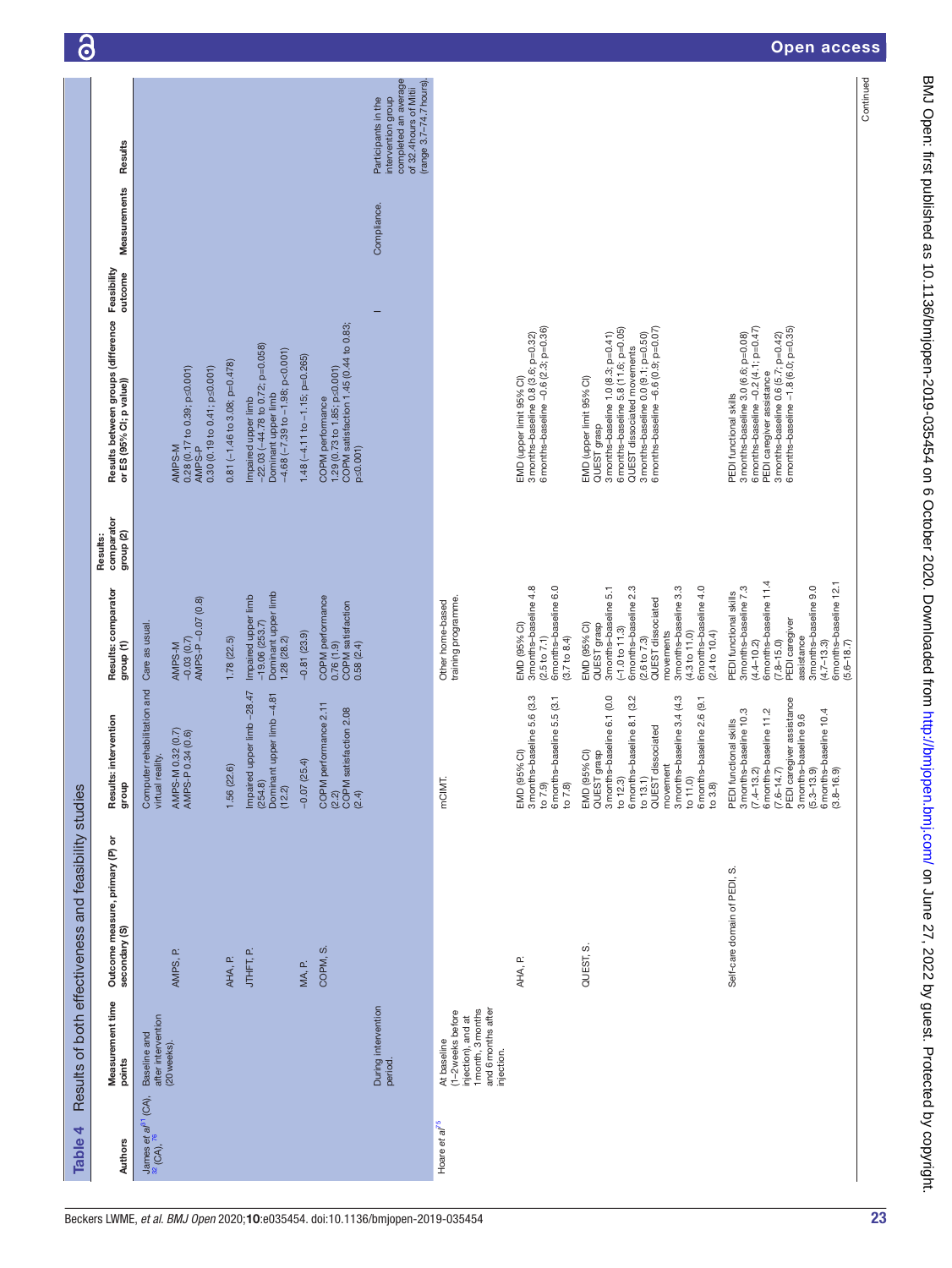**Table 4** Results of both effectiveness and feasibility studies

| Authors | Measurement time points | Outcome measure, primary (P) or secondary (S) | Results: intervention group | Results: comparator group (1) | Results: comparator group (2) | Results between groups (difference or ES (95% CI; p value)) | Feasibility outcome | Measurements | Results |
|---|---|---|---|---|---|---|---|---|---|
| James *et al*[61] (CA), [32] (CA), [76] | Baseline and after intervention (20 weeks). | | Computer rehabilitation and virtual reality. | Care as usual. | | | | | |
| | | AMPS, P. | AMPS-M 0.32 (0.7) AMPS-P 0.34 (0.6) | AMPS-M −0.03 (0.7) AMPS-P −0.07 (0.8) | | AMPS-M 0.28 (0.17 to 0.39; p≤0.001) AMPS-P 0.30 (0.19 to 0.41; p≤0.001) | | | |
| | | AHA, P. | 1.56 (22.6) | 1.78 (22.5) | | 0.81 (−1.46 to 3.08; p=0.478) | | | |
| | | JTHFT, P. | Impaired upper limb −28.47 (254.8) Dominant upper limb −4.81 (12.2) | Impaired upper limb −19.06 (253.7) Dominant upper limb 1.28 (28.2) | | Impaired upper limb −22.03 (−44.78 to 0.72; p=0.058) Dominant upper limb −4.68 (−7.39 to −1.98; p<0.001) | | | |
| | | MA, P. | −0.07 (25.4) | −0.81 (23.9) | | 1.48 (−4.11 to −1.15; p=0.265) | | | |
| | | COPM, S. | COPM performance 2.11 (2.2) COPM satisfaction 2.08 (2.4) | COPM performance 0.76 (1.9) COPM satisfaction 0.58 (2.4) | | COPM performance 1.29 (0.73 to 1.85; p≤0.001) COPM satisfaction 1.45 (0.44 to 0.83; p≤0.001) | | | |
| | During intervention period. | | | | | | I | Compliance. | Participants in the intervention group completed an average of 32.4 hours of Mitii (range 3.7–74.7 hours). |
| Hoare *et al*[75] | At baseline (1–2 weeks before injection), and at 1 month, 3 months and 6 months after injection. | | mCIMT. | Other home-based training programme. | | | | | |
| | | AHA, P. | EMD (95% CI) 3 months–baseline 5.6 (3.3 to 7.9) 6 months–baseline 5.5 (3.1 to 7.8) | EMD (95% CI) 3 months–baseline 4.8 (2.5 to 7.1) 6 months–baseline 6.0 (3.7 to 8.4) | | EMD (upper limit 95% CI) 3 months–baseline 0.8 (3.6; p=0.32) 6 months–baseline −0.6 (2.3; p=0.36) | | | |
| | | QUEST, S. | EMD (95% CI) QUEST grasp 3 months–baseline 6.1 (0.0 to 12.3) 6 months–baseline 8.1 (3.2 to 13.1) QUEST dissociated movement 3 months–baseline 3.4 (4.3 to 11.0) 6 months–baseline 2.6 (9.1 to 3.8) | EMD (95% CI) QUEST grasp 3 months–baseline 5.1 (−1.0 to 11.3) 6 months–baseline 2.3 (2.6 to 7.3) QUEST dissociated movements 3 months–baseline 3.3 (4.3 to 11.0) 6 months–baseline 4.0 (2.4 to 10.4) | | EMD (upper limit 95% CI) QUEST grasp 3 months–baseline 1.0 (8.3; p=0.41) 6 months–baseline 5.8 (11.6; p=0.05) QUEST dissociated movements 3 months–baseline 0.0 (9.1; p=0.50) 6 months–baseline −6.6 (0.9; p=0.07) | | | |
| | | Self-care domain of PEDI, S. | PEDI functional skills 3 months–baseline 10.3 (7.4–13.2) 6 months–baseline 11.2 (7.6–14.7) PEDI caregiver assistance 3 months–baseline 9.6 (5.3–13.9) 6 months–baseline 10.4 (3.8–16.9) | PEDI functional skills 3 months–baseline 7.3 (4.4–10.2) 6 months–baseline 11.4 (7.8–15.0) PEDI caregiver assistance 3 months–baseline 9.0 (4.7–13.3) 6 months–baseline 12.1 (5.6–18.7) | | PEDI functional skills 3 months–baseline 3.0 (6.6; p=0.08) 6 months–baseline −0.2 (4.1; p=0.47) PEDI caregiver assistance 3 months–baseline 0.6 (5.7; p=0.42) 6 months–baseline −1.8 (6.0; p=0.35) | | | |

Continued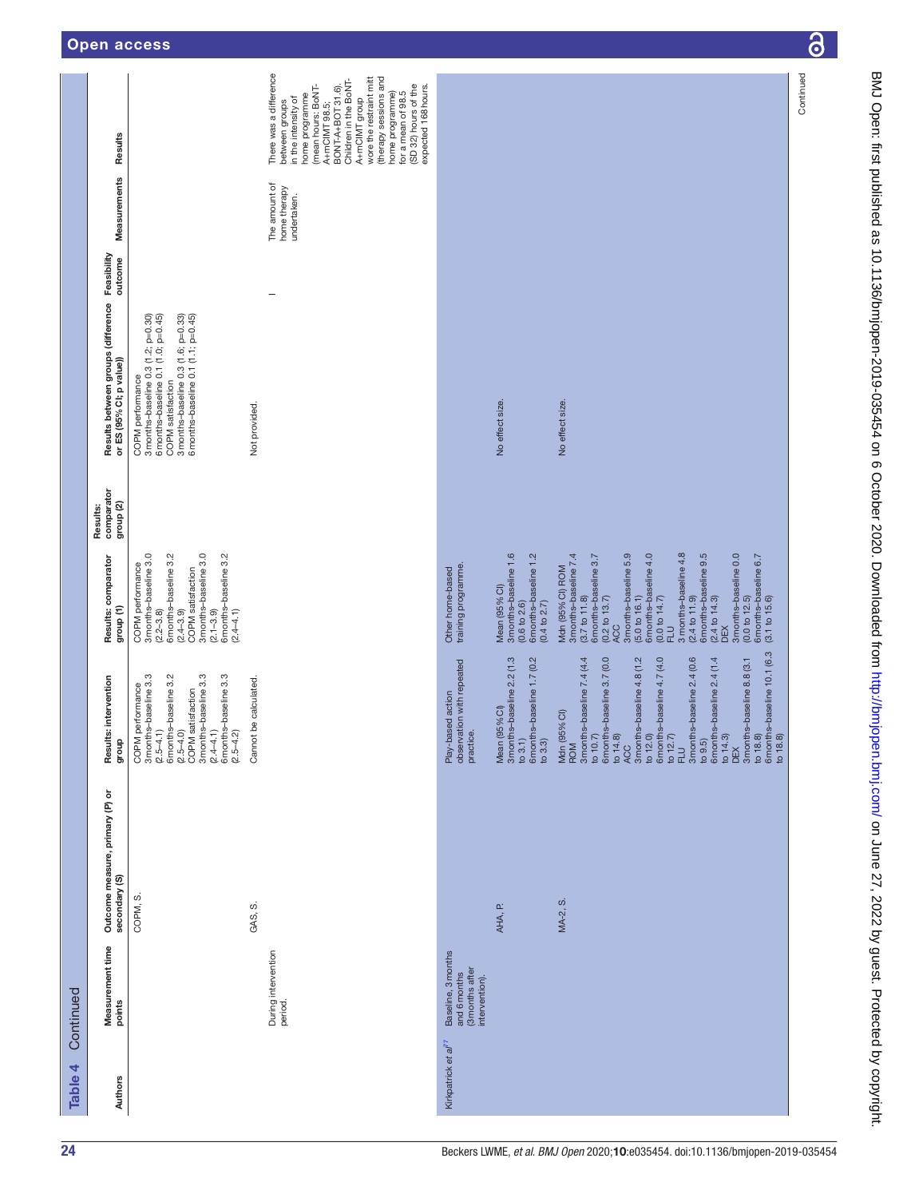Table 4 Continued

| Authors | Measurement time points | Outcome measure, primary (P) or secondary (S) | Results: intervention group | Results: comparator group (1) | Results: comparator group (2) | Results between groups (difference or ES (95% CI; p value)) | Feasibility outcome | Measurements | Results |
|---|---|---|---|---|---|---|---|---|---|
| | | COPM, S. | COPM performance<br>3months–baseline 3.3 (2.5–4.1)<br>6months–baseline 3.2 (2.5–4.0)<br>COPM satisfaction<br>3months–baseline 3.3 (2.4–4.1)<br>6months–baseline 3.3 (2.5–4.2) | COPM performance<br>3months–baseline 3.0 (2.2–3.8)<br>6months–baseline 3.2 (2.4–3.9)<br>COPM satisfaction<br>3months–baseline 3.0 (2.1–3.9)<br>6months–baseline 3.2 (2.4–4.1) | | COPM performance<br>3 months–baseline 0.3 (1.2; p=0.30)<br>6 months–baseline 0.1 (1.0; p=0.45)<br>COPM satisfaction<br>3 months–baseline 0.3 (1.6; p=0.33)<br>6 months–baseline 0.1 (1.1; p=0.45) | | | |
| | During intervention period. | GAS, S. | Cannot be calculated. | | | Not provided. | I | The amount of home therapy undertaken. | There was a difference between groups in the intensity of home programme (mean hours: BoNT-A+mCIMT 98.5; BONT-A+BOT 31.6). Children in the BoNT-A+mCIMT group wore the restraint mitt (therapy sessions and home programme) for a mean of 98.5 (SD 32) hours of the expected 168 hours. |
| Kirkpatrick *et al*[77] | Baseline, 3 months and 6 months (3 months after intervention). | | Play-based action observation with repeated practice. | Other home-based training programme. | | | | | |
| | | AHA, P. | Mean (95% CI)<br>3months–baseline 2.2 (1.3 to 3.1)<br>6months–baseline 1.7 (0.2 to 3.3) | Mean (95% CI)<br>3months–baseline 1.6 (0.6 to 2.6)<br>6months–baseline 1.2 (0.4 to 2.7) | | No effect size. | | | |
| | | MA-2, S. | Mdn (95% CI)<br>ROM<br>3months–baseline 7.4 (4.4 to 10.7)<br>6months–baseline 3.7 (0.0 to 14.8)<br>ACC<br>3months–baseline 4.8 (1.2 to 12.0)<br>6months–baseline 4.7 (4.0 to 12.7)<br>FLU<br>3months–baseline 2.4 (0.6 to 9.5)<br>6months–baseline 2.4 (1.4 to 14.3)<br>DEX<br>3months–baseline 8.8 (3.1 to 18.8)<br>6months–baseline 10.1 (6.3 to 18.8) | Mdn (95% CI) ROM<br>3months–baseline 7.4 (3.7 to 11.8)<br>6months–baseline 3.7 (0.2 to 13.7)<br>ACC<br>3months–baseline 5.9 (5.0 to 16.1)<br>6months–baseline 4.0 (0.0 to 14.7)<br>FLU<br>3 months–baseline 4.8 (2.4 to 11.9)<br>6months–baseline 9.5 (2.4 to 14.3)<br>DEX<br>3months–baseline 0.0 (0.0 to 12.5)<br>6months–baseline 6.7 (3.1 to 15.6) | | No effect size. | | | |

Continued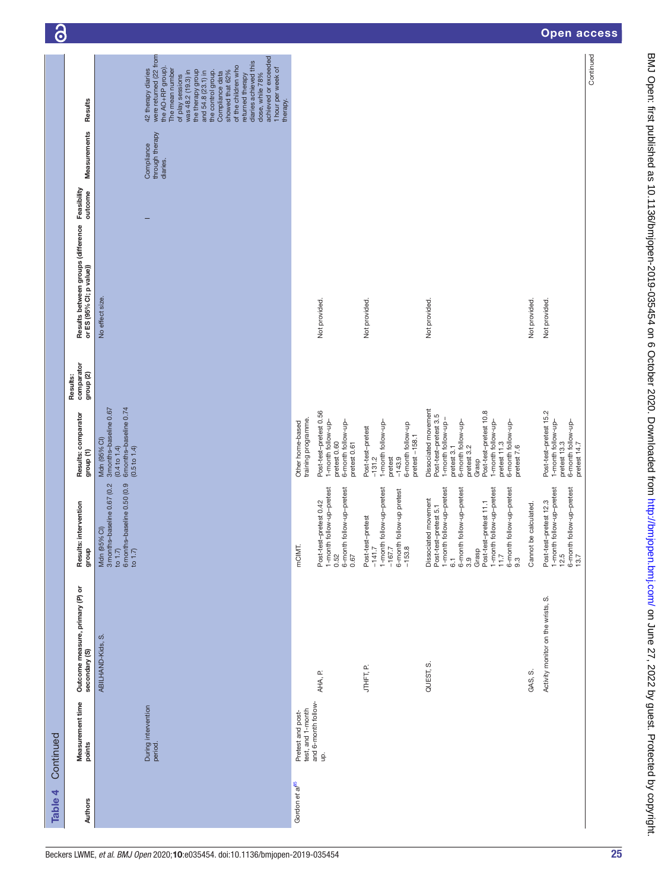Table 4 Continued

| Authors | Measurement time points | Outcome measure, primary (P) or secondary (S) | Results: intervention group | Results: comparator group (1) | Results: comparator group (2) | Results between groups (difference or ES (95% CI; p value)) | Feasibility outcome | Measurements | Results |
|---|---|---|---|---|---|---|---|---|---|
| | | ABILHAND-Kids, S. | Mdn (95% CI) 3 months–baseline 0.67 (0.2 to 1.7) 6 months–baseline 0.50 (0.9 to 1.7) | Mdn (95% CI) 3 months–baseline 0.67 (0.4 to 1.4) 6 months–baseline 0.74 (0.5 to 1.4) | | No effect size. | | | |
| | During intervention period. | | | | | | I | Compliance through therapy diaries. | 42 therapy diaries were returned (22 from the AO+RP group). The mean number of play sessions was 48.2 (19.3) in the therapy group and 54.8 (23.1) in the control group. Compliance data showed that 62% of the children who returned therapy diaries achieved this dose, while 78% achieved or exceeded 1 hour per week of therapy. |
| Gordon *et al*[65] | Pretest and post-test, and 1-month and 6-month follow-up. | | mCIMT. | Other home-based training programme. | | | | | |
| | | AHA, P. | Post-test–pretest 0.42<br>1-month follow-up–pretest 0.52<br>6-month follow-up–pretest 0.67 | Post-test–pretest 0.56<br>1-month follow-up–pretest 0.60<br>6-month follow-up–pretest 0.61 | | Not provided. | | | |
| | | JTHFT, P. | Post-test–pretest −141.7<br>1-month follow-up–pretest −167.7<br>6-month follow-up pretest −153.8 | Post-test–pretest −131.2<br>1-month follow-up–pretest −143.9<br>6-month follow-up pretest −158.1 | | Not provided. | | | |
| | | QUEST, S. | Dissociated movement<br>Post-test–pretest 5.1<br>1-month follow-up–pretest 6.1<br>6-month follow-up–pretest 3.9<br>Grasp<br>Post-test–pretest 11.1<br>1-month follow-up–pretest 11.7<br>6-month follow-up–pretest 9.3 | Dissociated movement<br>Post-test–pretest 3.5<br>1-month follow-up–pretest 3.1<br>6-month follow-up–pretest 3.2<br>Grasp<br>Post-test–pretest 10.8<br>1-month follow-up–pretest 11.3<br>6-month follow-up–pretest 7.6 | | Not provided. | | | |
| | | GAS, S. | Cannot be calculated. | | | Not provided. | | | |
| | | Activity monitor on the wrists, S. | Post-test–pretest 12.3<br>1-month follow-up–pretest 12.5<br>6-month follow-up–pretest 13.7 | Post-test–pretest 15.2<br>1-month follow-up–pretest 13.3<br>6-month follow-up–pretest 14.7 | | Not provided. | | | |

Continued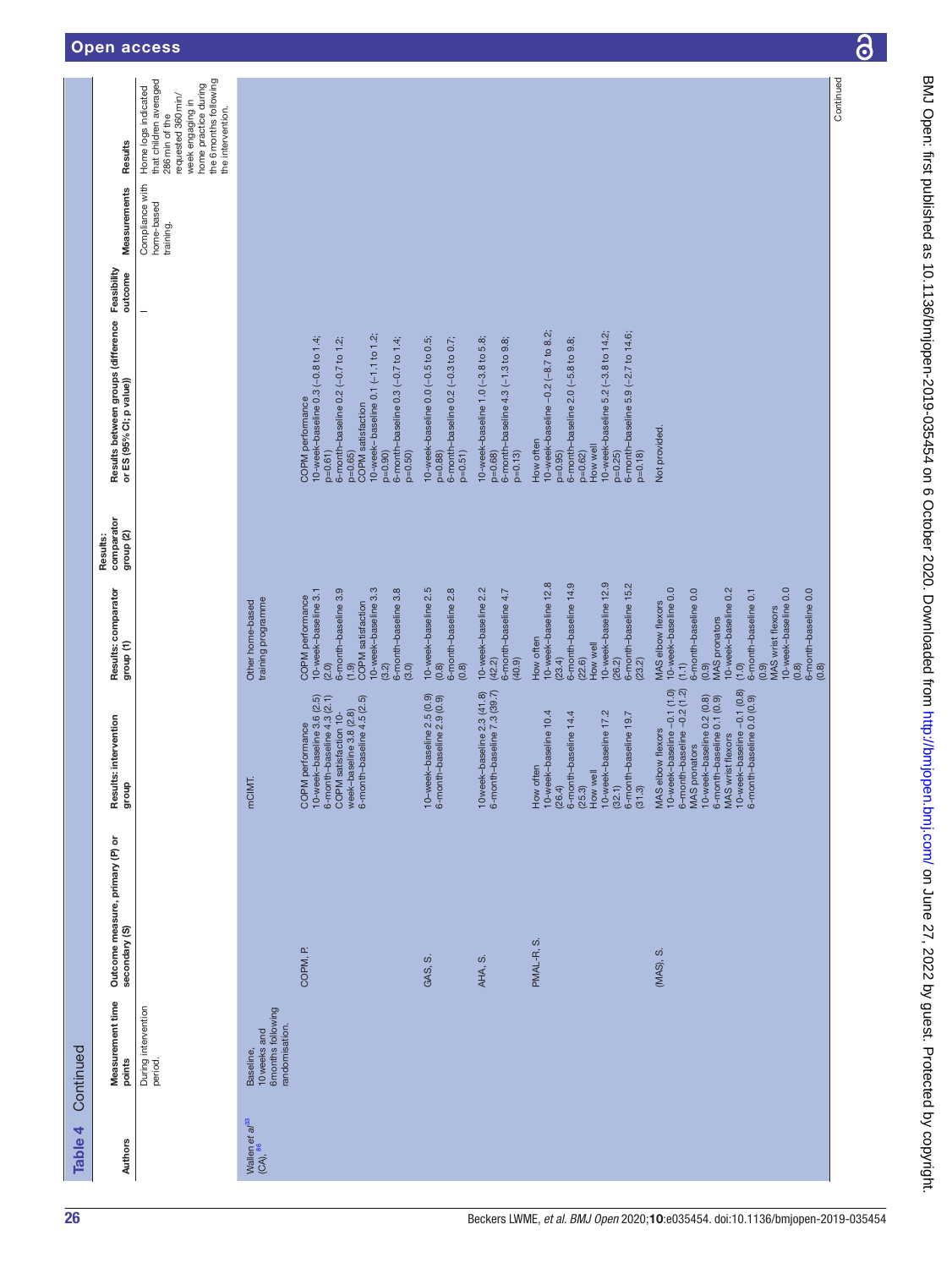**Table 4 Continued**

| Authors | Measurement time points | Outcome measure, primary (P) or secondary (S) | Results: intervention group | Results: comparator group (1) | Results: comparator group (2) | Results between groups (difference or ES (95% CI; p value)) | Feasibility outcome | Measurements | Results |
|---|---|---|---|---|---|---|---|---|---|
| | During intervention period. | | | | | | – | Compliance with home-based training. | Home logs indicated that children averaged 286 min of the requested 360 min/week engaging in home practice during the 6 months following the intervention. |
| Wallen *et al*[33] (CA),[88] | Baseline, 10 weeks and 6 months following randomisation. | | mCIMT. | Other home-based training programme | | | | | |
| | | COPM, P. | COPM performance<br>10-week–baseline 3.6 (2.5)<br>6-month–baseline 4.3 (2.1)<br>COPM satisfaction 10-week-baseline 3.8 (2.8)<br>6-month–baseline 4.5 (2.5) | COPM performance<br>10-week–baseline 3.1 (2.0)<br>6-month–baseline 3.9 (1.9)<br>COPM satisfaction<br>10-week–baseline 3.3 (3.2)<br>6-month–baseline 3.8 (3.0) | | COPM performance<br>10-week–baseline 0.3 (−0.8 to 1.4; p=0.61)<br>6-month–baseline 0.2 (−0.7 to 1.2; p=0.65)<br>COPM satisfaction<br>10-week–baseline 0.1 (−1.1 to 1.2; p=0.90)<br>6-month–baseline 0.3 (−0.7 to 1.4; p=0.50) | | | |
| | | GAS, S. | 10-week–baseline 2.5 (0.9)<br>6-month–baseline 2.9 (0.9) | 10-week–baseline 2.5 (0.8)<br>6-month–baseline 2.8 (0.8) | | 10-week–baseline 0.0 (−0.5 to 0.5; p=0.88)<br>6-month–baseline 0.2 (−0.3 to 0.7; p=0.51) | | | |
| | | AHA, S. | 10week–baseline 2.3 (41.8)<br>6-month–baseline 7.3 (39.7) | 10-week–baseline 2.2 (42.2)<br>6-month–baseline 4.7 (40.9) | | 10-week–baseline 1.0 (−3.8 to 5.8; p=0.68)<br>6-month–baseline 4.3 (−1.3 to 9.8; p=0.13) | | | |
| | | PMAL-R, S. | How often<br>10-week–baseline 10.4 (26.4)<br>6-month–baseline 14.4 (25.3)<br>How well<br>10-week–baseline 17.2 (32.1)<br>6-month–baseline 19.7 (31.3) | How often<br>10-week–baseline 12.8 (23.4)<br>6-month–baseline 14.9 (22.6)<br>How well<br>10-week–baseline 12.9 (26.2)<br>6-month–baseline 15.2 (23.2) | | How often<br>10-week–baseline −0.2 (−8.7 to 8.2; p=0.95)<br>6-month–baseline 2.0 (−5.8 to 9.8; p=0.62)<br>How well<br>10-week–baseline 5.2 (−3.8 to 14.2; p=0.25)<br>6-month–baseline 5.9 (−2.7 to 14.6; p=0.18) | | | |
| | | (MAS), S. | MAS elbow flexors<br>10-week–baseline −0.1 (1.0)<br>6-month–baseline −0.2 (1.2)<br>MAS pronators<br>10-week–baseline 0.2 (0.8)<br>6-month–baseline 0.1 (0.9)<br>MAS wrist flexors<br>10-week–baseline −0.1 (0.8)<br>6-month–baseline 0.0 (0.9) | MAS elbow flexors<br>10-week–baseline 0.0 (1.1)<br>6-month–baseline 0.0 (0.9)<br>MAS pronators<br>10-week–baseline 0.2 (1.0)<br>6-month–baseline 0.1 (0.9)<br>MAS wrist flexors<br>10-week–baseline 0.0 (0.8)<br>6-month–baseline 0.0 (0.8) | | Not provided. | | | |

Continued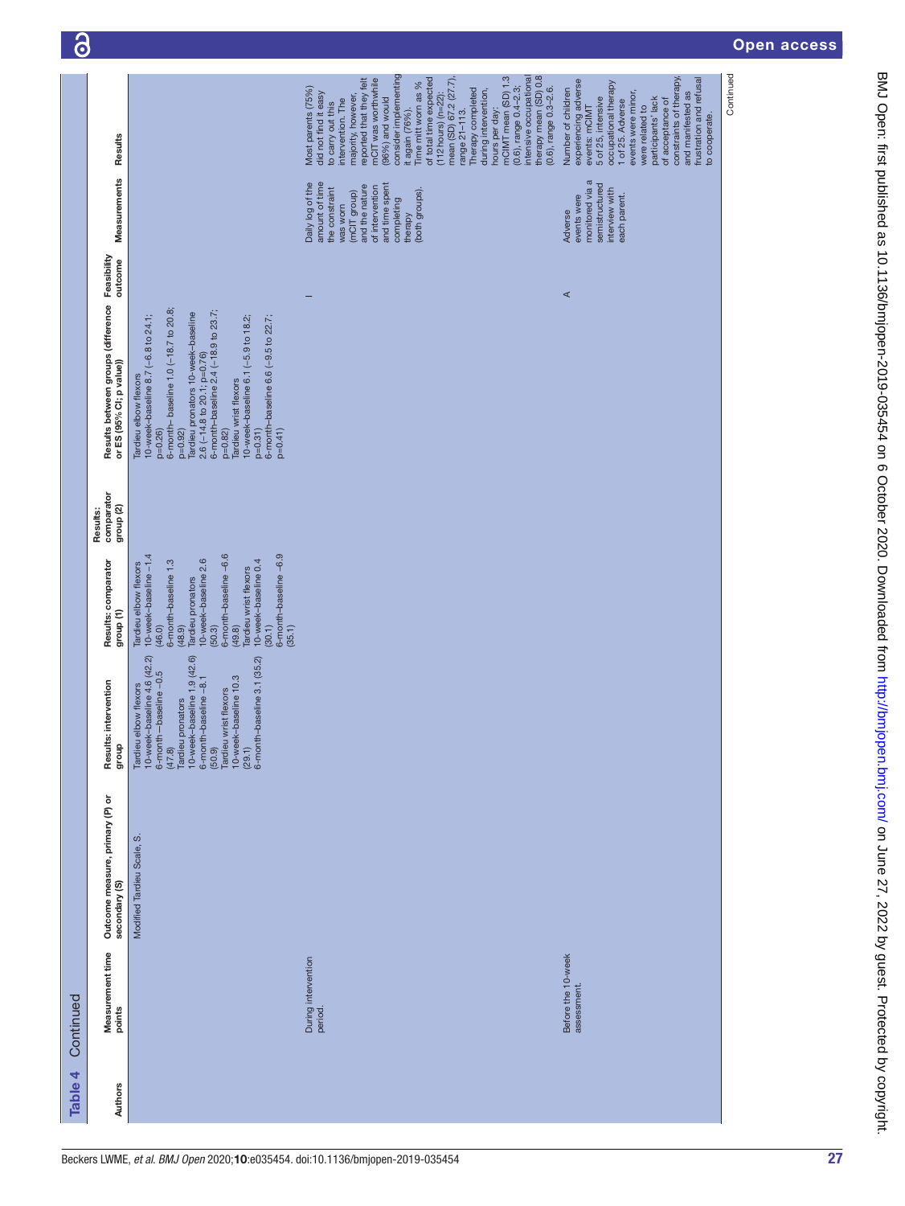**Table 4** Continued

| Authors | Measurement time points | Outcome measure, primary (P) or secondary (S) | Results: intervention group | Results: comparator group (1) | Results: comparator group (2) | Results between groups (difference or ES (95% CI; p value)) | Feasibility outcome | Measurements | Results |
|---|---|---|---|---|---|---|---|---|---|
| | | Modified Tardieu Scale, S. | Tardieu elbow flexors<br>10-week–baseline 4.6 (42.2)<br>6-month−baseline −0.5 (47.8)<br>Tardieu pronators<br>10-week–baseline 1.9 (42.6)<br>6-month–baseline −8.1 (50.9)<br>Tardieu wrist flexors<br>10-week–baseline 10.3 (29.1)<br>6-month–baseline 3.1 (35.2) | Tardieu elbow flexors<br>10-week–baseline −1.4 (46.0)<br>6-month–baseline 1.3 (48.9)<br>Tardieu pronators<br>10-week–baseline 2.6 (50.3)<br>6-month–baseline −6.6 (49.8)<br>Tardieu wrist flexors<br>10-week–baseline 0.4 (30.1)<br>6-month–baseline −6.9 (35.1) | | Tardieu elbow flexors<br>10-week–baseline 8.7 (−6.8 to 24.1; p=0.26)<br>6-month– baseline 1.0 (−18.7 to 20.8; p=0.92)<br>Tardieu pronators 10-week–baseline 2.6 (−14.8 to 20.1; p=0.76)<br>6-month–baseline 2.4 (−18.9 to 23.7; p=0.82)<br>Tardieu wrist flexors<br>10-week–baseline 6.1 (−5.9 to 18.2; p=0.31)<br>6-month–baseline 6.6 (−9.5 to 22.7; p=0.41) | | | |
| | During intervention period. | | | | | | I | Daily log of the amount of time the constraint was worn (mCIT group) and the nature of intervention and time spent completing therapy (both groups). | Most parents (75%) did not find it easy to carry out this intervention. The majority, however, reported that they felt mCIT was worthwhile (96%) and would consider implementing it again (76%).<br>Time mitt worn as % of total time expected (112 hours) (n=22): mean (SD) 67.2 (27.7), range 21–113.<br>Therapy completed during intervention, hours per day:<br>mCIMT mean (SD) 1.3 (0.6), range 0.4–2.3; intensive occupational therapy mean (SD) 0.8 (0.6), range 0.3–2.6. |
| | Before the 10-week assessment. | | | | | | A | Adverse events were monitored via a semistructured interview with each parent. | Number of children experiencing adverse events: mCIMT 5 of 25, intensive occupational therapy 1 of 25. Adverse events were minor, were related to participants' lack of acceptance of constraints of therapy, and manifested as frustration and refusal to cooperate. |

Continued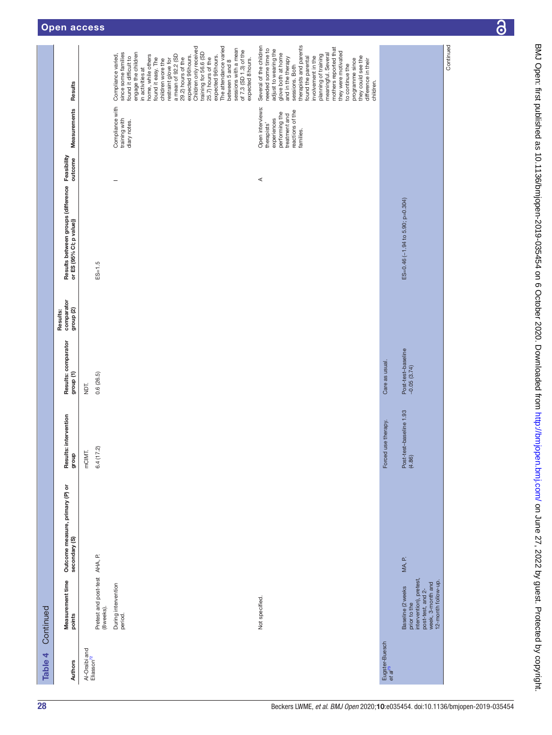**Table 4** Continued

| Authors | Measurement time points | Outcome measure, primary (P) or secondary (S) | Results: intervention group | Results: comparator group (1) | Results: comparator group (2) | Results between groups (difference or ES (95% CI; p value)) | Feasibility outcome | Measurements | Results |
|---|---|---|---|---|---|---|---|---|---|
| Al-Oraibi and Eliasson[72] | | | mCIMT. | NDT. | | | | | |
| | Pretest and post-test (8 weeks). | AHA, P. | 6.4 (17.2) | 0.6 (26.5) | | ES=1.5 | | | |
| | During intervention period. | | | | | | I | Compliance with training with diary notes. | Compliance varied, since some families found it difficult to engage the children in activities at home, while others found it easy. The children wore the restraint glove for a mean of 92.2 (SD 29.2) hours of the expected 96 hours. Children only received training for 56.6 (SD 25.7) hours of the expected 96 hours. The attendance varied between 5 and 8 sessions with a mean of 7.3 (SD 1.3) of the expected 8 hours. |
| | Not specified. | | | | | | A | Open interviews: therapists' experiences performing the treatment and reactions of the families. | Several of the children needed some time to adjust to wearing the glove both at home and in the therapy sessions. Both therapists and parents found the parental involvement in the planning of training meaningful. Several mothers reported that they were motivated to continue the programme since they could see the difference in their children. |
| Eugster-Buesch *et al*[73] | | | Forced use therapy. | Care as usual. | | | | | |
| | Baseline (2 weeks prior to the intervention), pretest, post-test, and 2-week, 3-month and 12-month follow-up. | MA, P. | Post-test–baseline 1.93 (4.86) | Post-test–baseline −0.05 (3.74) | | ES=0.46 (−1.94 to 5.90; p=0.304) | | | |

Continued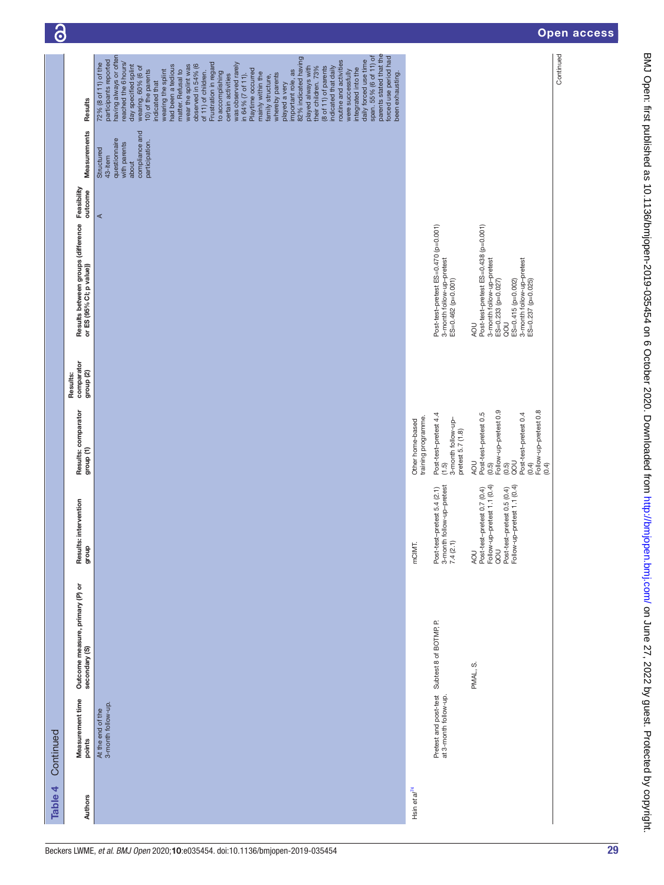**Table 4** Continued

| Authors | Measurement time points | Outcome measure, primary (P) or secondary (S) | Results: intervention group | Results: comparator group (1) | Results: comparator group (2) | Results between groups (difference or ES (95% CI; p value)) | Feasibility outcome | Measurements | Results |
|---|---|---|---|---|---|---|---|---|---|
| | At the end of the 3-month follow-up. | | | | | | A | Structured 43-item questionnaire with parents about compliance and participation. | 72% (8 of 11) of the participants reported having always or often reached the 6 hours/day specified splint wearing. 60% (6 of 10) of the parents indicated that wearing the splint had been a tedious matter. Refusal to wear the splint was observed in 54% (6 of 11) of children. Frustration in regard to accomplishing certain activities was observed rarely in 64% (7 of 11). Playtime occurred mainly within the family structure, whereby parents played a very important role, as 82% indicated having played always with their children. 73% (8 of 11) of parents indicated that daily routine and activities were successfully integrated into the daily forced use time span. 55% (6 of 11) of parents stated that the forced use period had been exhausting. |
| Hsin *et al*[74] | | | mCIMT. | Other home-based training programme. | | | | | |
| | Pretest and post-test at 3-month follow-up. | Subtest 8 of BOTMP, P. | Post-test–pretest 5.4 (2.1)<br>3-month follow-up–pretest 7.4 (2.1) | Post-test–pretest 4.4 (1.5)<br>3-month follow-up–pretest 5.7 (1.8) | | Post-test–pretest ES=0.470 (p=0.001)<br>3-month follow-up–pretest ES=0.462 (p=0.001) | | | |
| | | PMAL, S. | AOU<br>Post-test–pretest 0.7 (0.4)<br>Follow-up–pretest 1.1 (0.4)<br>QOU<br>Post-test–pretest 0.5 (0.4)<br>Follow-up–pretest 1.1 (0.4) | AOU<br>Post-test–pretest 0.5 (0.5)<br>Follow-up–pretest 0.9 (0.5)<br>QOU<br>Post-test–pretest 0.4 (0.4)<br>Follow-up–pretest 0.8 (0.4) | | AOU<br>Post-test–pretest ES=0.438 (p=0.001)<br>3-month follow-up–pretest ES=0.233 (p=0.027)<br>QOU<br>ES=0.415 (p=0.002)<br>3-month follow-up–pretest ES=0.237 (p=0.025) | | | |

Continued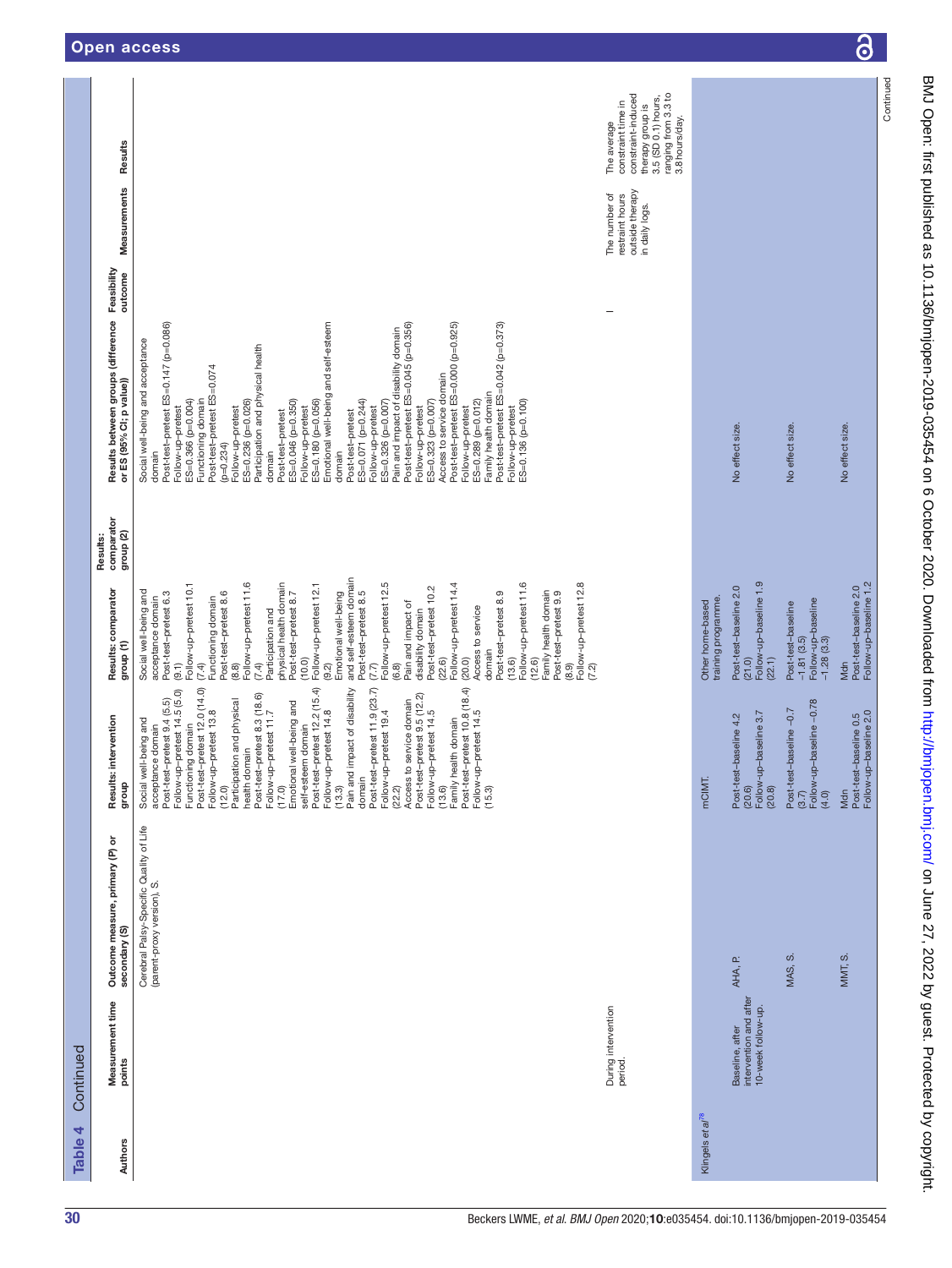**Table 4** Continued

| Authors | Measurement time points | Outcome measure, primary (P) or secondary (S) | Results: intervention group | Results: comparator group (1) | Results: comparator group (2) | Results between groups (difference or ES (95% CI; p value)) | Feasibility outcome | Measurements | Results |
|---|---|---|---|---|---|---|---|---|---|
| | | Cerebral Palsy-Specific Quality of Life (parent-proxy version), S. | Social well-being and acceptance domain<br>Post-test–pretest 9.4 (5.5)<br>Follow-up–pretest 14.5 (5.0)<br>Functioning domain<br>Post-test–pretest 12.0 (14.0)<br>Follow-up–pretest 13.8 (12.0)<br>Participation and physical health domain<br>Post-test–pretest 8.3 (18.6)<br>Follow-up–pretest 11.7 (17.0)<br>Emotional well-being and self-esteem domain<br>Post-test–pretest 12.2 (15.4)<br>Follow-up–pretest 14.8 (13.3)<br>Pain and impact of disability domain<br>Post-test–pretest 11.9 (23.7)<br>Follow-up–pretest 19.4 (22.2)<br>Access to service domain<br>Post-test–pretest 9.5 (12.2)<br>Follow-up–pretest 14.5 (13.6)<br>Family health domain<br>Post-test–pretest 10.8 (18.4)<br>Follow-up–pretest 14.5 (15.3) | Social well-being and acceptance domain<br>Post-test–pretest 6.3 (9.1)<br>Follow-up–pretest 10.1 (7.4)<br>Functioning domain<br>Post-test–pretest 8.6 (8.8)<br>Follow-up–pretest 11.6 (7.4)<br>Participation and physical health domain<br>Post-test–pretest 8.7 (10.0)<br>Follow-up–pretest 12.1 (9.2)<br>Emotional well-being and self-esteem domain<br>Post-test–pretest 8.5 (7.7)<br>Follow-up–pretest 12.5 (6.8)<br>Pain and impact of disability domain<br>Post-test–pretest 10.2 (22.6)<br>Follow-up–pretest 14.4 (20.0)<br>Access to service domain<br>Post-test–pretest 8.9 (13.6)<br>Follow-up–pretest 11.6 (12.6)<br>Family health domain<br>Post-test–pretest 9.9 (8.9)<br>Follow-up–pretest 12.8 (7.2) | | Social well-being and acceptance domain<br>Post-test–pretest ES=0.147 (p=0.086)<br>Follow-up–pretest ES=0.366 (p=0.004)<br>Functioning domain<br>Post-test–pretest ES=0.074 (p=0.234)<br>Follow-up–pretest ES=0.236 (p=0.026)<br>Participation and physical health domain<br>Post-test–pretest ES=0.046 (p=0.350)<br>Follow-up–pretest ES=0.180 (p=0.056)<br>Emotional well-being and self-esteem domain<br>Post-test–pretest ES=0.071 (p=0.244)<br>Follow-up–pretest ES=0.326 (p=0.007)<br>Pain and impact of disability domain<br>Post-test–pretest ES=0.045 (p=0.356)<br>Follow-up–pretest ES=0.323 (p=0.007)<br>Access to service domain<br>Post-test–pretest ES=0.000 (p=0.925)<br>Follow-up–pretest ES=0.289 (p=0.012)<br>Family health domain<br>Post-test–pretest ES=0.042 (p=0.373)<br>Follow-up–pretest ES=0.136 (p=0.100) | | | |
| | During intervention period. | | | | | | – | The number of restraint hours outside therapy in daily logs. | The average constraint time in constraint-induced therapy group is 3.5 (SD 0.1) hours, ranging from 3.3 to 3.8 hours/day. |
| Klingels *et al*[78] | | | mCIMT. | Other home-based training programme. | | | | | |
| | Baseline, after intervention and after 10-week follow-up. | AHA, P. | Post-test–baseline 4.2 (20.6)<br>Follow-up–baseline 3.7 (20.8) | Post-test–baseline 2.0 (21.0)<br>Follow-up–baseline 1.9 (22.1) | | No effect size. | | | |
| | | MAS, S. | Post-test–baseline −0.7 (3.7)<br>Follow-up–baseline −0.78 (4.0) | Post-test–baseline −1.81 (3.5)<br>Follow-up–baseline −1.28 (3.3) | | No effect size. | | | |
| | | MMT, S. | Mdn<br>Post-test–baseline 0.5<br>Follow-up–baseline 2.0 | Mdn<br>Post-test–baseline 2.0<br>Follow-up–baseline 1.2 | | No effect size. | | | |

Continued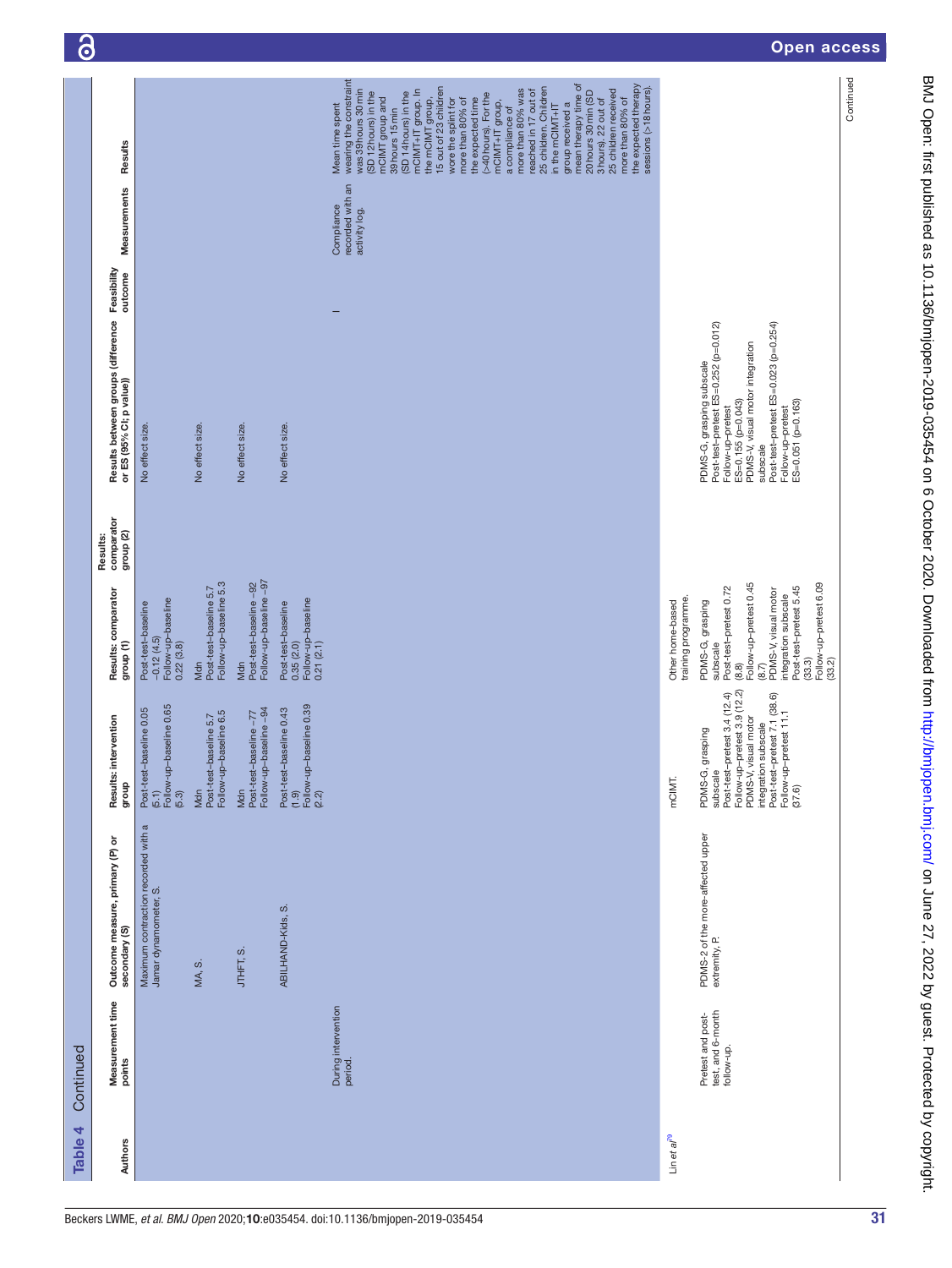**Table 4 Continued**

| Authors | Measurement time points | Outcome measure, primary (P) or secondary (S) | Results: intervention group | Results: comparator group (1) | Results: comparator group (2) | Results between groups (difference or ES (95% CI; p value)) | Feasibility outcome | Measurements | Results |
|---|---|---|---|---|---|---|---|---|---|
| | | Maximum contraction recorded with a Jamar dynamometer, S. | Post-test–baseline 0.05 (5.1)<br>Follow-up–baseline 0.65 (5.3) | Post-test–baseline −0.12 (4.5)<br>Follow-up–baseline 0.22 (3.8) | | No effect size. | | | |
| | | MA, S. | Mdn<br>Post-test–baseline 5.7<br>Follow-up–baseline 6.5 | Mdn<br>Post-test–baseline 5.7<br>Follow-up–baseline 5.3 | | No effect size. | | | |
| | | JTHFT, S. | Mdn<br>Post-test–baseline −77<br>Follow-up–baseline −94 | Mdn<br>Post-test–baseline −92<br>Follow-up–baseline −97 | | No effect size. | | | |
| | | ABILHAND-Kids, S. | Post-test–baseline 0.43 (1.9)<br>Follow-up–baseline 0.39 (2.2) | Post-test–baseline 0.35 (2.0)<br>Follow-up–baseline 0.21 (2.1) | | No effect size. | | | |
| | During intervention period. | | | | | | – | Compliance recorded with an activity log. | Mean time spent wearing the constraint was 39 hours 30 min (SD 12 hours) in the mCIMT group and 39 hours 15 min (SD 14 hours) in the mCIMT+IT group. In the mCIMT group, 15 out of 23 children wore the splint for more than 80% of the expected time (>40 hours). For the mCIMT+IT group, a compliance of more than 80% was reached in 17 out of 25 children. Children in the mCIMT+IT group received a mean therapy time of 20 hours 30 min (SD 3 hours). 22 out of 25 children received more than 80% of the expected therapy sessions (>18 hours). |
| Lin *et al*[79] | Pretest and post-test, and 6-month follow-up. | PDMS-2 of the more-affected upper extremity, P. | mCIMT.<br><br>PDMS-G, grasping subscale<br>Post-test–pretest 3.4 (12.4)<br>Follow-up–pretest 3.9 (12.2)<br>PDMS-V, visual motor integration subscale<br>Post-test–pretest 7.1 (38.6)<br>Follow-up–pretest 11.1 (37.6) | Other home-based training programme.<br><br>PDMS-G, grasping subscale<br>Post-test–pretest 0.72 (8.8)<br>Follow-up–pretest 0.45 (8.7)<br>PDMS-V, visual motor integration subscale<br>Post-test–pretest 5.45 (33.3)<br>Follow-up–pretest 6.09 (33.2) | | PDMS-G, grasping subscale<br>Post-test–pretest ES=0.252 (p=0.012)<br>Follow-up–pretest ES=0.155 (p=0.043)<br>PDMS-V, visual motor integration subscale<br>Post-test–pretest ES=0.023 (p=0.254)<br>Follow-up–pretest ES=0.051 (p=0.163) | | | |

Continued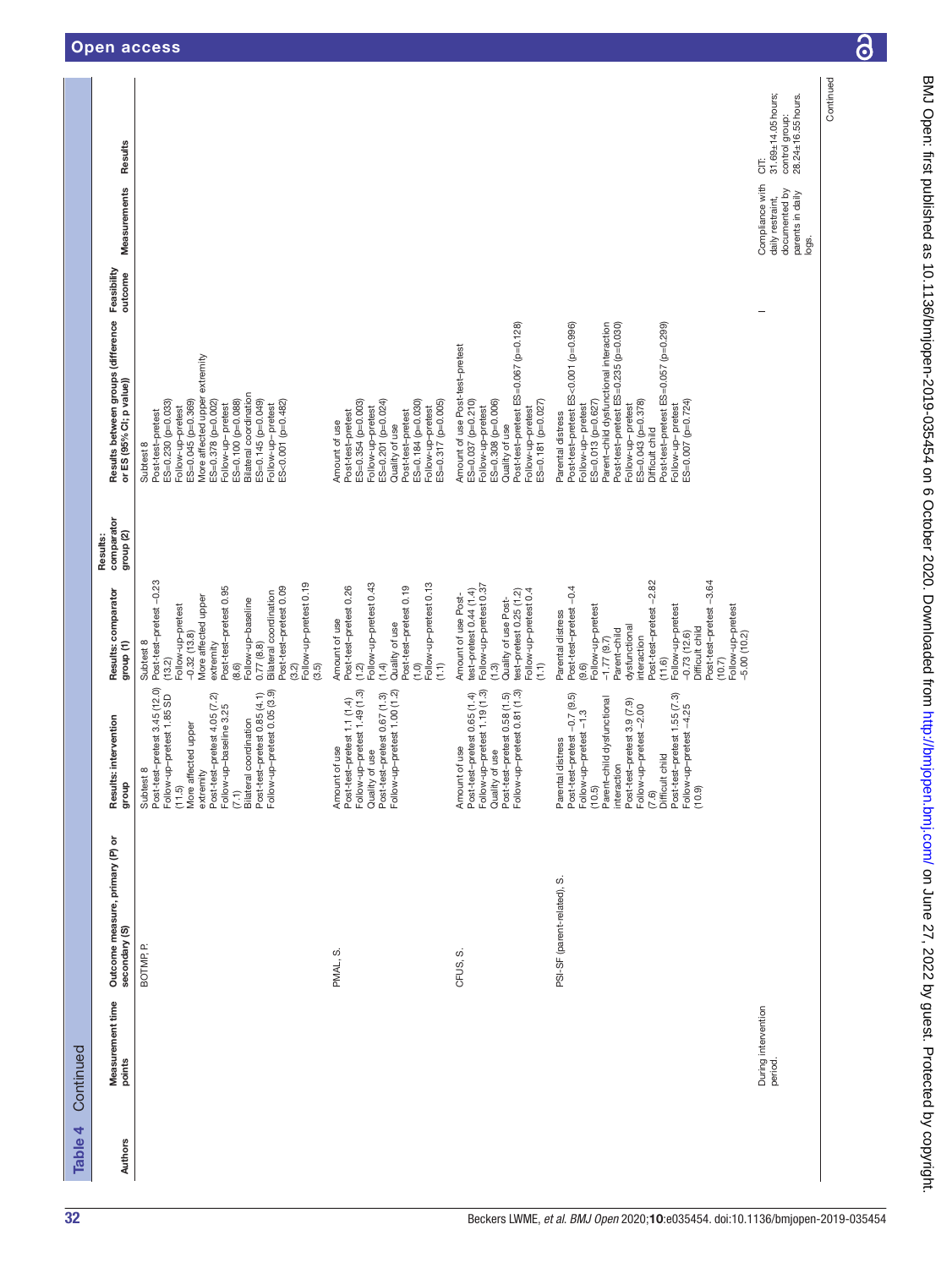**Table 4** Continued

| Authors | Measurement time points | Outcome measure, primary (P) or secondary (S) | Results: intervention group | Results: comparator group (1) | Results: comparator group (2) | Results between groups (difference or ES (95% CI; p value)) | Feasibility outcome | Measurements | Results |
|---|---|---|---|---|---|---|---|---|---|
| | | BOTMP, P. | Subtest 8<br>Post-test–pretest 3.45 (12.0)<br>Follow-up–pretest 1.85 SD (11.5)<br>More affected upper extremity<br>Post-test–pretest 4.05 (7.2)<br>Follow-up–baseline 3.25 (7.1)<br>Bilateral coordination<br>Post-test–pretest 0.85 (4.1)<br>Follow-up–pretest 0.05 (3.9) | Subtest 8<br>Post-test–pretest −0.23 (13.2)<br>Follow-up–pretest −0.32 (13.8)<br>More affected upper extremity<br>Post-test–pretest 0.95 (8.6)<br>Follow-up–baseline 0.77 (8.8)<br>Bilateral coordination<br>Post-test–pretest 0.09 (3.2)<br>Follow-up–pretest 0.19 (3.5) | | Subtest 8<br>Post-test–pretest<br>ES=0.230 (p=0.033)<br>Follow-up–pretest<br>ES=0.045 (p=0.369)<br>More affected upper extremity<br>ES=0.378 (p=0.002)<br>Follow-up–pretest<br>ES=0.100 (p=0.088)<br>Bilateral coordination<br>ES=0.145 (p=0.049)<br>Follow-up–pretest<br>ES<0.001 (p=0.482) | | | |
| | | PMAL, S. | Amount of use<br>Post-test–pretest 1.1 (1.4)<br>Follow-up–pretest 1.49 (1.3)<br>Quality of use<br>Post-test–pretest 0.67 (1.3)<br>Follow-up–pretest 1.00 (1.2) | Amount of use<br>Post-test–pretest 0.26 (1.2)<br>Follow-up–pretest 0.43 (1.4)<br>Quality of use<br>Post-test–pretest 0.19 (1.0)<br>Follow-up–pretest 0.13 (1.1) | | Amount of use<br>Post-test–pretest<br>ES=0.354 (p=0.003)<br>Follow-up–pretest<br>ES=0.201 (p=0.024)<br>Quality of use<br>Post-test–pretest<br>ES=0.184 (p=0.030)<br>Follow-up–pretest<br>ES=0.317 (p=0.005) | | | |
| | | CFUS, S. | Amount of use<br>Post-test–pretest 0.65 (1.4)<br>Follow-up–pretest 1.19 (1.3)<br>Quality of use<br>Post-test–pretest 0.58 (1.5)<br>Follow-up–pretest 0.81 (1.3) | Amount of use Post-test–pretest 0.44 (1.4)<br>Follow-up–pretest 0.37 (1.3)<br>Quality of use Post-test–pretest 0.25 (1.2)<br>Follow-up–pretest 0.4 (1.1) | | Amount of use Post-test–pretest<br>ES=0.037 (p=0.210)<br>Follow-up–pretest<br>ES=0.308 (p=0.006)<br>Quality of use<br>Post-test–pretest ES=0.067 (p=0.128)<br>Follow-up–pretest<br>ES=0.181 (p=0.027) | | | |
| | | PSI-SF (parent-related), S. | Parental distress<br>Post-test–pretest −0.7 (9.5)<br>Follow-up–pretest −1.3 (10.5)<br>Parent–child dysfunctional interaction<br>Post-test–pretest 3.9 (7.9)<br>Follow-up–pretest −2.00 (7.6)<br>Difficult child<br>Post-test–pretest 1.55 (7.3)<br>Follow-up–pretest −4.25 (10.9) | Parental distress<br>Post-test–pretest −0.4 (9.6)<br>Follow-up–pretest −1.77 (9.7)<br>Parent–child dysfunctional interaction<br>Post-test–pretest −2.82 (11.6)<br>Follow-up–pretest −0.73 (12.6)<br>Difficult child<br>Post-test–pretest −3.64 (10.7)<br>Follow-up–pretest −5.00 (10.2) | | Parental distress<br>Post-test–pretest ES<0.001 (p=0.996)<br>Follow-up–pretest<br>ES=0.013 (p=0.627)<br>Parent–child dysfunctional interaction<br>Post-test–pretest ES=0.235 (p=0.030)<br>Follow-up–pretest<br>ES=0.043 (p=0.378)<br>Difficult child<br>Post-test–pretest ES=0.057 (p=0.299)<br>Follow-up–pretest<br>ES=0.007 (p=0.724) | | | |
| | During intervention period. | | | | | | – | Compliance with daily restraint, documented by parents in daily logs. | CIT:<br>31.69±14.05 hours; control group:<br>28.24±16.55 hours. |

Continued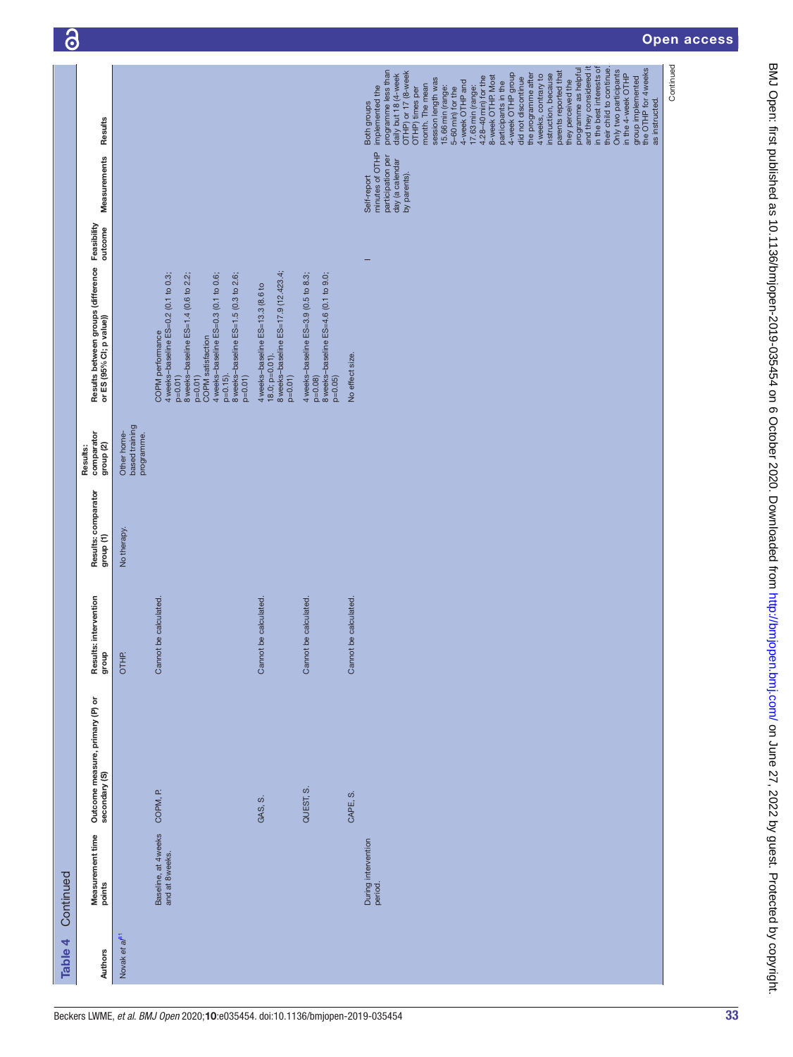Table 4 Continued

| Authors | Measurement time points | Outcome measure, primary (P) or secondary (S) | Results: intervention group | Results: comparator group (1) | Results: comparator group (2) | Results between groups (difference or ES (95% CI; p value)) | Feasibility outcome | Measurements | Results |
|---|---|---|---|---|---|---|---|---|---|
| Novak et al[61] | | | OTHP. | No therapy. | Other home-based training programme. | | | | |
| | Baseline, at 4 weeks and at 8 weeks. | COPM, P. | Cannot be calculated. | | | COPM performance<br>4 weeks–baseline ES=0.2 (0.1 to 0.3; p=0.01)<br>8 weeks–baseline ES=1.4 (0.6 to 2.2; p=0.01)<br>COPM satisfaction<br>4 weeks–baseline ES=0.3 (0.1 to 0.6; p=0.15).<br>8 weeks–baseline ES=1.5 (0.3 to 2.6; p=0.01) | | | |
| | | GAS, S. | Cannot be calculated. | | | 4 weeks–baseline ES=13.3 (8.6 to 18.0; p=0.01).<br>8 weeks–baseline ES=17.9 (12.423.4; p=0.01) | | | |
| | | QUEST, S. | Cannot be calculated. | | | 4 weeks–baseline ES=3.9 (0.5 to 8.3; p=0.08)<br>8 weeks–baseline ES=4.6 (0.1 to 9.0; p=0.05) | | | |
| | | CAPE, S. | Cannot be calculated. | | | No effect size. | | | |
| | During intervention period. | | | | | | – | Self-report minutes of OTHP participation per day (a calendar by parents). | Both groups implemented the programme less than daily but 18 (4-week OTHP) or 17 (8-week OTHP) times per month. The mean session length was 15.66 min (range: 5–60 min) for the 4-week OTHP and 17.63 min (range: 4.28–40 min) for the 8-week OTHP. Most participants in the 4-week OTHP group did not discontinue the programme after 4 weeks, contrary to instruction, because parents reported that they perceived the programme as helpful and they considered it in the best interests of their child to continue. Only two participants in the 4-week OTHP group implemented the OTHP for 4 weeks as instructed. |

Continued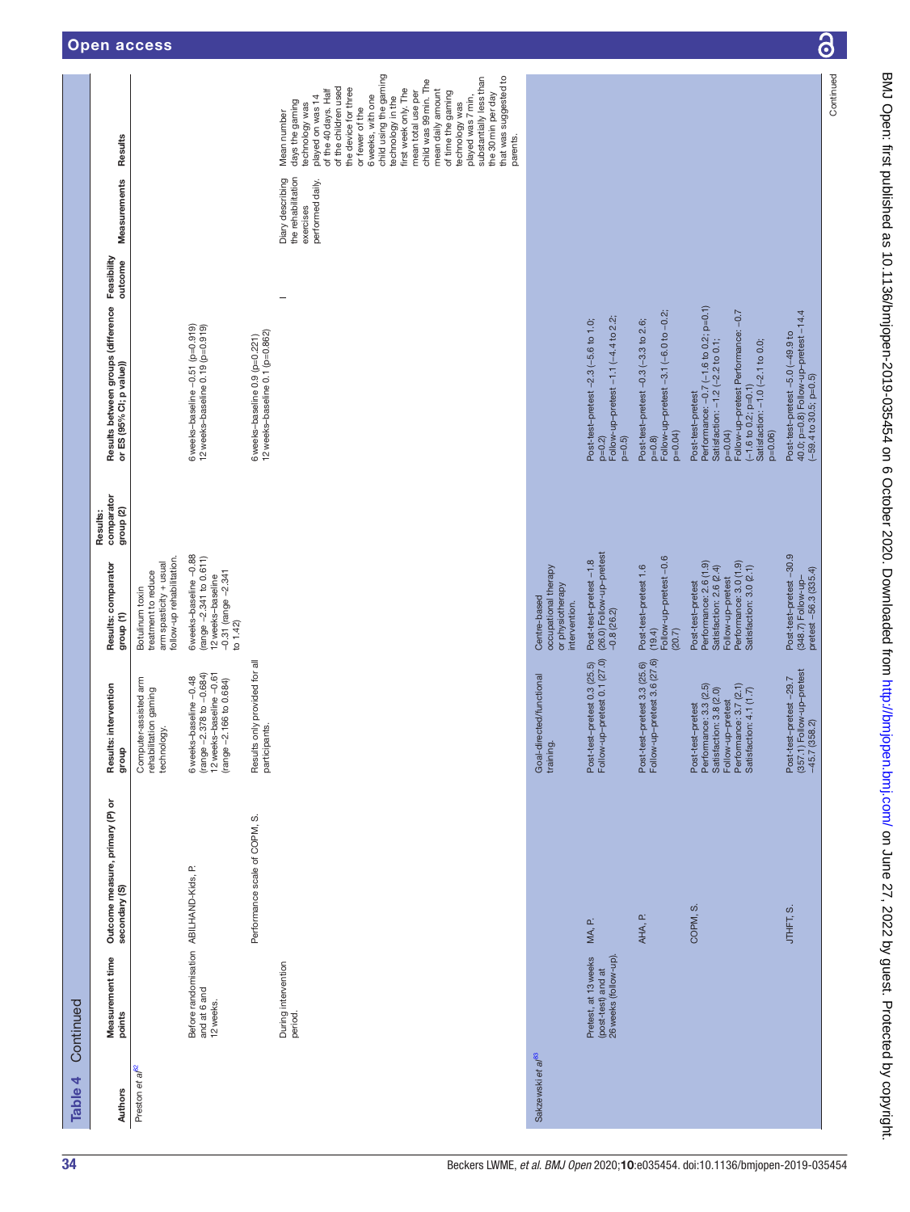**Table 4** Continued

| Authors | Measurement time points | Outcome measure, primary (P) or secondary (S) | Results: intervention group | Results: comparator group (1) | Results: comparator group (2) | Results between groups (difference or ES (95% CI; p value)) | Feasibility outcome | Measurements | Results |
|---|---|---|---|---|---|---|---|---|---|
| Preston *et al*[82] | | | Computer-assisted arm rehabilitation gaming technology. | Botulinum toxin treatment to reduce arm spasticity + usual follow-up rehabilitation. | | | | | |
| | Before randomisation and at 6 and 12 weeks. | ABILHAND-Kids, P. | 6 weeks–baseline −0.48 (range −2.378 to −0.684) 12 weeks–baseline −0.61 (range −2.166 to 0.684) | 6weeks–baseline −0.88 (range −2.341 to 0.611) 12 weeks–baseline −0.31 (range −2.341 to 1.42) | | 6 weeks–baseline −0.51 (p=0.919) 12 weeks–baseline 0.19 (p=0.919) | | | |
| | | Performance scale of COPM, S. | Results only provided for all participants. | | | 6 weeks–baseline 0.9 (p=0.221) 12 weeks–baseline 0.1 (p=0.862) | | | |
| | During intervention period. | | | | | | – | Diary describing the rehabilitation exercises performed daily. | Mean number days the gaming technology was played on was 14 of the 40 days. Half of the children used the device for three or fewer of the 6 weeks, with one child using the gaming technology in the first week only. The mean total use per child was 99 min. The mean daily amount of time the gaming technology was played was 7 min, substantially less than the 30 min per day that was suggested to parents. |
| Sakzewski *et al*[83] | | | Goal-directed/functional training. | Centre-based occupational therapy or physiotherapy intervention. | | | | | |
| | Pretest, at 13 weeks (post-test) and at 26 weeks (follow-up). | MA, P. | Post-test–pretest 0.3 (25.5) Follow-up–pretest 0.1 (27.0) | Post-test–pretest −1.8 (26.0) Follow-up–pretest −0.8 (26.2) | | Post-test–pretest −2.3 (−5.6 to 1.0; p=0.2) Follow-up–pretest −1.1 (−4.4 to 2.2; p=0.5) | | | |
| | | AHA, P. | Post-test–pretest 3.3 (25.6) Follow-up–pretest 3.6 (27.6) | Post-test–pretest 1.6 (19.4) Follow-up–pretest −0.6 (20.7) | | Post-test–pretest −0.3 (−3.3 to 2.6; p=0.8) Follow-up–pretest −3.1 (−6.0 to −0.2; p=0.04) | | | |
| | | COPM, S. | Post-test–pretest Performance: 3.3 (2.5) Satisfaction: 3.8 (2.0) Follow-up–pretest Performance: 3.7 (2.1) Satisfaction: 4.1 (1.7) | Post-test–pretest Performance: 2.6 (1.9) Satisfaction: 2.6 (2.4) Follow-up–pretest Performance: 3.0 (1.9) Satisfaction: 3.0 (2.1) | | Post-test–pretest Performance: −0.7 (−1.6 to 0.2; p=0.1) Satisfaction: −1.2 (−2.2 to 0.1; p=0.04) Follow-up–pretest Performance: −0.7 (−1.6 to 0.2; p=0.1) Satisfaction: −1.0 (−2.1 to 0.0; p=0.06) | | | |
| | | JTHFT, S. | Post-test–pretest −29.7 (357.1) Follow-up–pretest −45.7 (358.2) | Post-test–pretest −30.9 (348.7) Follow-up–pretest −56.3 (335.4) | | Post-test–pretest −5.0 (−49.9 to 40.0; p=0.8) Follow-up–pretest −14.4 (−59.4 to 30.5; p=0.5) | | | |

Continued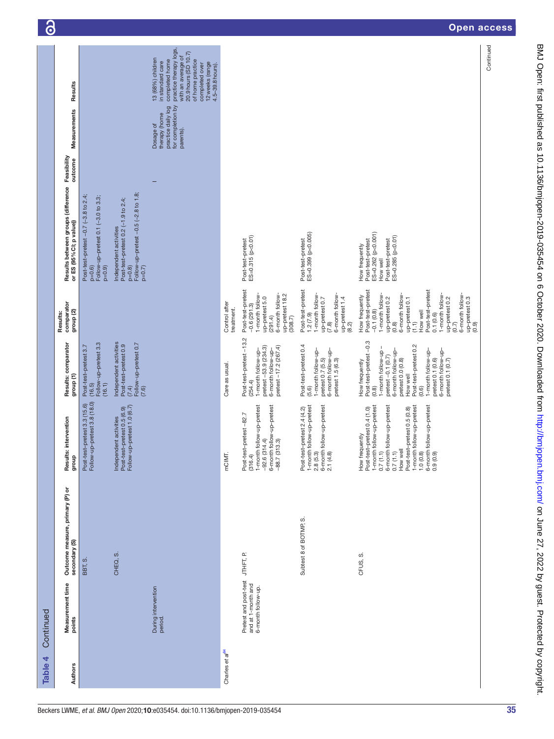**Table 4** Continued

| Authors | Measurement time points | Outcome measure, primary (P) or secondary (S) | Results: intervention group | Results: comparator group (1) | Results: comparator group (2) | Results between groups (difference or ES (95% CI; p value)) | Feasibility outcome | Measurements | Results |
|---|---|---|---|---|---|---|---|---|---|
| | | BBT, S. | Post-test-pretest 3.3 (15.6) Follow-up-pretest 3.8 (18.0) | Post-test-pretest 3.7 (16.5) Follow-up-pretest 3.3 (16.1) | | Post-test-pretest −0.7 (−3.8 to 2.4; p=0.6) Follow-up-pretest 0.1 (−3.0 to 3.3; p=0.9) | | | |
| | | CHEQ, S. | Independent activities Post-test-pretest 0.5 (6.9) Follow-up-pretest 1.0 (6.7) | Independent activities Post-test-pretest 0.9 (7.4) Follow-up-pretest 0.7 (7.6) | | Independent activities Post-test-pretest 0.2 (−1.9 to 2.4; p=0.8) Follow-up-pretest −0.5 (−2.8 to 1.8; p=0.7) | | | |
| | During intervention period. | | | | | | I | Dosage of therapy (home practice daily log for completion by parents). | 13 (68%) children in standard care completed home practice therapy logs, with an average of 20.9 hours (SD 10.7) of home practice completed over 12 weeks (range 4.5–39.8 hours). |
| Charles *et al*[84] | | | mCIMT. | Care as usual. | Control after treatment. | | | | |
| | Pretest and post-test and at 1-month and 6-month follow-up. | JTHFT, P. | Post-test-pretest −82.7 (316.4) 1-month follow-up-pretest −92.6 (314.4) 6-month follow-up-pretest −88.7 (313.3) | Post-test-pretest −13.2 (254.4) 1-month follow-up-pretest −53.9 (234.3) 6-month follow-up-pretest −17.2 (267.4) | Post-test-pretest −0.6 (291.3) 1-month follow-up-pretest 5.0 (291.4) 6-month follow-up-pretest 18.2 (308.7) | Post-test-pretest ES=0.315 (p<0.01) | | | |
| | | Subtest 8 of BOTMP, S. | Post-test-pretest 2.4 (4.2) 1-month follow-up-pretest 2.8 (5.3) 6-month follow-up-pretest 2.1 (4.8) | Post-test-pretest 0.4 (5.6) 1-month follow-up-pretest 0.7 (5.5) 6-month follow-up-pretest 1.5 (6.3) | Post-test-pretest 1.2 (7.9) 1-month follow-up-pretest 0.7 (7.8) 6-month follow-up-pretest 1.4 (8.2) | Post-test-pretest ES=0.399 (p<0.005) | | | |
| | | CFUS, S. | How frequently Post-test-pretest 0.4 (1.0) 1-month follow-up-pretest 0.7 (1.1) 6-month follow-up-pretest 0.7 (1.1) How well Post-test-pretest 0.5 (0.8) 1-month follow-up-pretest 1.0 (0.8) 6-month follow-up-pretest 0.9 (0.9) | How frequently Post-test-pretest −0.3 (0.8) 1-month follow-up – pretest −0.1 (0.7) 6-month follow-up-pretest 0.0 (0.8) How well Post-test-pretest 0.2 (0.6) 1-month follow-up-pretest 0.1 (0.6) 6-month follow-up-pretest 0.1 (0.7) | How frequently Post-test-pretest −0.1 (0.8) 1-month follow-up-pretest 0.2 (0.8) 6-month follow-up-pretest 0.1 (1.1) How well Post-test-pretest 0.1 (0.6) 1-month follow-up-pretest 0.2 (0.7) 6-month follow-up-pretest 0.3 (0.9) | How frequently Post-test-pretest ES=0.262 (p<0.001) How well Post-test-pretest ES=0.285 (p<0.01) | | | |

Continued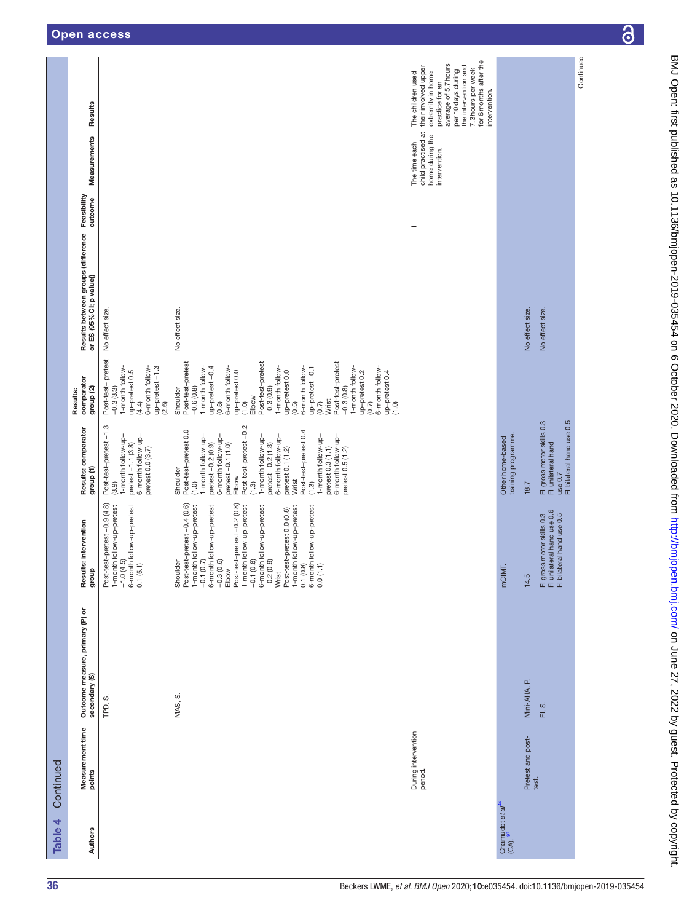**Table 4** Continued

| Authors | Measurement time points | Outcome measure, primary (P) or secondary (S) | Results: intervention group | Results: comparator group (1) | Results: comparator group (2) | Results between groups (difference or ES (95% CI; p value)) | Feasibility outcome | Measurements | Results |
|---|---|---|---|---|---|---|---|---|---|
| | | TPD, S. | Post-test–pretest −0.9 (4.8)<br>1-month follow-up-pretest −1.0 (4.5)<br>6-month follow-up-pretest 0.1 (5.1) | Post-test–pretest −1.3 (3.9)<br>1-month follow-up–pretest −1.1 (3.8)<br>6-month follow-up–pretest 0.0 (3.7) | Post-test– pretest −0.3 (3.3)<br>1-month follow-up-pretest 0.5 (4.4)<br>6-month follow-up-pretest −1.3 (2.6) | No effect size. | | | |
| | | MAS, S. | Shoulder<br>Post-test–pretest −0.4 (0.6)<br>1-month follow-up-pretest −0.1 (0.7)<br>6-month follow-up-pretest −0.3 (0.6)<br>Elbow<br>Post-test–pretest −0.2 (0.8)<br>1-month follow-up-pretest −0.1 (0.8)<br>6-month follow-up-pretest −0.2 (0.9)<br>Wrist<br>Post-test–pretest 0.0 (0.8)<br>1-month follow-up-pretest 0.1 (0.8)<br>6-month follow-up-pretest 0.0 (1.1) | Shoulder<br>Post-test–pretest 0.0 (1.0)<br>1-month follow-up-pretest −0.2 (0.9)<br>6-month follow-up-pretest −0.1 (1.0)<br>Elbow<br>Post-test–pretest −0.2 (1.3)<br>1-month follow-up-pretest −0.2 (1.3)<br>6-month follow-up-pretest 0.1 (1.2)<br>Wrist<br>Post-test–pretest 0.4 (1.3)<br>1-month follow-up-pretest 0.3 (1.1)<br>6-month follow-up-pretest 0.5 (1.2) | Shoulder<br>Post-test–pretest −0.6 (0.8)<br>1-month follow-up-pretest −0.4 (0.8)<br>6-month follow-up-pretest 0.0 (1.0)<br>Elbow<br>Post-test–pretest −0.3 (0.9)<br>1-month follow-up-pretest 0.0 (0.5)<br>6-month follow-up-pretest −0.1 (0.7)<br>Wrist<br>Post-test–pretest −0.3 (0.8)<br>1-month follow-up-pretest 0.2 (0.7)<br>6-month follow-up-pretest 0.4 (1.0) | No effect size. | | | |
| | During intervention period. | | | | | | – | The time each child practised at home during the intervention. | The children used their involved upper extremity in home practice for an average of 5.7 hours per 10 days during the intervention and 7.3 hours per week for 6 months after the intervention. |
| Chamudot *et al*[44] (CA),[97] | | | mCIMT. | Other home-based training programme. | | | | | |
| | Pretest and post-test. | Mini-AHA, P. | 14.5 | 18.7 | | No effect size. | | | |
| | | FI, S. | FI gross motor skills 0.3<br>FI unilateral hand use 0.6<br>FI bilateral hand use 0.5 | FI gross motor skills 0.3<br>FI unilateral hand use 0.7<br>FI bilateral hand use 0.5 | | No effect size. | | | |

Continued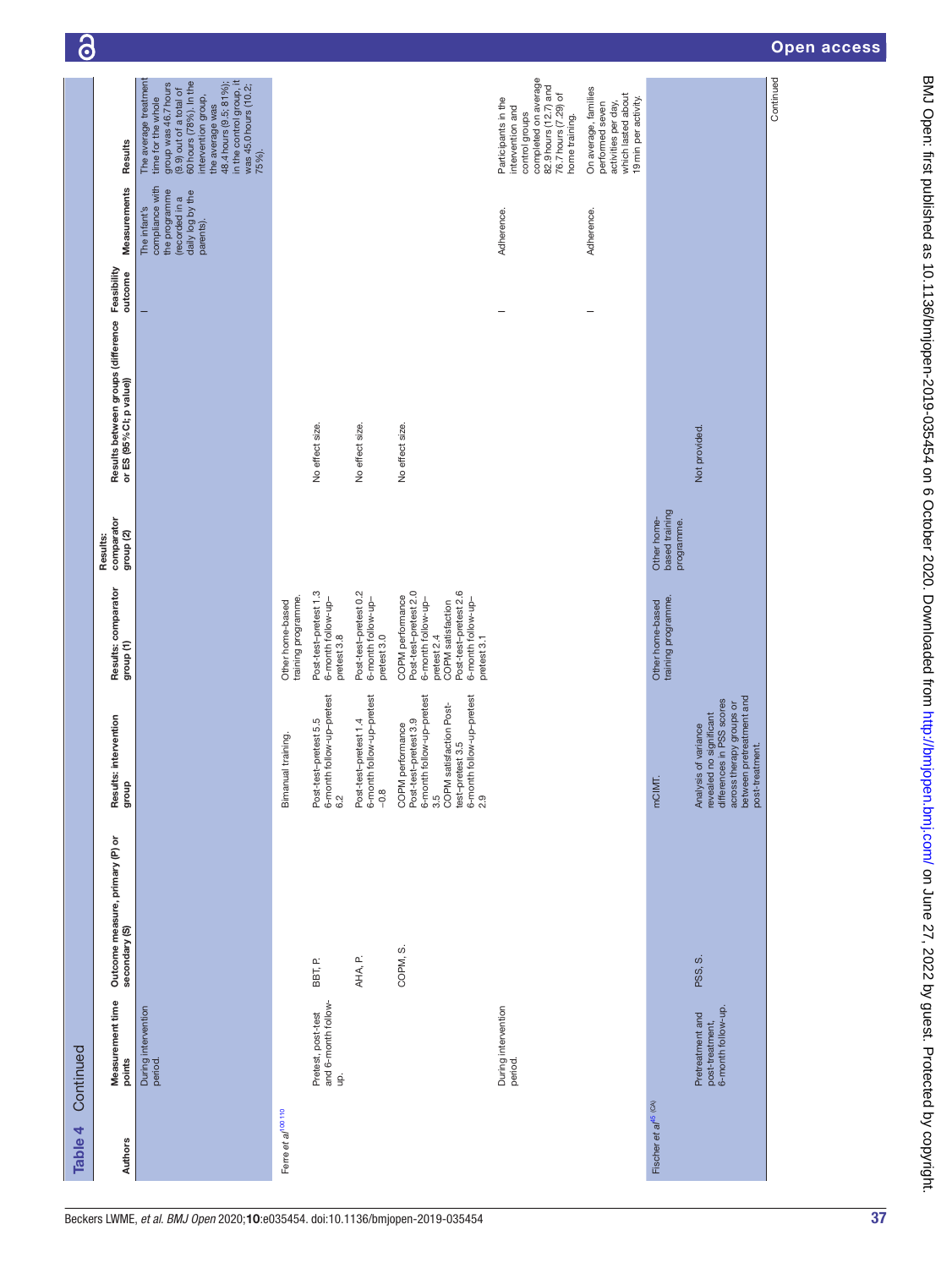**Table 4** Continued

| Authors | Measurement time points | Outcome measure, primary (P) or secondary (S) | Results: intervention group | Results: comparator group (1) | Results: comparator group (2) | Results between groups (difference or ES (95% CI; p value)) | Feasibility outcome | Measurements | Results |
|---|---|---|---|---|---|---|---|---|---|
| | During intervention period. | | | | | | – | The infant's compliance with the programme (recorded in a daily log by the parents). | The average treatment time for the whole group was 46.7 hours (9.9) out of a total of 60 hours (78%). In the intervention group, the average was 48.4 hours (9.5; 81%); in the control group, it was 45.0 hours (10.2; 75%). |
| Ferre *et al*[100 110] | | | Bimanual training. | Other home-based training programme. | | | | | |
| | Pretest, post-test and 6-month follow-up. | BBT, P. | Post-test–pretest 5.5<br>6-month follow-up–pretest 6.2 | Post-test–pretest 1.3<br>6-month follow-up–pretest 3.8 | | No effect size. | | | |
| | | AHA, P. | Post-test–pretest 1.4<br>6-month follow-up–pretest −0.8 | Post-test–pretest 0.2<br>6-month follow-up–pretest 3.0 | | No effect size. | | | |
| | | COPM, S. | COPM performance Post-test–pretest 3.9<br>6-month follow-up–pretest 3.5<br>COPM satisfaction Post-test–pretest 3.5<br>6-month follow-up–pretest 2.9 | COPM performance Post-test–pretest 2.0<br>6-month follow-up–pretest 2.4<br>COPM satisfaction Post-test–pretest 2.6<br>6-month follow-up–pretest 3.1 | | No effect size. | | | |
| | During intervention period. | | | | | | – | Adherence. | Participants in the intervention and control groups completed on average 82.9 hours (12.7) and 76.7 hours (7.29) of home training. |
| | | | | | | | – | Adherence. | On average, families performed seven activities per day, which lasted about 19 min per activity. |
| Fischer *et al*[45 (CA)] | | | mCIMT. | Other home-based training programme. | Other home-based training programme. | | | | |
| | Pretreatment and post-treatment, 6-month follow-up. | PSS, S. | Analysis of variance revealed no significant differences in PSS scores across therapy groups or between pretreatment and post-treatment. | | | Not provided. | | | |

Continued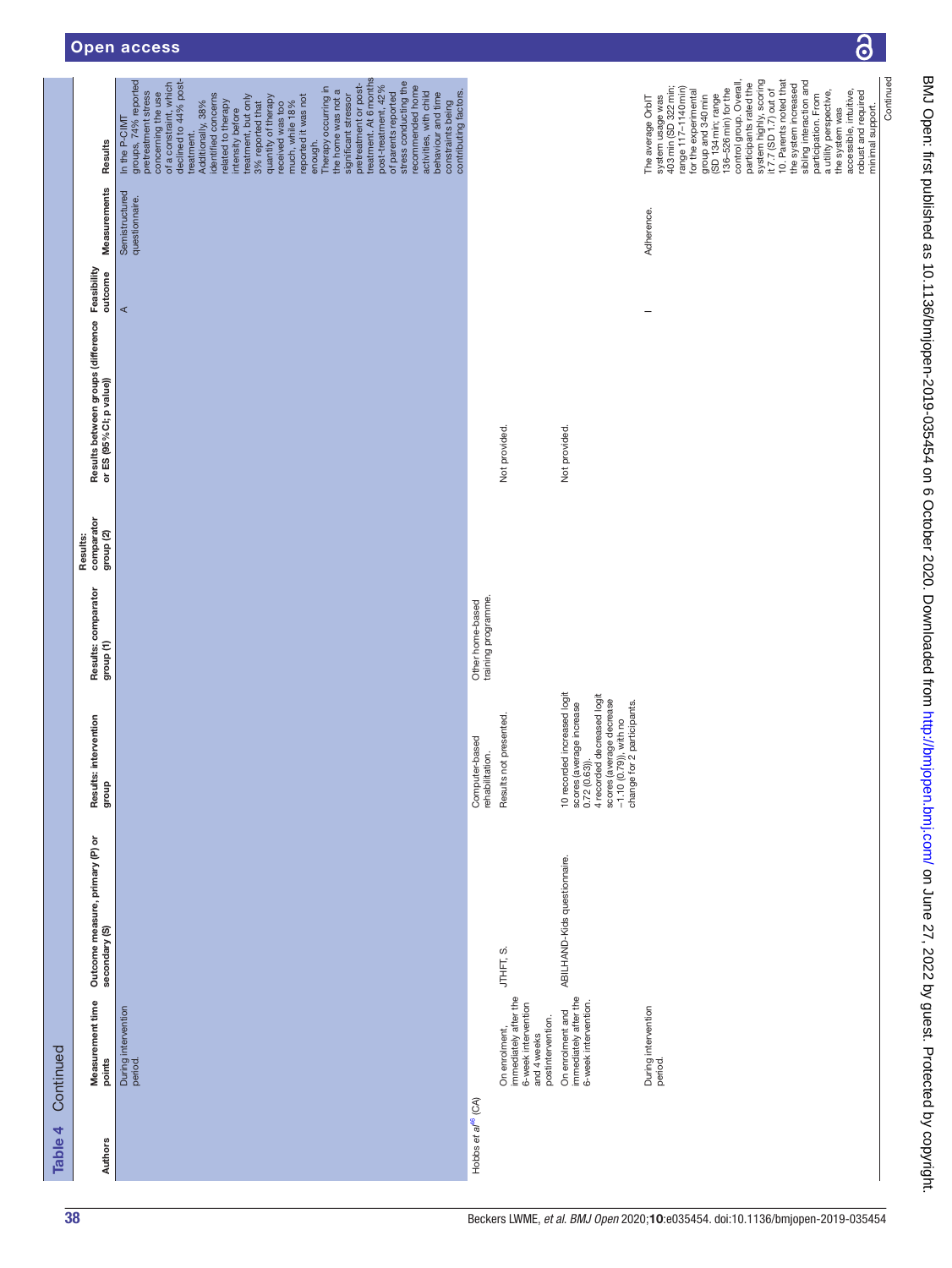Table 4 Continued

| Authors | Measurement time points | Outcome measure, primary (P) or secondary (S) | Results: intervention group | Results: comparator group (1) | Results: comparator group (2) | Results between groups (difference or ES (95% CI; p value)) | Feasibility outcome | Measurements | Results |
|---|---|---|---|---|---|---|---|---|---|
| | During intervention period. | | | | | | A | Semistructured questionnaire. | In the P-CIMT groups, 74% reported pretreatment stress concerning the use of a constraint, which declined to 44% post-treatment. Additionally, 38% identified concerns related to therapy intensity before treatment, but only 3% reported that quantity of therapy received was too much, while 18% reported it was not enough. Therapy occurring in the home was not a significant stressor pretreatment or post-treatment. At 6 months post-treatment, 42% of parents reported stress conducting the recommended home activities, with child behaviour and time constraints being contributing factors. |
| Hobbs *et al*[46] (CA) | | | Computer-based rehabilitation. | Other home-based training programme. | | | | | |
| | On enrolment, immediately after the 6-week intervention and 4 weeks postintervention. | JTHFT, S. | Results not presented. | | | Not provided. | | | |
| | On enrolment and immediately after the 6-week intervention. | ABILHAND-Kids questionnaire. | 10 recorded increased logit scores (average increase 0.72 (0.63)). 4 recorded decreased logit scores (average decrease −1.10 (0.79)), with no change for 2 participants. | | | Not provided. | | | |
| | During intervention period. | | | | | | I | Adherence. | The average OrbIT system usage was 403 min (SD 322 min; range 117–1140 min) for the experimental group and 340 min (SD 134 min; range 136–526 min) for the control group. Overall, participants rated the system highly, scoring it 7.7 (SD 1.7) out of 10. Parents noted that the system increased sibling interaction and participation. From a utility perspective, the system was accessible, intuitive, robust and required minimal support. |

Continued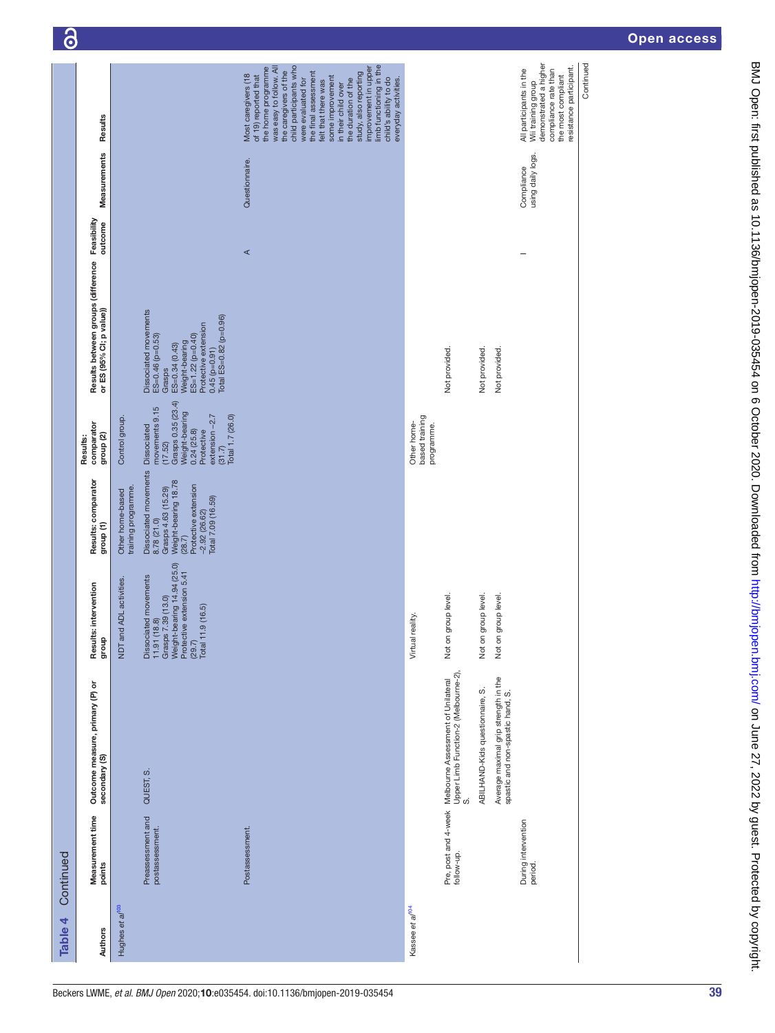Table 4 Continued

| Authors | Measurement time points | Outcome measure, primary (P) or secondary (S) | Results: intervention group | Results: comparator group (1) | Results: comparator group (2) | Results between groups (difference or ES (95% CI; p value)) | Feasibility outcome | Measurements | Results |
|---|---|---|---|---|---|---|---|---|---|
| Hughes *et al*[103] | | | NDT and ADL activities. | Other home-based training programme. | Control group. | | | | |
| | Preassessment and postassessment. | QUEST, S. | Dissociated movements 11.91 (18.8) Grasps 7.39 (13.0) Weight-bearing 14.94 (25.0) Protective extension 5.41 (29.7) Total 11.9 (16.5) | Dissociated movements 8.78 (21.0) Grasps 4.63 (15.29) Weight-bearing 18.78 (28.7) Protective extension −2.92 (26.62) Total 7.09 (16.59) | Dissociated movements 9.15 (17.52) Grasps 0.35 (23.4) Weight-bearing 0.24 (25.8) Protective extension −2.7 (31.7) Total 1.7 (26.0) | Dissociated movements ES=0.46 (p=0.53) Grasps ES=0.34 (0.43) Weight-bearing ES=1.22 (p=0.40) Protective extension 0.45 (p=0.91) Total ES=0.82 (p=0.96) | | | |
| | Postassessment. | | | | | | A | Questionnaire. | Most caregivers (18 of 19) reported that the home programme was easy to follow. All the caregivers of the child participants who were evaluated for the final assessment felt that there was some improvement in their child over the duration of the study, also reporting improvement in upper limb functioning in the child's ability to do everyday activities. |
| Kassee *et al*[104] | | | Virtual reality. | | Other home-based training programme. | | | | |
| | Pre, post and 4-week follow-up. | Melbourne Assessment of Unilateral Upper Limb Function-2 (Melbourne-2), S. | Not on group level. | | | Not provided. | | | |
| | | ABILHAND-Kids questionnaire, S. | Not on group level. | | | Not provided. | | | |
| | | Average maximal grip strength in the spastic and non-spastic hand, S. | Not on group level. | | | Not provided. | | | |
| | During intervention period. | | | | | | I | Compliance using daily logs. | All participants in the Wii training group demonstrated a higher compliance rate than the most compliant resistance participant. |

Continued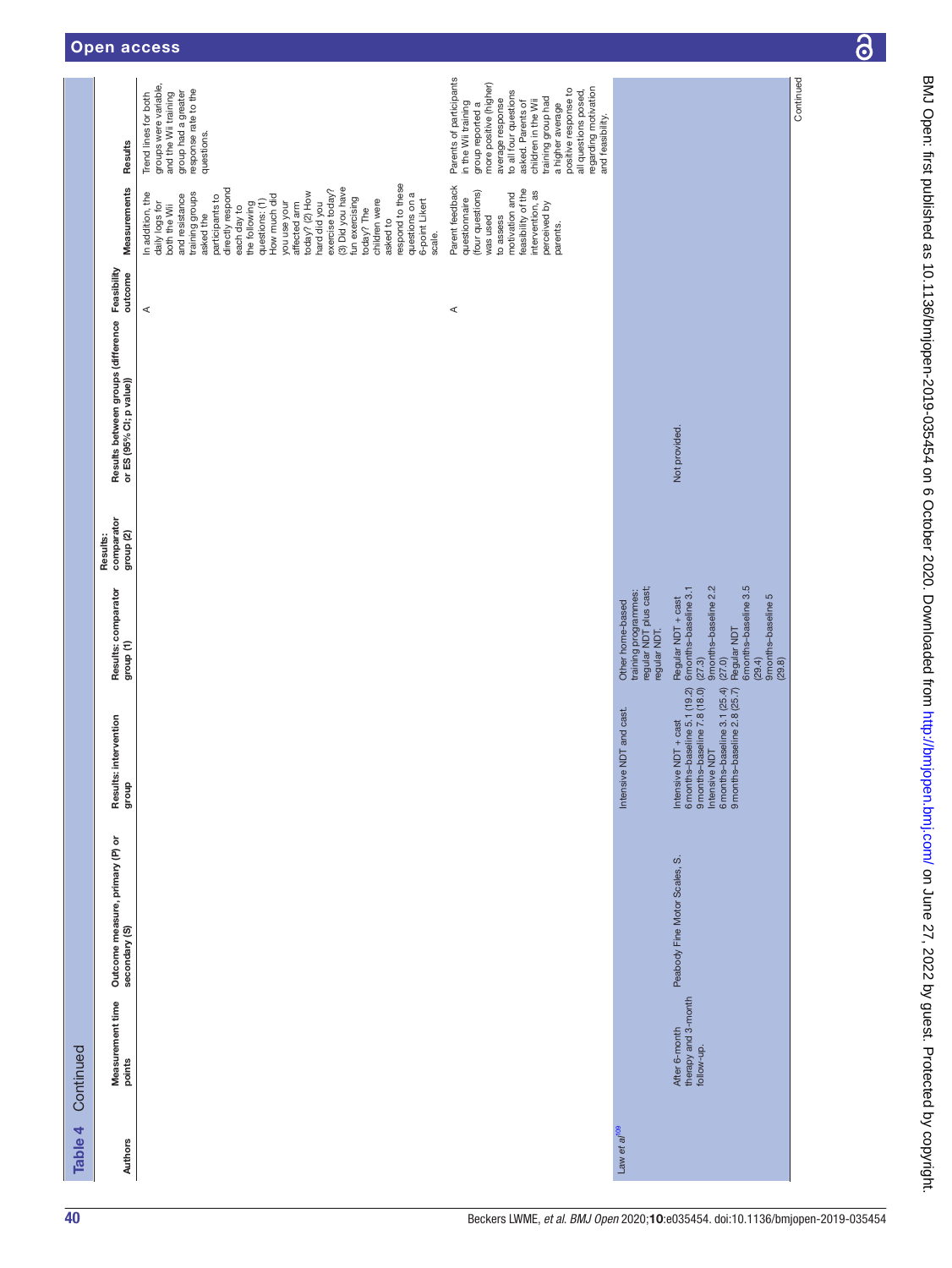Table 4 Continued

| Authors | Measurement time points | Outcome measure, primary (P) or secondary (S) | Results: intervention group | Results: comparator group (1) | Results: comparator group (2) | Results between groups (difference or ES (95% CI; p value)) | Feasibility outcome | Measurements | Results |
|---|---|---|---|---|---|---|---|---|---|
| | | | | | | | A | In addition, the daily logs for both the Wii and resistance training groups asked the participants to directly respond each day to the following questions: (1) How much did you use your affected arm today? (2) How hard did you exercise today? (3) Did you have fun exercising today? The children were asked to respond to these questions on a 6-point Likert scale. | Trend lines for both groups were variable, and the Wii training group had a greater response rate to the questions. |
| | | | | | | | A | Parent feedback questionnaire (four questions) was used to assess motivation and feasibility of the intervention, as perceived by parents. | Parents of participants in the Wii training group reported a more positive (higher) average response to all four questions asked. Parents of children in the Wii training group had a higher average positive response to all questions posed, regarding motivation and feasibility. |
| Law *et al*[109] | | | Intensive NDT and cast. | Other home-based training programmes: regular NDT plus cast; regular NDT. | | | | | |
| | After 6-month therapy and 3-month follow-up. | Peabody Fine Motor Scales, S. | Intensive NDT + cast<br>6 months–baseline 5.1 (19.2)<br>9 months–baseline 7.8 (18.0)<br>Intensive NDT<br>6 months–baseline 3.1 (25.4)<br>9 months–baseline 2.8 (25.7) | Regular NDT + cast<br>6months–baseline 3.1 (27.3)<br>9months–baseline 2.2 (27.0)<br>Regular NDT<br>6months–baseline 3.5 (29.4)<br>9months–baseline 5 (29.8) | | Not provided. | | | |

Continued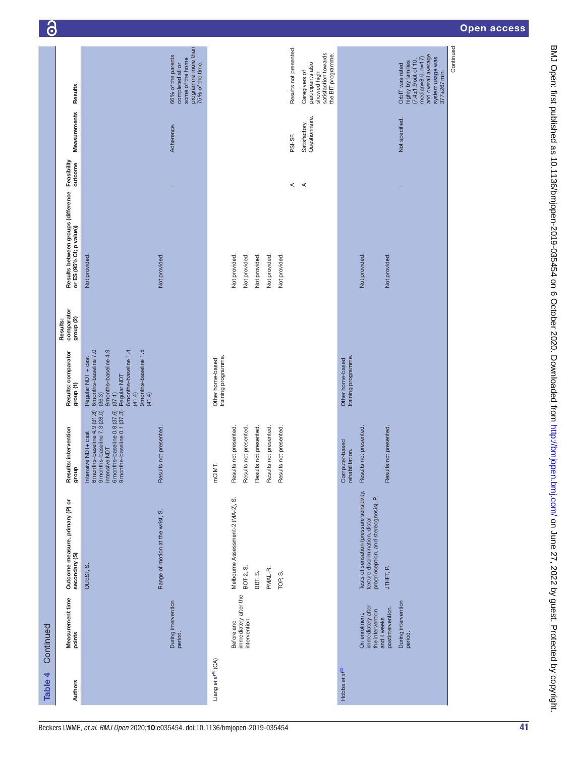Table 4 Continued

| Authors | Measurement time points | Outcome measure, primary (P) or secondary (S) | Results: intervention group | Results: comparator group (1) | Results: comparator group (2) | Results between groups (difference or ES (95% CI; p value)) | Feasibility outcome | Measurements | Results |
|---|---|---|---|---|---|---|---|---|---|
| | | QUEST, S. | Intensive NDT+ cast 6 months–baseline 4.9 (31.8) 9 months–baseline 7.3 (28.0) Intensive NDT 6 months–baseline 0.8 (37.6) 9 months–baseline 0.1 (37.3) | Regular NDT + cast 6months–baseline 7.0 (36.3) 9months–baseline 4.9 (37.1) Regular NDT 6months–baseline 1.4 (41.4) 9months–baseline 1.5 (41.4) | | Not provided. | | | |
| | During intervention period. | Range of motion at the wrist, S. | Results not presented. | | | Not provided. | I | Adherence. | 66% of the parents completed all or some of the home programme more than 75% of the time. |
| Liang et al[46] (CA) | | | mCIMT. | Other home-based training programme. | | | | | |
| | Before and immediately after the intervention. | Melbourne Assessment-2 (MA-2), S. | Results not presented. | | | Not provided. | | | |
| | | BOT-2, S. | Results not presented. | | | Not provided. | | | |
| | | BBT, S. | Results not presented. | | | Not provided. | | | |
| | | PMAL-R. | Results not presented. | | | Not provided. | | | |
| | | TOP, S. | Results not presented. | | | Not provided. | | | |
| | | | | | | | A | PSI-SF. | Results not presented. |
| | | | | | | | A | Satisfactory Questionnaire. | Caregivers of participants also showed high satisfaction towards the BIT programme. |
| Hobbs et al[62] | | | Computer-based rehabilitation. | Other home-based training programme. | | | | | |
| | On enrolment, immediately after the intervention and 4 weeks postintervention. | Tests of sensation (pressure sensitivity, texture discrimination, distal proprioception, and stereognosis), P. | Results not presented. | | | Not provided. | | | |
| | During intervention period. | JTHFT, P. | Results not presented. | | | Not provided. | I | Not specified. | OrbIT was rated highly by families (7.4±1.9 out of 10, median=8.0, n=17) and overall average system usage was 377±267 min. |

Continued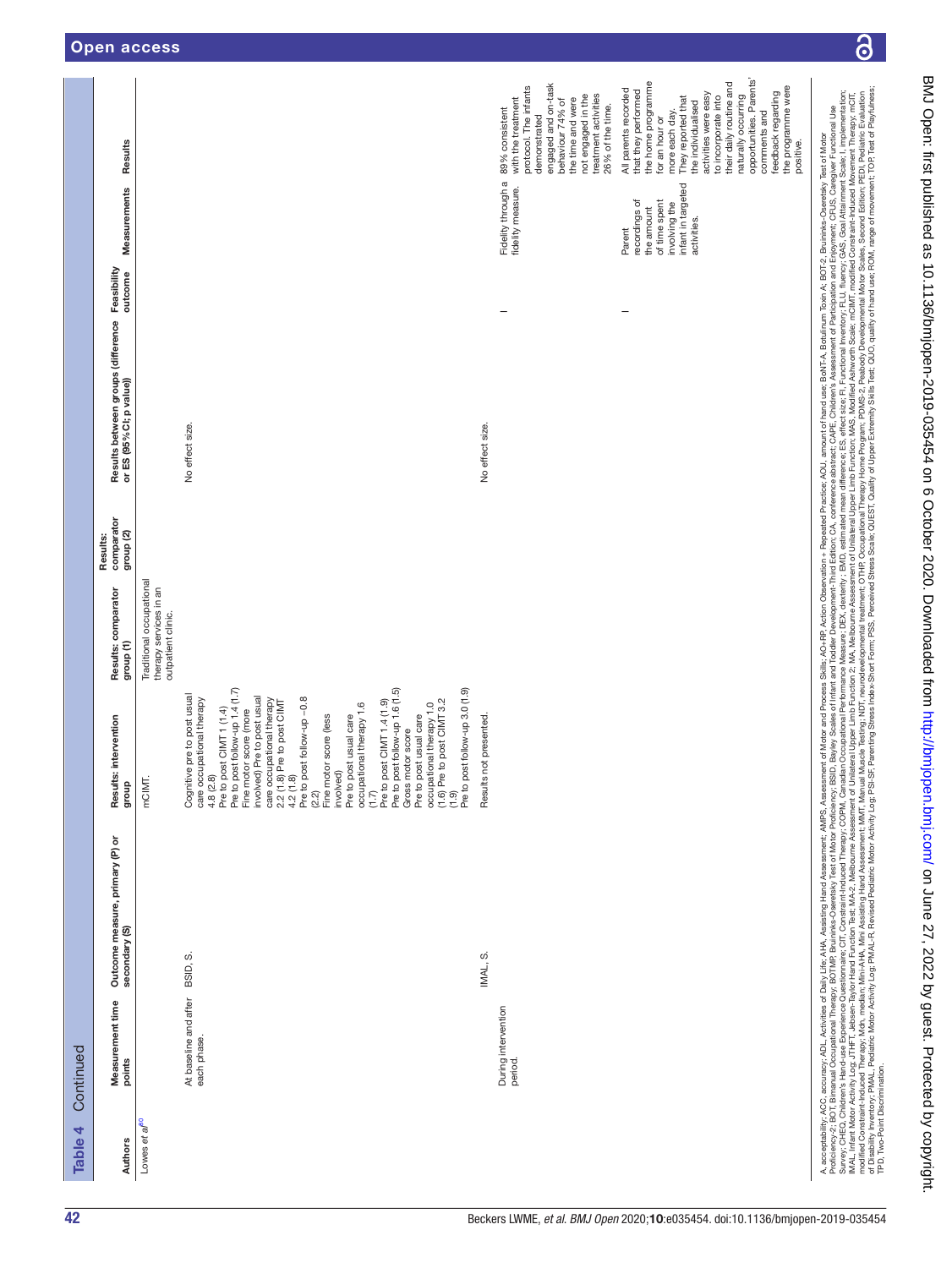Table 4 Continued

| Authors | Measurement time points | Outcome measure, primary (P) or secondary (S) | Results: intervention group | Results: comparator group (1) | Results: comparator group (2) | Results between groups (difference or ES (95% CI; p value)) | Feasibility outcome | Measurements | Results |
|---|---|---|---|---|---|---|---|---|---|
| Lowes *et al*[80] | | | mCIMT. | Traditional occupational therapy services in an outpatient clinic. | | | | | |
| | At baseline and after each phase. | BSID, S. | Cognitive pre to post usual care occupational therapy 4.8 (2.8)<br>Pre to post CIMT 1 (1.4)<br>Pre to post follow-up 1.4 (1.7)<br>Fine motor score (more involved) Pre to post usual care occupational therapy 2.2 (1.8) Pre to post CIMT 4.2 (1.8)<br>Pre to post follow-up −0.8 (2.2)<br>Fine motor score (less involved)<br>Pre to post usual care occupational therapy 1.6 (1.7)<br>Pre to post CIMT 1.4 (1.9)<br>Pre to post follow-up 1.6 (1.5)<br>Gross motor score<br>Pre to post usual care occupational therapy 1.0 (1.6) Pre to post CIMT 3.2 (1.9)<br>Pre to post follow-up 3.0 (1.9) | | | No effect size. | | | |
| | During intervention period. | IMAL, S. | Results not presented. | | | No effect size. | | | |
| | | | | | | | I | Fidelity through a fidelity measure. | 89% consistent with the treatment protocol. The infants demonstrated engaged and on-task behaviour 74% of the time and were not engaged in the treatment activities 26% of the time. |
| | | | | | | | I | Parent recordings of the amount of time spent involving the infant in targeted activities. | All parents recorded that they performed the home programme for an hour or more each day. They reported that the individualised activities were easy to incorporate into their daily routine and naturally occurring opportunities. Parents' comments and feedback regarding the programme were positive. |

A, acceptability; ACC, accuracy; ADL, Activities of Daily Life; AHA, Assisting Hand Assessment; AMPS, Assessment of Motor and Process Skills; AO+RP, Action Observation + Repeated Practice; AOU, amount of hand use; BoNT-A, Botulinum Toxin A; BOT-2, Bruininks-Oseretsky Test of Motor Proficiency-2; BOT, Bimanual Occupational Therapy; BOTMP, Bruininks-Oseretsky Test of Motor Proficiency; BSID, Bayley Scales of Infant and Toddler Development-Third Edition; CA, conference abstract; CAPE, Children's Assessment of Participation and Enjoyment; CFUS, Caregiver Functional Use Survey; CHEQ, Children's Hand-use Experience Questionnaire; CIT, Constraint-Induced Therapy; COPM, Canadian Occupational Performance Measure; DEX, dexterity ; EMD, estimated mean difference; ES, effect size; FI, Functional Inventory; FLU, fluency; GAS, Goal Attainment Scale; I, implementation; IMAL, Infant Motor Activity Log; JTHFT, Jebsen–Taylor Hand Function Test; MA-2, Melbourne Assessment of Unilateral Upper Limb Function 2; MA, Melbourne Assessment of Unilateral Upper Limb Function; MAS, Modified Ashworth Scale; mCIMT, modified Constraint-Induced Therapy; Mdn, median; Mini-AHA, Mini Assisting Hand Assessment; MMT, Manual Muscle Testing; NDT, neurodevelopmental treatment; OTHP, Occupational Therapy Home Program; PDMS-2, Peabody Developmental Motor Scales, Second Edition; PEDI, Pediatric Evaluation of Disability Inventory; PMAL, Pediatric Motor Activity Log; PMAL-R, Revised Pediatric Motor Activity Log; PSI-SF, Parenting Stress Index-Short Form; PSS, Perceived Stress Scale; QUEST, Quality of Upper Extremity Skills Test; QUO, quality of hand use; ROM, range of movement; TOP, Test of Playfulness; TPD, Two-Point Discrimination.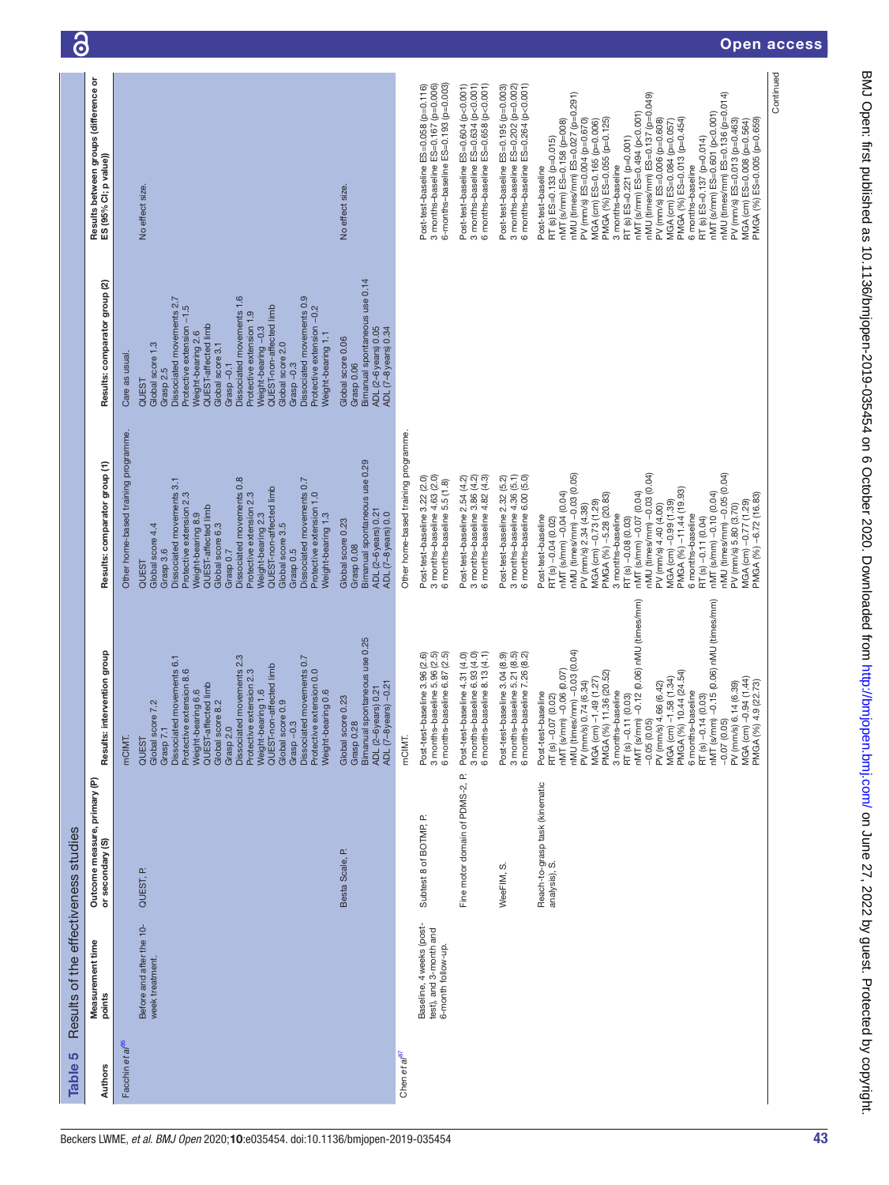**Table 5** Results of the effectiveness studies

| Authors | Measurement time points | Outcome measure, primary (P) or secondary (S) | Results: intervention group | Results: comparator group (1) | Results: comparator group (2) | Results between groups (difference or ES (95% CI; p value)) |
|---|---|---|---|---|---|---|
| Facchin *et al*[85] | | | mCIMT. | Other home-based training programme. | Care as usual. | |
| | Before and after the 10-week treatment. | QUEST, P. | QUEST<br>Global score 7.2<br>Grasp 7.1<br>Dissociated movements 6.1<br>Protective extension 8.6<br>Weight-bearing 6.6<br>QUEST-affected limb<br>Global score 8.2<br>Grasp 2.0<br>Dissociated movements 2.3<br>Protective extension 2.3<br>Weight-bearing 1.6<br>QUEST-non-affected limb<br>Global score 0.9<br>Grasp −0.3<br>Dissociated movements 0.7<br>Protective extension 0.0<br>Weight-bearing 0.6 | QUEST<br>Global score 4.4<br>Grasp 3.6<br>Dissociated movements 3.1<br>Protective extension 2.3<br>Weight-bearing 8.9<br>QUEST-affected limb<br>Global score 6.3<br>Grasp 0.7<br>Dissociated movements 0.8<br>Protective extension 2.3<br>Weight-bearing 2.3<br>QUEST-non-affected limb<br>Global score 3.5<br>Grasp 0.5<br>Dissociated movements 0.7<br>Protective extension 1.0<br>Weight-bearing 1.3 | QUEST<br>Global score 1.3<br>Grasp 2.5<br>Dissociated movements 2.7<br>Protective extension −1.5<br>Weight-bearing 2.6<br>QUEST-affected limb<br>Global score 3.1<br>Grasp −0.1<br>Dissociated movements 1.6<br>Protective extension 1.9<br>Weight-bearing −0.3<br>QUEST-non-affected limb<br>Global score 2.0<br>Grasp −0.3<br>Dissociated movements 0.9<br>Protective extension −0.2<br>Weight-bearing 1.1 | No effect size. |
| | | Besta Scale, P. | Global score 0.23<br>Grasp 0.28<br>Bimanual spontaneous use 0.25<br>ADL (2–6 years) 0.21<br>ADL (7–8 years) −0.21 | Global score 0.23<br>Grasp 0.08<br>Bimanual spontaneous use 0.29<br>ADL (2–6 years) 0.21<br>ADL (7–8 years) 0.0 | Global score 0.06<br>Grasp 0.06<br>Bimanual spontaneous use 0.14<br>ADL (2–6 years) 0.05<br>ADL (7–8 years) 0.34 | No effect size. |
| Chen *et al*[87] | | | mCIMT. | Other home-based training programme. | | |
| | Baseline, 4 weeks (post-test), and 3-month and 6-month follow-up. | Subtest 8 of BOTMP, P. | Post-test–baseline 3.96 (2.6)<br>3 months–baseline 5.96 (2.5)<br>6 months–baseline 6.87 (2.5) | Post-test–baseline 3.22 (2.0)<br>3 months–baseline 4.63 (2.0)<br>6 months–baseline 5.5 (1.8) | | Post-test–baseline ES=0.058 (p=0.116)<br>3 months–baseline ES=0.167 (p=0.006)<br>6 months–baseline ES=0.193 (p=0.003) |
| | | Fine motor domain of PDMS-2, P. | Post-test–baseline 4.31 (4.0)<br>3 months–baseline 6.93 (4.0)<br>6 months–baseline 8.13 (4.1) | Post-test–baseline 2.54 (4.2)<br>3 months–baseline 3.86 (4.2)<br>6 months–baseline 4.82 (4.3) | | Post-test–baseline ES=0.604 (p<0.001)<br>3 months–baseline ES=0.634 (p<0.001)<br>6 months–baseline ES=0.658 (p<0.001) |
| | | WeeFIM, S. | Post-test–baseline 3.04 (8.9)<br>3 months–baseline 5.21 (8.5)<br>6 months–baseline 7.26 (8.2) | Post-test–baseline 2.32 (5.2)<br>3 months–baseline 4.36 (5.1)<br>6 months–baseline 6.00 (5.0) | | Post-test–baseline ES=0.195 (p=0.003)<br>3 months–baseline ES=0.202 (p=0.002)<br>6 months–baseline ES=0.264 (p<0.001) |
| | | Reach-to-grasp task (kinematic analysis), S. | Post-test–baseline<br>RT (s) −0.07 (0.02)<br>nMT (s/mm) −0.06 (0.07)<br>nMU (times/mm) −0.03 (0.04)<br>PV (mm/s) 0.74 (6.34)<br>MGA (cm) −1.49 (1.27)<br>PMGA (%) 11.36 (20.52)<br>3 months–baseline<br>RT (s) −0.11 (0.03)<br>nMT (s/mm) −0.12 (0.06) nMU (times/mm) −0.05 (0.05)<br>PV (mm/s) 4.66 (6.42)<br>MGA (cm) −1.58 (1.34)<br>PMGA (%) 10.44 (24.54)<br>6 months–baseline<br>RT (s) −0.14 (0.03)<br>nMT (s/mm) −0.15 (0.06) nMU (times/mm) −0.07 (0.05)<br>PV (mm/s) 6.14 (6.39)<br>MGA (cm) −0.94 (1.44)<br>PMGA (%) 4.9 (22.73) | Post-test–baseline<br>RT (s) −0.04 (0.02)<br>nMT (s/mm) −0.04 (0.04)<br>nMU (times/mm) −0.03 (0.05)<br>PV (mm/s) 2.34 (4.38)<br>MGA (cm) −0.73 (1.29)<br>PMGA (%) −5.28 (20.83)<br>3 months–baseline<br>RT (s) −0.08 (0.03)<br>nMT (s/mm) −0.07 (0.04)<br>nMU (times/mm) −0.03 (0.04)<br>PV (mm/s) 4.40 (4.00)<br>MGA (cm) −0.99 (1.39)<br>PMGA (%) −11.44 (19.93)<br>6 months–baseline<br>RT (s) −0.11 (0.04)<br>nMT (s/mm) −0.10 (0.04)<br>nMU (times/mm) −0.05 (0.04)<br>PV (mm/s) 5.80 (3.70)<br>MGA (cm) −0.77 (1.29)<br>PMGA (%) −6.72 (16.83) | | Post-test–baseline<br>RT (s) ES=0.133 (p=0.015)<br>nMT (s/mm) ES=0.158 (p=008)<br>nMU (times/mm) ES=0.027 (p=0.291)<br>PV (mm/s) ES=0.004 (p=0.670)<br>MGA (cm) ES=0.165 (p=0.006)<br>PMGA (%) ES=0.055 (p=0.125)<br>3 months–baseline<br>RT (s) ES=0.221 (p=0.001)<br>nMT (s/mm) ES=0.494 (p<0.001)<br>nMU (times/mm) ES=0.137 (p=0.049)<br>PV (mm/s) ES=0.006 (p=0.608)<br>MGA (cm) ES=0.084 (p=0.057)<br>PMGA (%) ES=0.013 (p=0.454)<br>6 months–baseline<br>RT (s) ES=0.137 (p=0.014)<br>nMT (s/mm) ES=0.601 (p<0.001)<br>nMU (times/mm) ES=0.136 (p=0.014)<br>PV (mm/s) ES=0.013 (p=0.463)<br>MGA (cm) ES=0.008 (p=0.564)<br>PMGA (%) ES=0.005 (p=0.659) |

Continued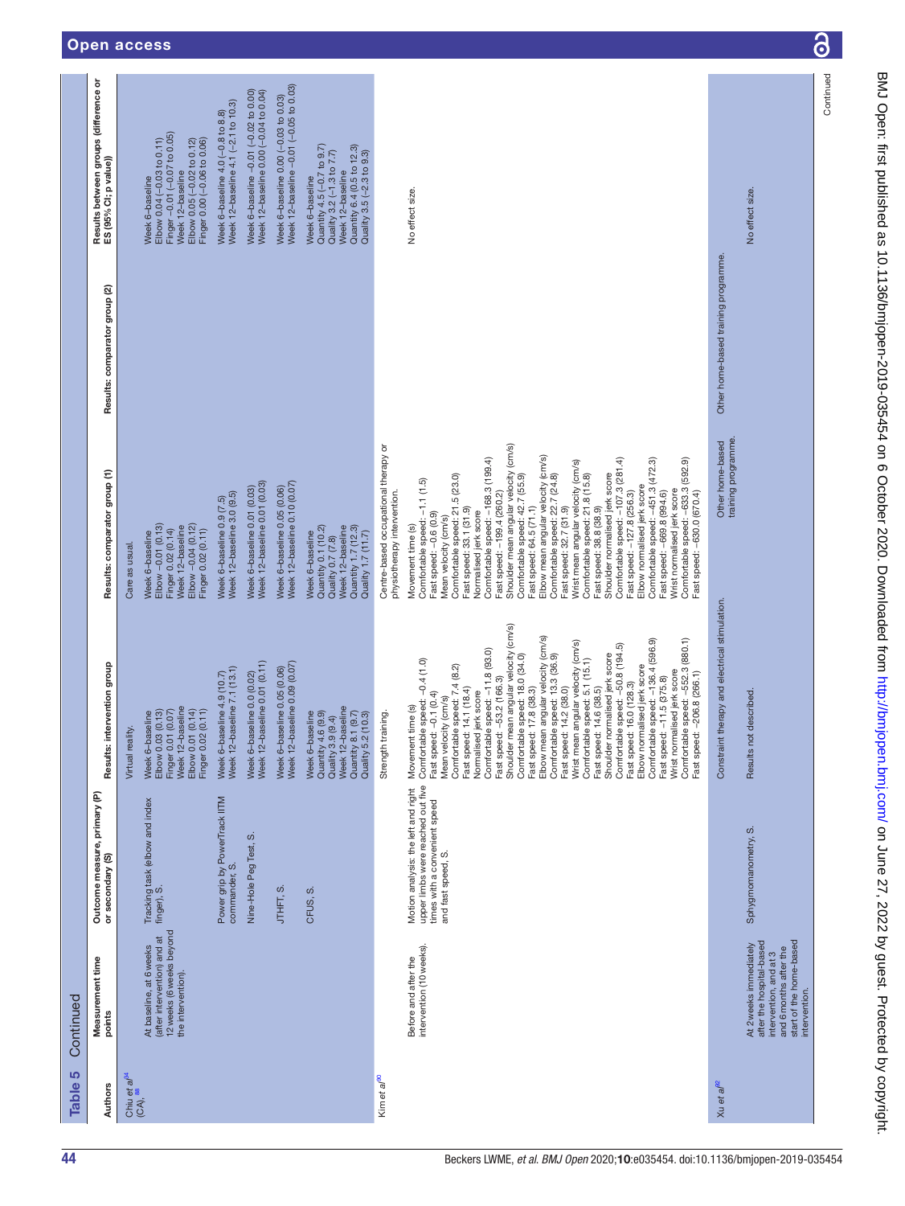Table 5 Continued

| Authors | Measurement time points | Outcome measure, primary (P) or secondary (S) | Results: intervention group | Results: comparator group (1) | Results: comparator group (2) | Results between groups (difference or ES (95% CI; p value)) |
|---|---|---|---|---|---|---|
| Chiu *et al*[84] (CA),[88] | | | Virtual reality. | Care as usual. | | |
| | At baseline, at 6 weeks (after intervention) and at 12 weeks (6 weeks beyond the intervention). | Tracking task (elbow and index finger), S. | Week 6–baseline<br>Elbow 0.03 (0.13)<br>Finger 0.01 (0.07)<br>Week 12–baseline<br>Elbow 0.01 (0.14)<br>Finger 0.02 (0.11) | Week 6–baseline<br>Elbow −0.01 (0.13)<br>Finger 0.02 (0.14)<br>Week 12–baseline<br>Elbow −0.04 (0.12)<br>Finger 0.02 (0.11) | | Week 6–baseline<br>Elbow 0.04 (−0.03 to 0.11)<br>Finger −0.01 (−0.07 to 0.05)<br>Week 12–baseline<br>Elbow 0.05 (−0.02 to 0.12)<br>Finger 0.00 (−0.06 to 0.06) |
| | | Power grip by PowerTrack IITM commander, S. | Week 6–baseline 4.9 (10.7)<br>Week 12–baseline 7.1 (13.1) | Week 6–baseline 0.9 (7.5)<br>Week 12–baseline 3.0 (9.5) | | Week 6–baseline 4.0 (−0.8 to 8.8)<br>Week 12–baseline 4.1 (−2.1 to 10.3) |
| | | Nine-Hole Peg Test, S. | Week 6–baseline 0.0 (0.02)<br>Week 12–baseline 0.01 (0.11) | Week 6–baseline 0.01 (0.03)<br>Week 12–baseline 0.01 (0.03) | | Week 6–baseline −0.01 (−0.02 to 0.00)<br>Week 12–baseline 0.00 (−0.04 to 0.04) |
| | | JTHFT, S. | Week 6–baseline 0.05 (0.06)<br>Week 12–baseline 0.09 (0.07) | Week 6–baseline 0.05 (0.06)<br>Week 12–baseline 0.10 (0.07) | | Week 6–baseline 0.00 (−0.03 to 0.03)<br>Week 12–baseline −0.01 (−0.05 to 0.03) |
| | | CFUS, S. | Week 6–baseline<br>Quantity 4.6 (9.9)<br>Quality 3.9 (9.4)<br>Week 12–baseline<br>Quantity 8.1 (9.7)<br>Quality 5.2 (10.3) | Week 6–baseline<br>Quantity 0.1 (10.2)<br>Quality 0.7 (7.8)<br>Week 12–baseline<br>Quantity 1.7 (12.3)<br>Quality 1.7 (11.7) | | Week 6–baseline<br>Quantity 4.5 (−0.7 to 9.7)<br>Quality 3.2 (−1.3 to 7.7)<br>Week 12–baseline<br>Quantity 6.4 (0.5 to 12.3)<br>Quality 3.5 (−2.3 to 9.3) |
| Kim *et al*[90] | | | Strength training. | Centre-based occupational therapy or physiotherapy intervention. | | |
| | Before and after the intervention (10 weeks). | Motion analysis: the left and right upper limbs were reached out five times with a convenient speed and fast speed, S. | Movement time (s)<br>Comfortable speed: −0.4 (1.0)<br>Fast speed: −0.1 (0.4)<br>Mean velocity (cm/s)<br>Comfortable speed: 7.4 (8.2)<br>Fast speed: 14.1 (18.4)<br>Normalised jerk score<br>Comfortable speed: −11.8 (93.0)<br>Fast speed: −53.2 (166.3)<br>Shoulder mean angular velocity (cm/s)<br>Comfortable speed: 18.0 (34.0)<br>Fast speed: 17.8 (38.3)<br>Elbow mean angular velocity (cm/s)<br>Comfortable speed: 13.3 (36.9)<br>Fast speed: 14.2 (38.0)<br>Wrist mean angular velocity (cm/s)<br>Comfortable speed: 5.1 (15.1)<br>Fast speed: 14.6 (38.5)<br>Shoulder normalised jerk score<br>Comfortable speed: −50.8 (194.5)<br>Fast speed: 15.0 (128.3)<br>Elbow normalised jerk score<br>Comfortable speed: −136.4 (596.9)<br>Fast speed: −11.5 (375.8)<br>Wrist normalised jerk score<br>Comfortable speed: −552.3 (880.1)<br>Fast speed: −206.8 (266.1) | Movement time (s)<br>Comfortable speed: −1.1 (1.5)<br>Fast speed: −0.6 (0.9)<br>Mean velocity (cm/s)<br>Comfortable speed: 21.5 (23.0)<br>Fast speed: 33.1 (31.9)<br>Normalised jerk score<br>Comfortable speed: −168.3 (199.4)<br>Fast speed: −199.4 (260.2)<br>Shoulder mean angular velocity (cm/s)<br>Comfortable speed: 42.7 (55.9)<br>Fast speed: 64.5 (71.1)<br>Elbow mean angular velocity (cm/s)<br>Comfortable speed: 22.7 (24.8)<br>Fast speed: 32.7 (31.9)<br>Wrist mean angular velocity (cm/s)<br>Comfortable speed: 21.8 (15.8)<br>Fast speed: 38.8 (38.9)<br>Shoulder normalised jerk score<br>Comfortable speed: −107.3 (281.4)<br>Fast speed: −127.8 (256.3)<br>Elbow normalised jerk score<br>Comfortable speed: −451.3 (472.3)<br>Fast speed: −669.8 (994.6)<br>Wrist normalised jerk score<br>Comfortable speed: −633.3 (592.9)<br>Fast speed: −630.0 (670.4) | | No effect size. |
| Xu *et al*[82] | | | Constraint therapy and electrical stimulation. | Other home-based training programme. | Other home-based training programme. | |
| | At 2 weeks immediately after the hospital-based intervention, and at 3 and 6 months after the start of the home-based intervention. | Sphygmomanometry, S. | Results not described. | | | No effect size. |

Continued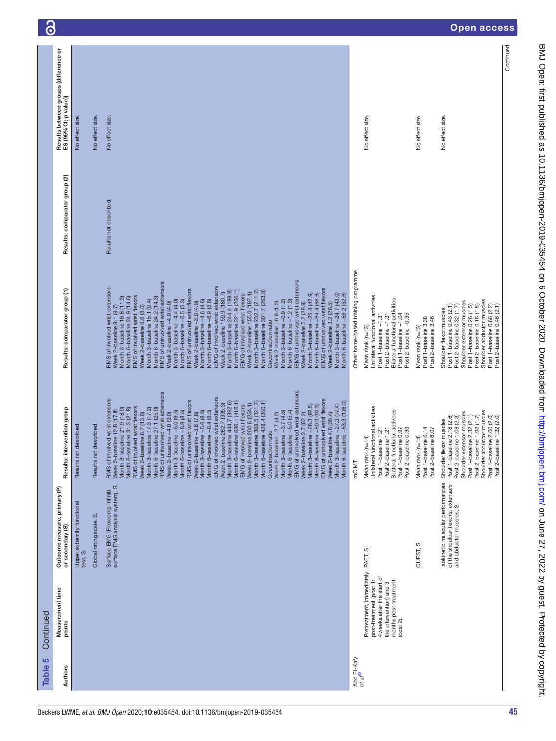**Table 5** Continued

| Authors | Measurement time points | Outcome measure, primary (P) or secondary (S) | Results: intervention group | Results: comparator group (1) | Results: comparator group (2) | Results between groups (difference or ES (95% CI; p value)) |
|---|---|---|---|---|---|---|
| | | Upper extremity functional test, S. | Results not described. | | | No effect size. |
| | | Global rating scale, S. | Results not described. | | | No effect size. |
| | | Surface EMG (Flexcomp Infiniti surface EMG analysis system), S. | RMS of involved wrist extensors<br>Week 2–baseline 12.8 (17.8)<br>Month 3–baseline 21.9 (18.9)<br>Month 6–baseline 31.3 (21.8)<br>RMS of involved wrist flexors<br>Week 2–baseline 6.7 (13.8)<br>Month 3–baseline 17.3 (17.2)<br>Month 6–baseline 27.1 (25.0)<br>RMS of uninvolved wrist extensors<br>Week 2–baseline −4.0 (9.0)<br>Month 3–baseline −5.0 (9.5)<br>Month 6–baseline −8.8 (8.6)<br>RMS of uninvolved wrist flexors<br>Week 2–baseline −3.8 (7.8)<br>Month 3–baseline −5.6 (8.8)<br>Month 6–baseline −8.4 (9.5)<br>iEMG of involved wrist extensors<br>Week 2–baseline 282.7 (335.3)<br>Month 3–baseline 444.7 (392.6)<br>Month 6–baseline 636.1 (416.1)<br>iEMG of involved wrist flexors<br>Week 2–baseline 200.6 (254.1)<br>Month 3–baseline 308.5 (321.7)<br>Month 6–baseline 428.4 (360.1)<br>Cocontraction ratio<br>Week 2–baseline −2.7 (4.2)<br>Month 3–baseline −3.7 (4.6)<br>Month 6–baseline −5.0 (5.4)<br>iEMG of uninvolved wrist extensors<br>Week 2–baseline 3.7 (62.2)<br>Month 3–baseline −28.3 (92.5)<br>Month 6–baseline −59.3 (92.3)<br>iEMG of uninvolved wrist flexors<br>Week 2–baseline 4.6 (36.4)<br>Month 3–baseline −27.3 (77.4)<br>Month 6–baseline −53.3 (106.0) | RMS of involved wrist extensors<br>Week 2–baseline 9.1 (9.7)<br>Month 3–baseline 16.8 (11.3)<br>Month 6–baseline 24.9 (14.6)<br>RMS of involved wrist flexors<br>Week 2–baseline 6.6 (8.0)<br>Month 3–baseline 15.1 (9.4)<br>Month 6–baseline 24.2 (14.3)<br>RMS of uninvolved wrist extensors<br>Week 2–baseline −4.0 (4.0)<br>Month 3–baseline −4.4 (4.0)<br>Month 6–baseline −6.5 (5.3)<br>RMS of uninvolved wrist flexors<br>Week 2–baseline −3.9 (4.9)<br>Month 3–baseline −4.6 (4.6)<br>Month 6–baseline −6.9 (5.8)<br>iEMG of involved wrist extensors<br>Week 2–baseline 159.9 (180.7)<br>Month 3–baseline 244.4 (199.9)<br>Month 6–baseline 321.9 (256.1)<br>iEMG of involved wrist flexors<br>Week 2–baseline 155.0 (187.1)<br>Month 3–baseline 232.7 (211.2)<br>Month 6–baseline 301.7 (263.9)<br>Cocontraction ratio<br>Week 2–baseline −0.6 (1.2)<br>Month 3–baseline −0.9 (1.2)<br>Month 6–baseline −1.2 (1.3)<br>iEMG of uninvolved wrist extensors<br>Week 2–baseline 5.2 (28.9)<br>Month 3–baseline −25.4 (42.9)<br>Month 6–baseline −54.4 (56.5)<br>iEMG of uninvolved wrist flexors<br>Week 2–baseline 3.2 (26.5)<br>Month 3–baseline −24.7 (43.0)<br>Month 6–baseline −55.2 (52.6) | Results not described. | No effect size. |
| Abd El-Kafy *et al*[65] | | | mCIMT. | Other home-based training programme. | | |
| | Pretreatment, immediately post-treatment (post 1; 4 weeks after the start of the intervention) and 3 months post-treatment (post 2). | PAFT, S. | Mean rank (n=14)<br>Unilateral functional activities<br>Post 1–baseline 1.21<br>Post 2–baseline 1.21<br>Bilateral functional activities<br>Post 1–baseline 0.97<br>Post 2–baseline 0.33 | Mean rank (n=13)<br>Unilateral functional activities<br>Post 1–baseline −1.31<br>Post 2–baseline −1.31<br>Bilateral functional activities<br>Post 1–baseline −1.04<br>Post 2–baseline −0.35 | | No effect size. |
| | | QUEST, S. | Mean rank (n=14)<br>Post 1–baseline 6.14<br>Post 2–baseline 6.07 | Mean rank (n=13)<br>Post 1–baseline 3.38<br>Post 2–baseline 3.46 | | No effect size. |
| | | Isokinetic muscular performances of the shoulder flexors, extensors and abductor muscles, S. | Shoulder flexor muscles<br>Post 1–baseline 2.18 (2.6)<br>Post 2–baseline 1.08 (2.3)<br>Shoulder extensor muscles<br>Post 1–baseline 2.32 (2.1)<br>Post 2–baseline 1.93 (1.7)<br>Shoulder abductor muscles<br>Post 1–baseline 2.60 (2.0)<br>Post 2–baseline 1.32 (2.0) | Shoulder flexor muscles<br>Post 1–baseline 0.43 (2.1)<br>Post 2–baseline 0.32 (1.7)<br>Shoulder extensor muscles<br>Post 1–baseline 0.26 (1.5)<br>Post 2–baseline 0.18 (1.5)<br>Shoulder abductor muscles<br>Post 1–baseline 0.66 (2.2)<br>Post 2–baseline 0.46 (2.1) | | No effect size. |

Continued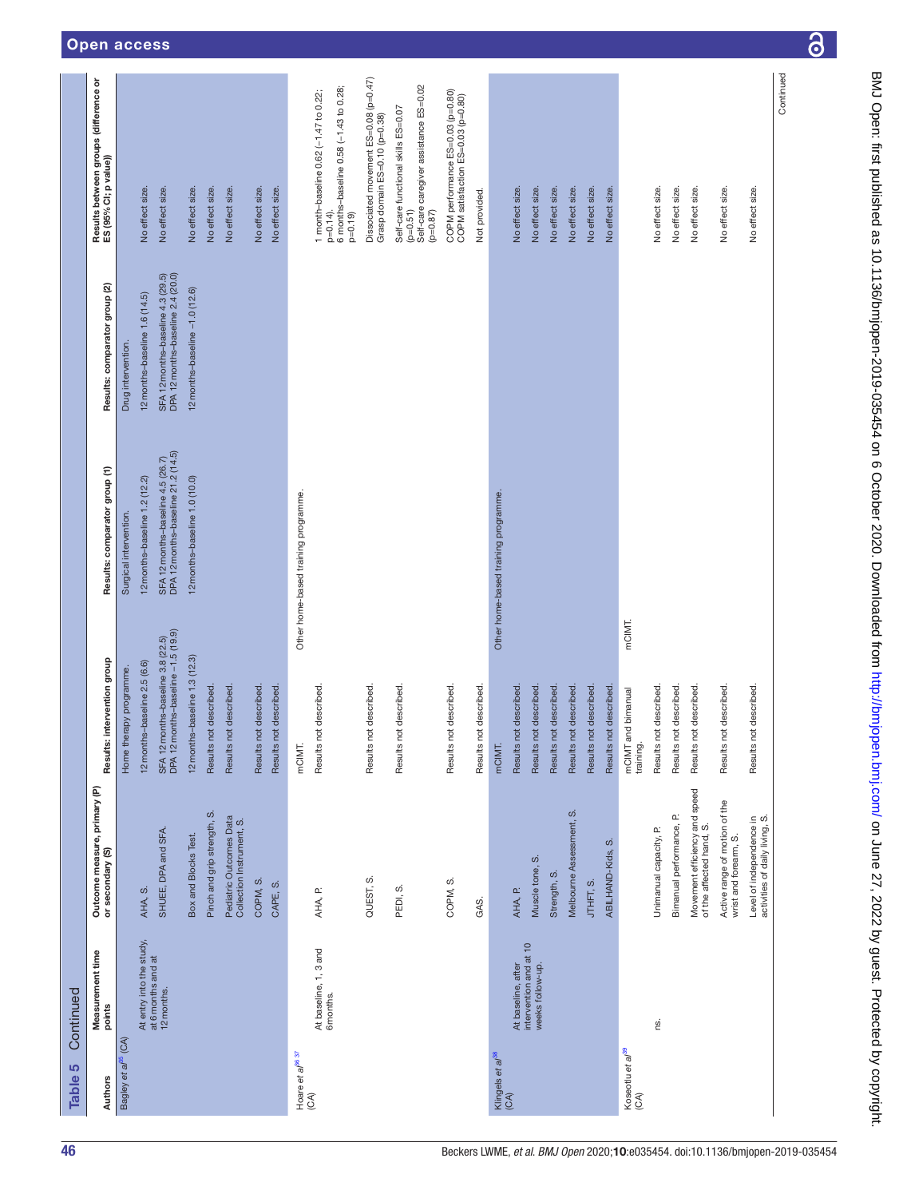**Table 5** Continued

| Authors | Measurement time points | Outcome measure, primary (P) or secondary (S) | Results: intervention group | Results: comparator group (1) | Results: comparator group (2) | Results between groups (difference or ES (95% CI; p value)) |
|---|---|---|---|---|---|---|
| Bagley *et al*[35] (CA) | | | Home therapy programme. | Surgical intervention. | Drug intervention. | |
| | At entry into the study, at 6 months and at 12 months. | AHA, S. | 12 months–baseline 2.5 (6.6) | 12 months–baseline 1.2 (12.2) | 12 months–baseline 1.6 (14.5) | No effect size. |
| | | SHUEE, DPA and SFA. | SFA 12 months–baseline 3.8 (22.5) DPA 12 months–baseline −1.5 (19.9) | SFA 12 months–baseline 4.5 (26.7) DPA 12 months–baseline 21.2 (14.5) | SFA 12 months–baseline 4.3 (29.5) DPA 12 months–baseline 2.4 (20.0) | No effect size. |
| | | Box and Blocks Test. | 12 months–baseline 1.3 (12.3) | 12 months–baseline 1.0 (10.0) | 12 months–baseline −1.0 (12.6) | No effect size. |
| | | Pinch and grip strength, S. | Results not described. | | | No effect size. |
| | | Pediatric Outcomes Data Collection Instrument, S. | Results not described. | | | No effect size. |
| | | COPM, S. | Results not described. | | | No effect size. |
| | | CAPE, S. | Results not described. | | | No effect size. |
| Hoare *et al*[36 37] (CA) | | | mCIMT. | Other home-based training programme. | | |
| | At baseline, 1, 3 and 6 months. | AHA, P. | Results not described. | | | 1 month–baseline 0.62 (−1.47 to 0.22; p=0.14). 6 months–baseline 0.58 (−1.43 to 0.28; p=0.19) |
| | | QUEST, S. | Results not described. | | | Dissociated movement ES=0.08 (p=0.47) Grasp domain ES=0.10 (p=0.38) |
| | | PEDI, S. | Results not described. | | | Self-care functional skills ES=0.07 (p=0.51) Self-care caregiver assistance ES=0.02 (p=0.87) |
| | | COPM, S. | Results not described. | | | COPM performance ES=0.03 (p=0.80) COPM satisfaction ES=0.03 (p=0.80) |
| | | GAS. | Results not described. | | | Not provided. |
| Klingels *et al*[38] (CA) | | | mCIMT. | Other home-based training programme. | | |
| | At baseline, after intervention and at 10 weeks follow-up. | AHA, P. | Results not described. | | | No effect size. |
| | | Muscle tone, S. | Results not described. | | | No effect size. |
| | | Strength, S. | Results not described. | | | No effect size. |
| | | Melbourne Assessment, S. | Results not described. | | | No effect size. |
| | | JTHFT, S. | Results not described. | | | No effect size. |
| | | ABILHAND-Kids, S. | Results not described. | | | No effect size. |
| Koseotlu *et al*[39] (CA) | | | mCIMT and bimanual training. | mCIMT. | | |
| | ns. | Unimanual capacity, P. | Results not described. | | | No effect size. |
| | | Bimanual performance, P. | Results not described. | | | No effect size. |
| | | Movement efficiency and speed of the affected hand, S. | Results not described. | | | No effect size. |
| | | Active range of motion of the wrist and forearm, S. | Results not described. | | | No effect size. |
| | | Level of independence in activities of daily living, S. | Results not described. | | | No effect size. |

Continued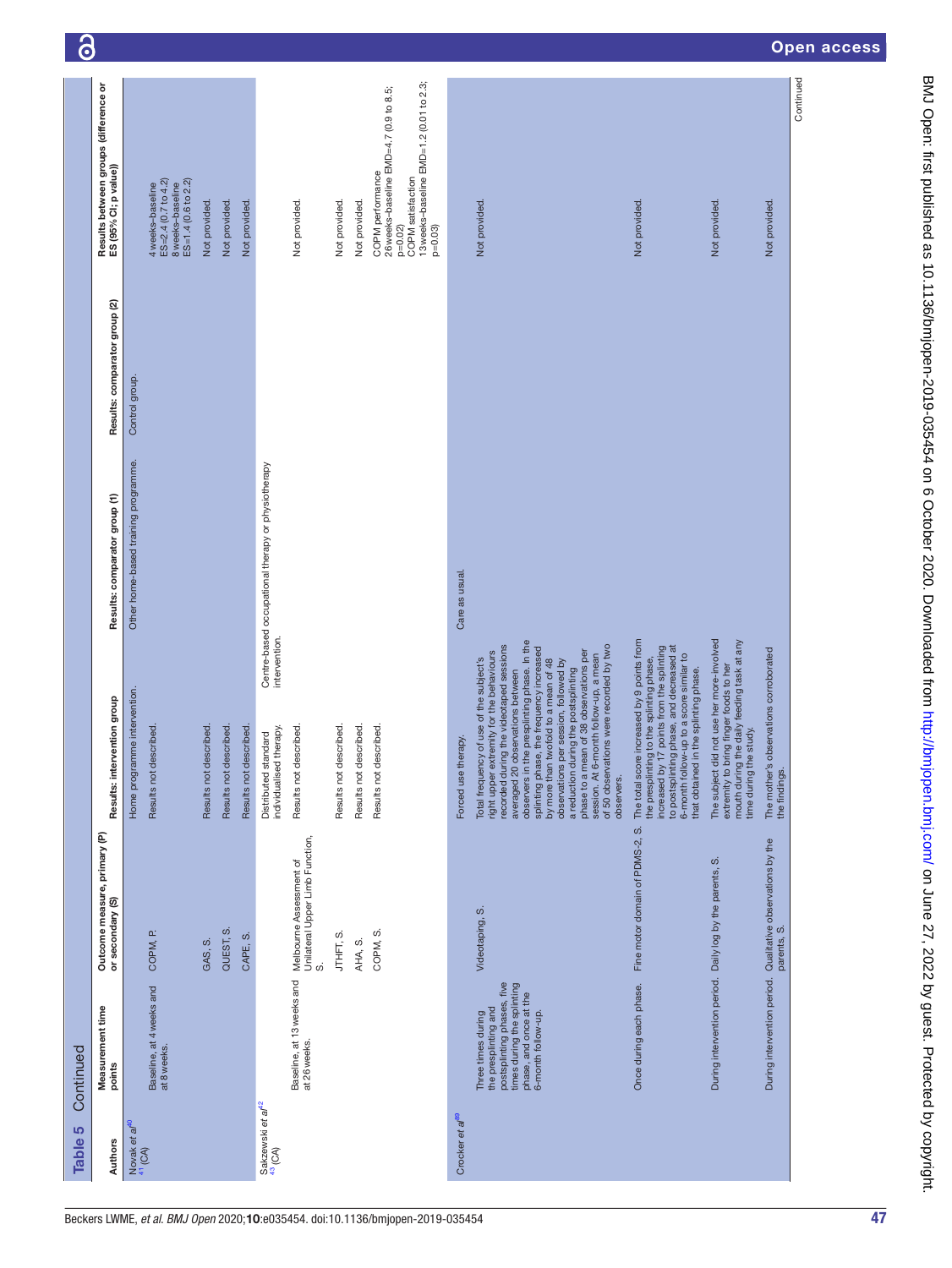**Table 5** Continued

| Authors | Measurement time points | Outcome measure, primary (P) or secondary (S) | Results: intervention group | Results: comparator group (1) | Results: comparator group (2) | Results between groups (difference or ES (95% CI; p value)) |
|---|---|---|---|---|---|---|
| Novak *et al*[40 41] (CA) | | | Home programme intervention. | Other home-based training programme. | Control group. | |
| | Baseline, at 4 weeks and at 8 weeks. | COPM, P. | Results not described. | | | 4 weeks–baseline ES=2.4 (0.7 to 4.2) 8 weeks–baseline ES=1.4 (0.6 to 2.2) |
| | | GAS, S. | Results not described. | | | Not provided. |
| | | QUEST, S. | Results not described. | | | Not provided. |
| | | CAPE, S. | Results not described. | | | Not provided. |
| Sakzewski *et al*[42 43] (CA) | | | Distributed standard individualised therapy. | Centre-based occupational therapy or physiotherapy intervention. | | |
| | Baseline, at 13 weeks and at 26 weeks. | Melbourne Assessment of Unilateral Upper Limb Function, S. | Results not described. | | | Not provided. |
| | | JTHFT, S. | Results not described. | | | Not provided. |
| | | AHA, S. | Results not described. | | | Not provided. |
| | | COPM, S. | Results not described. | | | COPM performance 26 weeks–baseline EMD=4.7 (0.9 to 8.5; p=0.02) COPM satisfaction 13 weeks–baseline EMD=1.2 (0.01 to 2.3; p=0.03) |
| Crocker *et al*[89] | | | Forced use therapy. | Care as usual. | | |
| | Three times during the presplinting and postsplinting phases, five times during the splinting phase, and once at the 6-month follow-up. | Videotaping, S. | Total frequency of use of the subject's right upper extremity for the behaviours recorded during the videotaped sessions averaged 20 observations between observers in the presplinting phase. In the splinting phase, the frequency increased by more than twofold to a mean of 48 observations per session, followed by a reduction during the postsplinting phase to a mean of 38 observations per session. At 6-month follow-up, a mean of 50 observations were recorded by two observers. | | | Not provided. |
| | Once during each phase. | Fine motor domain of PDMS-2, S. | The total score increased by 9 points from the presplinting to the splinting phase, increased by 17 points from the splinting to postsplinting phase, and decreased at 6-month follow-up to a score similar to that obtained in the splinting phase. | | | Not provided. |
| | During intervention period. | Daily log by the parents, S. | The subject did not use her more-involved extremity to bring finger foods to her mouth during the daily feeding task at any time during the study. | | | Not provided. |
| | During intervention period. | Qualitative observations by the parents, S. | The mother's observations corroborated the findings. | | | Not provided. |

Continued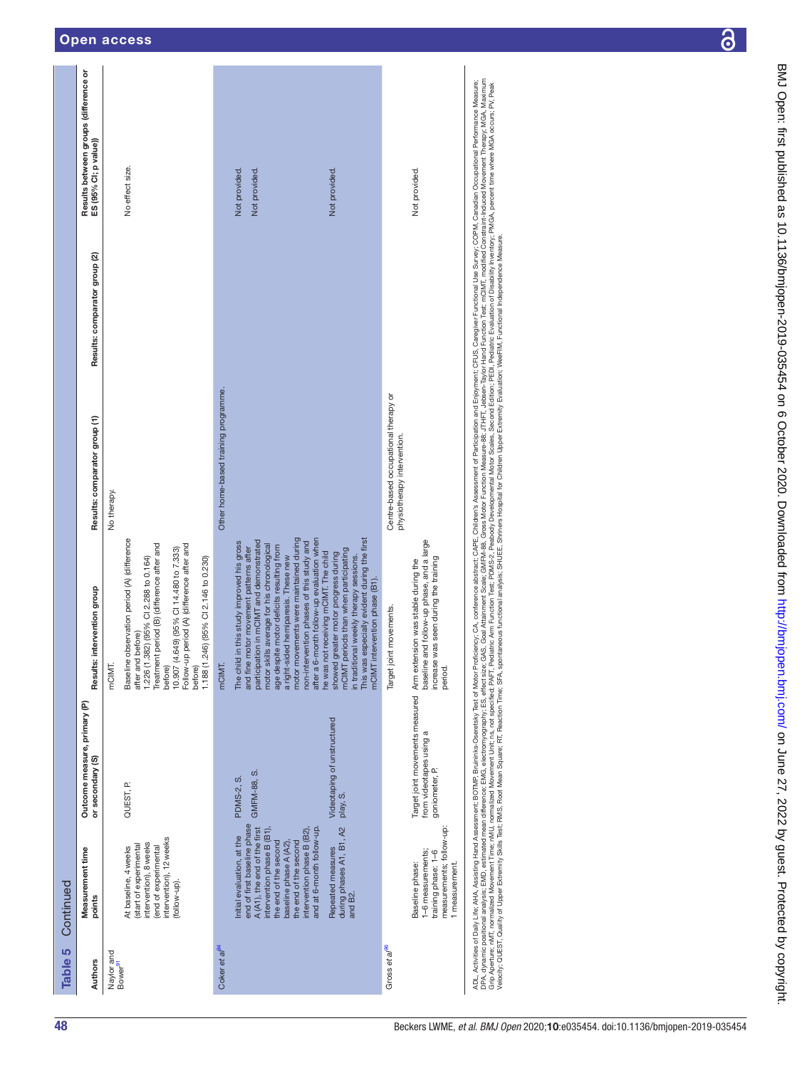Table 5 Continued

| Authors | Measurement time points | Outcome measure, primary (P) or secondary (S) | Results: intervention group | Results: comparator group (1) | Results: comparator group (2) | Results between groups (difference or ES (95% CI; p value)) |
|---|---|---|---|---|---|---|
| Naylor and Bower[91] | At baseline, 4 weeks (start of experimental intervention), 8 weeks (end of experimental intervention), 12 weeks (follow-up). | QUEST, P. | mCIMT. Baseline observation period (A) (difference after and before) 1.226 (1.382) (95% CI 2.288 to 0.164) Treatment period (B) (difference after and before) 10.907 (4.649) (95% CI 14.480 to 7.333) Follow-up period (A) (difference after and before) 1.188 (1.246) (95% CI 2.146 to 0.230) | No therapy. | | No effect size. |
| Coker *et al*[94] | Initial evaluation, at the end of first baseline phase A (A1), the end of the first intervention phase B (B1), the end of the second baseline phase A (A2), the end of the second intervention phase B (B2), and at 6-month follow-up. | PDMS-2, S. | mCIMT. The child in this study improved his gross and fine motor movement patterns after participation in mCIMT and demonstrated motor skills average for his chronological age despite motor deficits resulting from a right-sided hemiparesis. These new motor movements were maintained during non-intervention phases of this study and after a 6-month follow-up evaluation when he was not receiving mCIMT. The child showed greater motor progress during mCIMT periods than when participating in traditional weekly therapy sessions. This was especially evident during the first mCIMT intervention phase (B1). | Other home-based training programme. | | Not provided. |
| | | GMFM-88, S. | | | | Not provided. |
| | Repeated measures during phases A1, B1, A2 and B2. | Videotaping of unstructured play, S. | | | | Not provided. |
| Gross *et al*[96] | Baseline phase: 1–6 measurements; training phase: 1–6 measurements; follow-up: 1 measurement. | Target joint movements measured from videotapes using a goniometer, P. | Target joint movements. Arm extension was stable during the baseline and follow-up phase, and a large increase was seen during the training period. | Centre-based occupational therapy or physiotherapy intervention. | | Not provided. |

ADL, Activities of Daily Life; AHA, Assisting Hand Assessment; BOTMP, Bruininks-Oseretsky Test of Motor Proficiency; CA, conference abstract; CAPE, Children's Assessment of Participation and Enjoyment; CFUS, Caregiver Functional Use Survey; COPM, Canadian Occupational Performance Measure; DPA, dynamic positional analysis; EMD, estimated mean difference; EMG, electromyography; ES, effect size; GAS, Goal Attainment Scale; GMFM-88, Gross Motor Function Measure-88; JTHFT, Jebsen-Taylor Hand Function Test; mCIMT, modified Constraint-Induced Movement Therapy; MGA, Maximum Grip Aperture; nMT, normalized Movement Time; nMU, normalized Movement Unit; ns, not specified; PAFT, Pediatric Arm Function Test; PDMS-2, Peabody Developmental Motor Scales, Second Edition; PEDI, Pediatric Evaluation of Disability Inventory; PMGA, percent time where MGA occurs; PV, Peak Velocity; QUEST, Quality of Upper Extremity Skills Test; RMS, Root Mean Square; RT, Reaction Time; SFA, spontaneous functional analysis; SHUEE, Shriners Hospital for Children Upper Extremity Evaluation; WeeFIM, Functional Independence Measure.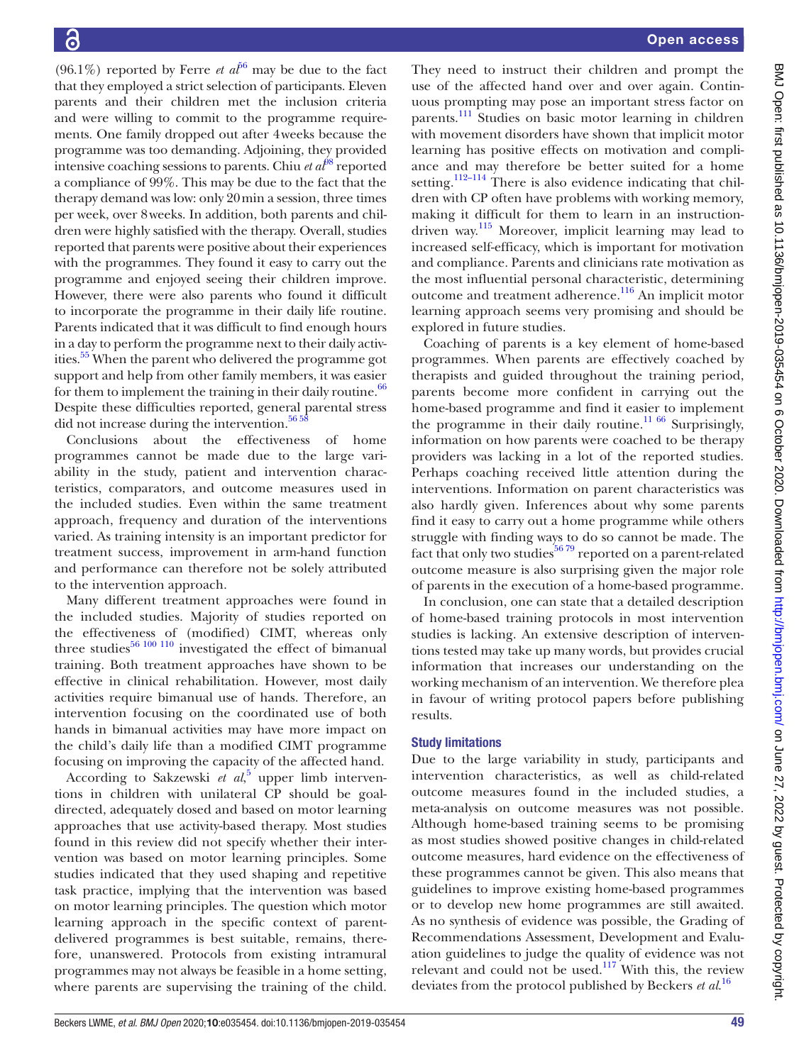(96.1%) reported by Ferre *et al*[56] may be due to the fact that they employed a strict selection of participants. Eleven parents and their children met the inclusion criteria and were willing to commit to the programme requirements. One family dropped out after 4weeks because the programme was too demanding. Adjoining, they provided intensive coaching sessions to parents. Chiu *et al*[98] reported a compliance of 99%. This may be due to the fact that the therapy demand was low: only 20min a session, three times per week, over 8weeks. In addition, both parents and children were highly satisfied with the therapy. Overall, studies reported that parents were positive about their experiences with the programmes. They found it easy to carry out the programme and enjoyed seeing their children improve. However, there were also parents who found it difficult to incorporate the programme in their daily life routine. Parents indicated that it was difficult to find enough hours in a day to perform the programme next to their daily activities.[55] When the parent who delivered the programme got support and help from other family members, it was easier for them to implement the training in their daily routine.[66] Despite these difficulties reported, general parental stress did not increase during the intervention.[56 58]

Conclusions about the effectiveness of home programmes cannot be made due to the large variability in the study, patient and intervention characteristics, comparators, and outcome measures used in the included studies. Even within the same treatment approach, frequency and duration of the interventions varied. As training intensity is an important predictor for treatment success, improvement in arm-hand function and performance can therefore not be solely attributed to the intervention approach.

Many different treatment approaches were found in the included studies. Majority of studies reported on the effectiveness of (modified) CIMT, whereas only three studies[56 100 110] investigated the effect of bimanual training. Both treatment approaches have shown to be effective in clinical rehabilitation. However, most daily activities require bimanual use of hands. Therefore, an intervention focusing on the coordinated use of both hands in bimanual activities may have more impact on the child's daily life than a modified CIMT programme focusing on improving the capacity of the affected hand.

According to Sakzewski *et al*,[5] upper limb interventions in children with unilateral CP should be goal-directed, adequately dosed and based on motor learning approaches that use activity-based therapy. Most studies found in this review did not specify whether their intervention was based on motor learning principles. Some studies indicated that they used shaping and repetitive task practice, implying that the intervention was based on motor learning principles. The question which motor learning approach in the specific context of parent-delivered programmes is best suitable, remains, therefore, unanswered. Protocols from existing intramural programmes may not always be feasible in a home setting, where parents are supervising the training of the child. They need to instruct their children and prompt the use of the affected hand over and over again. Continuous prompting may pose an important stress factor on parents.[111] Studies on basic motor learning in children with movement disorders have shown that implicit motor learning has positive effects on motivation and compliance and may therefore be better suited for a home setting.[112–114] There is also evidence indicating that children with CP often have problems with working memory, making it difficult for them to learn in an instruction-driven way.[115] Moreover, implicit learning may lead to increased self-efficacy, which is important for motivation and compliance. Parents and clinicians rate motivation as the most influential personal characteristic, determining outcome and treatment adherence.[116] An implicit motor learning approach seems very promising and should be explored in future studies.

Coaching of parents is a key element of home-based programmes. When parents are effectively coached by therapists and guided throughout the training period, parents become more confident in carrying out the home-based programme and find it easier to implement the programme in their daily routine.[11 66] Surprisingly, information on how parents were coached to be therapy providers was lacking in a lot of the reported studies. Perhaps coaching received little attention during the interventions. Information on parent characteristics was also hardly given. Inferences about why some parents find it easy to carry out a home programme while others struggle with finding ways to do so cannot be made. The fact that only two studies[56 79] reported on a parent-related outcome measure is also surprising given the major role of parents in the execution of a home-based programme.

In conclusion, one can state that a detailed description of home-based training protocols in most intervention studies is lacking. An extensive description of interventions tested may take up many words, but provides crucial information that increases our understanding on the working mechanism of an intervention. We therefore plea in favour of writing protocol papers before publishing results.

### Study limitations

Due to the large variability in study, participants and intervention characteristics, as well as child-related outcome measures found in the included studies, a meta-analysis on outcome measures was not possible. Although home-based training seems to be promising as most studies showed positive changes in child-related outcome measures, hard evidence on the effectiveness of these programmes cannot be given. This also means that guidelines to improve existing home-based programmes or to develop new home programmes are still awaited. As no synthesis of evidence was possible, the Grading of Recommendations Assessment, Development and Evaluation guidelines to judge the quality of evidence was not relevant and could not be used.[117] With this, the review deviates from the protocol published by Beckers *et al*.[16]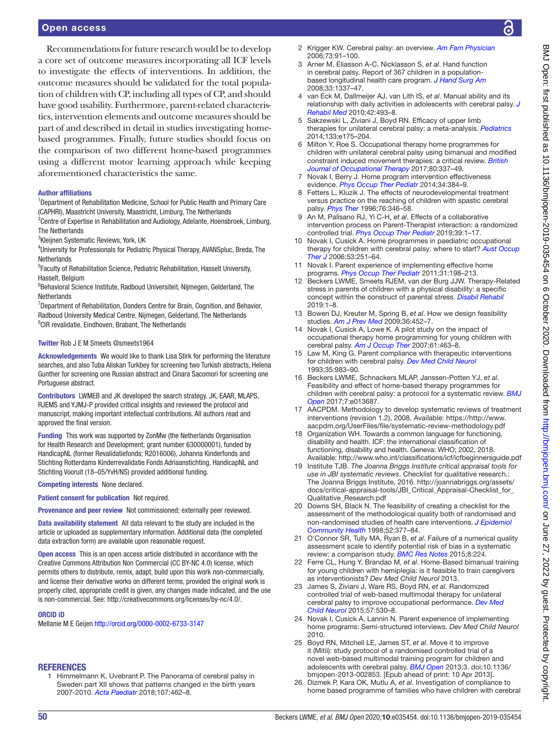Recommendations for future research would be to develop a core set of outcome measures incorporating all ICF levels to investigate the effects of interventions. In addition, the outcome measures should be validated for the total population of children with CP, including all types of CP, and should have good usability. Furthermore, parent-related characteristics, intervention elements and outcome measures should be part of and described in detail in studies investigating home-based programmes. Finally, future studies should focus on the comparison of two different home-based programmes using a different motor learning approach while keeping aforementioned characteristics the same.

**Author affiliations**

[1]Department of Rehabilitation Medicine, School for Public Health and Primary Care (CAPHRI), Maastricht University, Maastricht, Limburg, The Netherlands
[2]Centre of Expertise in Rehabilitation and Audiology, Adelante, Hoensbroek, Limburg, The Netherlands
[3]Kleijnen Systematic Reviews, York, UK
[4]University for Professionals for Pediatric Physical Therapy, AVANSplus, Breda, The Netherlands
[5]Faculty of Rehabilitation Science, Pediatric Rehabilitation, Hasselt University, Hasselt, Belgium
[6]Behavioral Science Institute, Radboud Universiteit, Nijmegen, Gelderland, The Netherlands
[7]Department of Rehabilitation, Donders Centre for Brain, Cognition, and Behavior, Radboud University Medical Centre, Nijmegen, Gelderland, The Netherlands
[8]CIR revalidatie, Eindhoven, Brabant, The Netherlands

**Twitter** Rob J E M Smeets @smeets1964

**Acknowledgements** We would like to thank Lisa Stirk for performing the literature searches, and also Tuba Aliskan Turkbey for screening two Turkish abstracts, Helena Gunther for screening one Russian abstract and Cinara Sacomori for screening one Portuguese abstract.

**Contributors** LWMEB and JK developed the search strategy. JK, EAAR, MLAPS, RJEMS and YJMJ-P provided critical insights and reviewed the protocol and manuscript, making important intellectual contributions. All authors read and approved the final version.

**Funding** This work was supported by ZonMw (the Netherlands Organisation for Health Research and Development; grant number 630000001), funded by HandicapNL (former Revalidatiefonds; R2016006), Johanna Kinderfonds and Stichting Rotterdams Kinderrevalidatie Fonds Adriaanstichting. HandicapNL and Stichting Vooruit (18–05/YvH/NS) provided additional funding.

**Competing interests** None declared.

**Patient consent for publication** Not required.

**Provenance and peer review** Not commissioned; externally peer reviewed.

**Data availability statement** All data relevant to the study are included in the article or uploaded as supplementary information. Additional data (the completed data extraction form) are available upon reasonable request.

**Open access** This is an open access article distributed in accordance with the Creative Commons Attribution Non Commercial (CC BY-NC 4.0) license, which permits others to distribute, remix, adapt, build upon this work non-commercially, and license their derivative works on different terms, provided the original work is properly cited, appropriate credit is given, any changes made indicated, and the use is non-commercial. See: http://creativecommons.org/licenses/by-nc/4.0/.

**ORCID iD**

Mellanie M E Geijen http://orcid.org/0000-0002-6733-3147

## REFERENCES

1. Himmelmann K, Uvebrant P. The Panorama of cerebral palsy in Sweden part XII shows that patterns changed in the birth years 2007-2010. *Acta Paediatr* 2018;107:462–8.
2. Krigger KW. Cerebral palsy: an overview. *Am Fam Physician* 2006;73:91–100.
3. Arner M, Eliasson A-C, Nicklasson S, *et al*. Hand function in cerebral palsy. Report of 367 children in a population-based longitudinal health care program. *J Hand Surg Am* 2008;33:1337–47.
4. van Eck M, Dallmeijer AJ, van Lith IS, *et al*. Manual ability and its relationship with daily activities in adolescents with cerebral palsy. *J Rehabil Med* 2010;42:493–8.
5. Sakzewski L, Ziviani J, Boyd RN. Efficacy of upper limb therapies for unilateral cerebral palsy: a meta-analysis. *Pediatrics* 2014;133:e175–204.
6. Milton Y, Roe S. Occupational therapy home programmes for children with unilateral cerebral palsy using bimanual and modified constraint induced movement therapies: a critical review. *British Journal of Occupational Therapy* 2017;80:337–49.
7. Novak I, Berry J. Home program intervention effectiveness evidence. *Phys Occup Ther Pediatr* 2014;34:384–9.
8. Fetters L, Kluzik J. The effects of neurodevelopmental treatment versus practice on the reaching of children with spastic cerebral palsy. *Phys Ther* 1996;76:346–58.
9. An M, Palisano RJ, Yi C-H, *et al*. Effects of a collaborative intervention process on Parent-Therapist interaction: a randomized controlled trial. *Phys Occup Ther Pediatr* 2019;39:1–17.
10. Novak I, Cusick A. Home programmes in paediatric occupational therapy for children with cerebral palsy: where to start? *Aust Occup Ther J* 2006;53:251–64.
11. Novak I. Parent experience of implementing effective home programs. *Phys Occup Ther Pediatr* 2011;31:198–213.
12. Beckers LWME, Smeets RJEM, van der Burg JJW. Therapy-Related stress in parents of children with a physical disability: a specific concept within the construct of parental stress. *Disabil Rehabil* 2019:1–8.
13. Bowen DJ, Kreuter M, Spring B, *et al*. How we design feasibility studies. *Am J Prev Med* 2009;36:452–7.
14. Novak I, Cusick A, Lowe K. A pilot study on the impact of occupational therapy home programming for young children with cerebral palsy. *Am J Occup Ther* 2007;61:463–8.
15. Law M, King G. Parent compliance with therapeutic interventions for children with cerebral palsy. *Dev Med Child Neurol* 1993;35:983–90.
16. Beckers LWME, Schnackers MLAP, Janssen-Potten YJ, *et al*. Feasibility and effect of home-based therapy programmes for children with cerebral palsy: a protocol for a systematic review. *BMJ Open* 2017;7:e013687.
17. AACPDM. Methodology to develop systematic reviews of treatment interventions (revision 1.2), 2008. Available: https://http://www.aacpdm.org/UserFiles/file/systematic-review-methodology.pdf
18. Organization WH. Towards a common language for functioning, disability and health. ICF: the international classification of functioning, disability and health. Geneva: WHO; 2002, 2018. Available: http://www.who.int/classifications/icf/icfbeginnersguide.pdf
19. Institute TJB. *The Joanna Briggs Institute critical appraisal tools for use in JBI systematic reviews*. Checklist for qualitative research.: The Joanna Briggs Institute, 2016. http://joannabriggs.org/assets/docs/critical-appraisal-tools/JBI_Critical_Appraisal-Checklist_for_Qualitative_Research.pdf
20. Downs SH, Black N. The feasibility of creating a checklist for the assessment of the methodological quality both of randomised and non-randomised studies of health care interventions. *J Epidemiol Community Health* 1998;52:377–84.
21. O'Connor SR, Tully MA, Ryan B, *et al*. Failure of a numerical quality assessment scale to identify potential risk of bias in a systematic review: a comparison study. *BMC Res Notes* 2015;8:224.
22. Ferre CL, Hung Y, Brandao M, *et al*. Home-Based bimanual training for young children with hemiplegia: is it feasible to train caregivers as interventionists? *Dev Med Child Neurol* 2013.
23. James S, Ziviani J, Ware RS, Boyd RN, *et al*. Randomized controlled trial of web-based multimodal therapy for unilateral cerebral palsy to improve occupational performance. *Dev Med Child Neurol* 2015;57:530–8.
24. Novak I, Cusick A, Lannin N. Parent experience of implementing home programs: Semi-structured interviews. *Dev Med Child Neurol* 2010.
25. Boyd RN, Mitchell LE, James ST, *et al*. Move it to improve it (Mitii): study protocol of a randomised controlled trial of a novel web-based multimodal training program for children and adolescents with cerebral palsy. *BMJ Open* 2013;3. doi:10.1136/bmjopen-2013-002853. [Epub ahead of print: 10 Apr 2013].
26. Dizmek P, Kara OK, Mutlu A, *et al*. Investigation of compliance to home based programme of families who have children with cerebral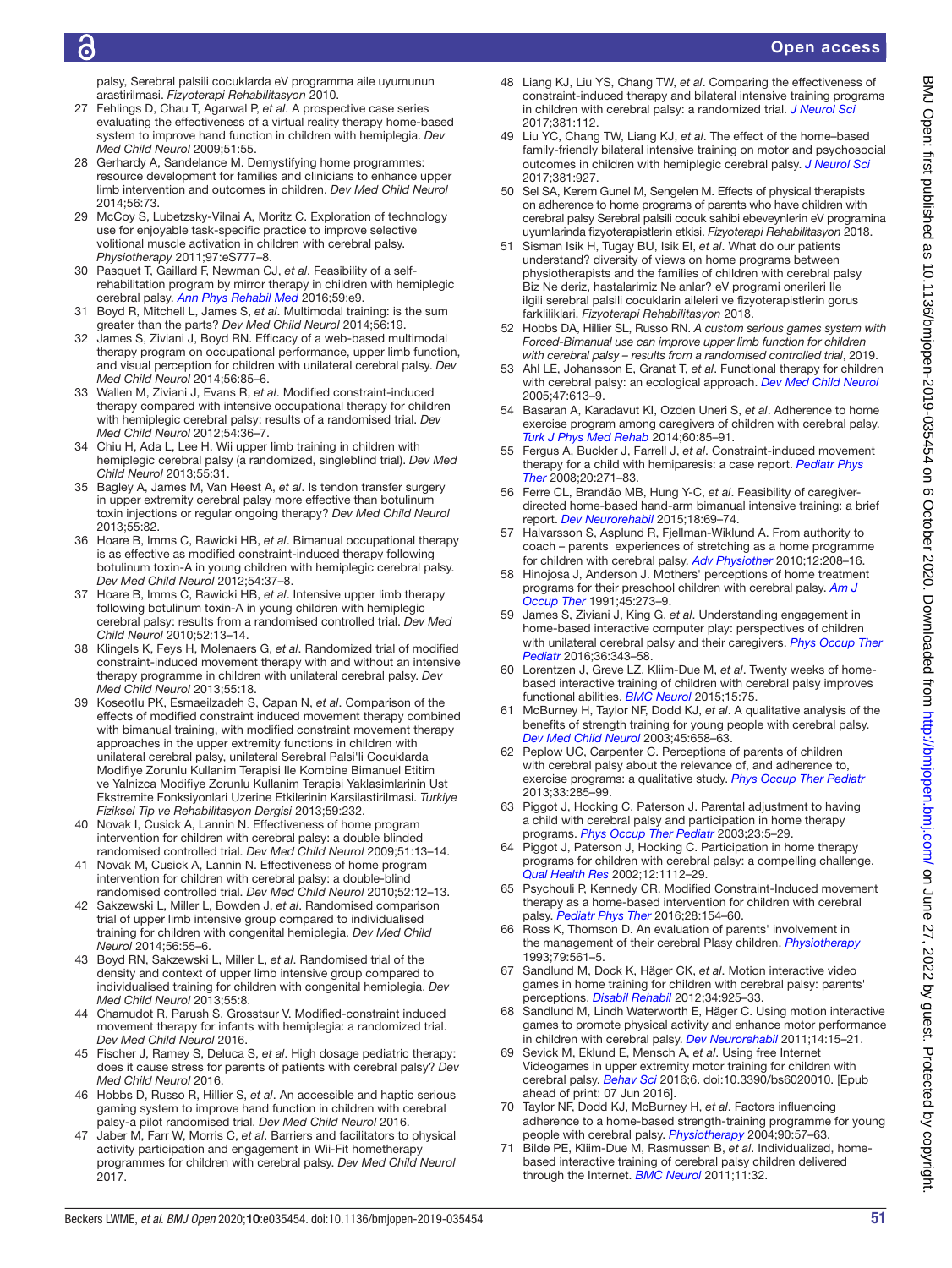palsy, Serebral palsili cocuklarda eV programma aile uyumunun arastirilmasi. *Fizyoterapi Rehabilitasyon* 2010.

27 Fehlings D, Chau T, Agarwal P, *et al*. A prospective case series evaluating the effectiveness of a virtual reality therapy home-based system to improve hand function in children with hemiplegia. *Dev Med Child Neurol* 2009;51:55.

28 Gerhardy A, Sandelance M. Demystifying home programmes: resource development for families and clinicians to enhance upper limb intervention and outcomes in children. *Dev Med Child Neurol* 2014;56:73.

29 McCoy S, Lubetzsky-Vilnai A, Moritz C. Exploration of technology use for enjoyable task-specific practice to improve selective volitional muscle activation in children with cerebral palsy. *Physiotherapy* 2011;97:eS777–8.

30 Pasquet T, Gaillard F, Newman CJ, *et al*. Feasibility of a self-rehabilitation program by mirror therapy in children with hemiplegic cerebral palsy. *Ann Phys Rehabil Med* 2016;59:e9.

31 Boyd R, Mitchell L, James S, *et al*. Multimodal training: is the sum greater than the parts? *Dev Med Child Neurol* 2014;56:19.

32 James S, Ziviani J, Boyd RN. Efficacy of a web-based multimodal therapy program on occupational performance, upper limb function, and visual perception for children with unilateral cerebral palsy. *Dev Med Child Neurol* 2014;56:85–6.

33 Wallen M, Ziviani J, Evans R, *et al*. Modified constraint-induced therapy compared with intensive occupational therapy for children with hemiplegic cerebral palsy: results of a randomised trial. *Dev Med Child Neurol* 2012;54:36–7.

34 Chiu H, Ada L, Lee H. Wii upper limb training in children with hemiplegic cerebral palsy (a randomized, singleblind trial). *Dev Med Child Neurol* 2013;55:31.

35 Bagley A, James M, Van Heest A, *et al*. Is tendon transfer surgery in upper extremity cerebral palsy more effective than botulinum toxin injections or regular ongoing therapy? *Dev Med Child Neurol* 2013;55:82.

36 Hoare B, Imms C, Rawicki HB, *et al*. Bimanual occupational therapy is as effective as modified constraint-induced therapy following botulinum toxin-A in young children with hemiplegic cerebral palsy. *Dev Med Child Neurol* 2012;54:37–8.

37 Hoare B, Imms C, Rawicki HB, *et al*. Intensive upper limb therapy following botulinum toxin-A in young children with hemiplegic cerebral palsy: results from a randomised controlled trial. *Dev Med Child Neurol* 2010;52:13–14.

38 Klingels K, Feys H, Molenaers G, *et al*. Randomized trial of modified constraint-induced movement therapy with and without an intensive therapy programme in children with unilateral cerebral palsy. *Dev Med Child Neurol* 2013;55:18.

39 Koseotlu PK, Esmaeilzadeh S, Capan N, *et al*. Comparison of the effects of modified constraint induced movement therapy combined with bimanual training, with modified constraint movement therapy approaches in the upper extremity functions in children with unilateral cerebral palsy, unilateral Serebral Palsi'li Cocuklarda Modifiye Zorunlu Kullanim Terapisi Ile Kombine Bimanuel Etitim ve Yalnizca Modifiye Zorunlu Kullanim Terapisi Yaklasimlarinin Ust Ekstremite Fonksiyonlari Uzerine Etkilerinin Karsilastirilmasi. *Turkiye Fiziksel Tip ve Rehabilitasyon Dergisi* 2013;59:232.

40 Novak I, Cusick A, Lannin N. Effectiveness of home program intervention for children with cerebral palsy: a double blinded randomised controlled trial. *Dev Med Child Neurol* 2009;51:13–14.

41 Novak M, Cusick A, Lannin N. Effectiveness of home program intervention for children with cerebral palsy: a double-blind randomised controlled trial. *Dev Med Child Neurol* 2010;52:12–13.

42 Sakzewski L, Miller L, Bowden J, *et al*. Randomised comparison trial of upper limb intensive group compared to individualised training for children with congenital hemiplegia. *Dev Med Child Neurol* 2014;56:55–6.

43 Boyd RN, Sakzewski L, Miller L, *et al*. Randomised trial of the density and context of upper limb intensive group compared to individualised training for children with congenital hemiplegia. *Dev Med Child Neurol* 2013;55:8.

44 Chamudot R, Parush S, Grosstsur V. Modified-constraint induced movement therapy for infants with hemiplegia: a randomized trial. *Dev Med Child Neurol* 2016.

45 Fischer J, Ramey S, Deluca S, *et al*. High dosage pediatric therapy: does it cause stress for parents of patients with cerebral palsy? *Dev Med Child Neurol* 2016.

46 Hobbs D, Russo R, Hillier S, *et al*. An accessible and haptic serious gaming system to improve hand function in children with cerebral palsy-a pilot randomised trial. *Dev Med Child Neurol* 2016.

47 Jaber M, Farr W, Morris C, *et al*. Barriers and facilitators to physical activity participation and engagement in Wii-Fit hometherapy programmes for children with cerebral palsy. *Dev Med Child Neurol* 2017.

48 Liang KJ, Liu YS, Chang TW, *et al*. Comparing the effectiveness of constraint-induced therapy and bilateral intensive training programs in children with cerebral palsy: a randomized trial. *J Neurol Sci* 2017;381:112.

49 Liu YC, Chang TW, Liang KJ, *et al*. The effect of the home–based family-friendly bilateral intensive training on motor and psychosocial outcomes in children with hemiplegic cerebral palsy. *J Neurol Sci* 2017;381:927.

50 Sel SA, Kerem Gunel M, Sengelen M. Effects of physical therapists on adherence to home programs of parents who have children with cerebral palsy Serebral palsili cocuk sahibi ebeveynlerin eV programina uyumlarinda fizyoterapistlerin etkisi. *Fizyoterapi Rehabilitasyon* 2018.

51 Sisman Isik H, Tugay BU, Isik EI, *et al*. What do our patients understand? diversity of views on home programs between physiotherapists and the families of children with cerebral palsy Biz Ne deriz, hastalarimiz Ne anlar? eV programi onerileri Ile ilgili serebral palsili cocuklarin aileleri ve fizyoterapistlerin gorus farkliliklari. *Fizyoterapi Rehabilitasyon* 2018.

52 Hobbs DA, Hillier SL, Russo RN. *A custom serious games system with Forced-Bimanual use can improve upper limb function for children with cerebral palsy – results from a randomised controlled trial*, 2019.

53 Ahl LE, Johansson E, Granat T, *et al*. Functional therapy for children with cerebral palsy: an ecological approach. *Dev Med Child Neurol* 2005;47:613–9.

54 Basaran A, Karadavut KI, Ozden Uneri S, *et al*. Adherence to home exercise program among caregivers of children with cerebral palsy. *Turk J Phys Med Rehab* 2014;60:85–91.

55 Fergus A, Buckler J, Farrell J, *et al*. Constraint-induced movement therapy for a child with hemiparesis: a case report. *Pediatr Phys Ther* 2008;20:271–83.

56 Ferre CL, Brandão MB, Hung Y-C, *et al*. Feasibility of caregiver-directed home-based hand-arm bimanual intensive training: a brief report. *Dev Neurorehabil* 2015;18:69–74.

57 Halvarsson S, Asplund R, Fjellman-Wiklund A. From authority to coach – parents' experiences of stretching as a home programme for children with cerebral palsy. *Adv Physiother* 2010;12:208–16.

58 Hinojosa J, Anderson J. Mothers' perceptions of home treatment programs for their preschool children with cerebral palsy. *Am J Occup Ther* 1991;45:273–9.

59 James S, Ziviani J, King G, *et al*. Understanding engagement in home-based interactive computer play: perspectives of children with unilateral cerebral palsy and their caregivers. *Phys Occup Ther Pediatr* 2016;36:343–58.

60 Lorentzen J, Greve LZ, Kliim-Due M, *et al*. Twenty weeks of home-based interactive training of children with cerebral palsy improves functional abilities. *BMC Neurol* 2015;15:75.

61 McBurney H, Taylor NF, Dodd KJ, *et al*. A qualitative analysis of the benefits of strength training for young people with cerebral palsy. *Dev Med Child Neurol* 2003;45:658–63.

62 Peplow UC, Carpenter C. Perceptions of parents of children with cerebral palsy about the relevance of, and adherence to, exercise programs: a qualitative study. *Phys Occup Ther Pediatr* 2013;33:285–99.

63 Piggot J, Hocking C, Paterson J. Parental adjustment to having a child with cerebral palsy and participation in home therapy programs. *Phys Occup Ther Pediatr* 2003;23:5–29.

64 Piggot J, Paterson J, Hocking C. Participation in home therapy programs for children with cerebral palsy: a compelling challenge. *Qual Health Res* 2002;12:1112–29.

65 Psychouli P, Kennedy CR. Modified Constraint-Induced movement therapy as a home-based intervention for children with cerebral palsy. *Pediatr Phys Ther* 2016;28:154–60.

66 Ross K, Thomson D. An evaluation of parents' involvement in the management of their cerebral Plasy children. *Physiotherapy* 1993;79:561–5.

67 Sandlund M, Dock K, Häger CK, *et al*. Motion interactive video games in home training for children with cerebral palsy: parents' perceptions. *Disabil Rehabil* 2012;34:925–33.

68 Sandlund M, Lindh Waterworth E, Häger C. Using motion interactive games to promote physical activity and enhance motor performance in children with cerebral palsy. *Dev Neurorehabil* 2011;14:15–21.

69 Sevick M, Eklund E, Mensch A, *et al*. Using free Internet Videogames in upper extremity motor training for children with cerebral palsy. *Behav Sci* 2016;6. doi:10.3390/bs6020010. [Epub ahead of print: 07 Jun 2016].

70 Taylor NF, Dodd KJ, McBurney H, *et al*. Factors influencing adherence to a home-based strength-training programme for young people with cerebral palsy. *Physiotherapy* 2004;90:57–63.

71 Bilde PE, Kliim-Due M, Rasmussen B, *et al*. Individualized, home-based interactive training of cerebral palsy children delivered through the Internet. *BMC Neurol* 2011;11:32.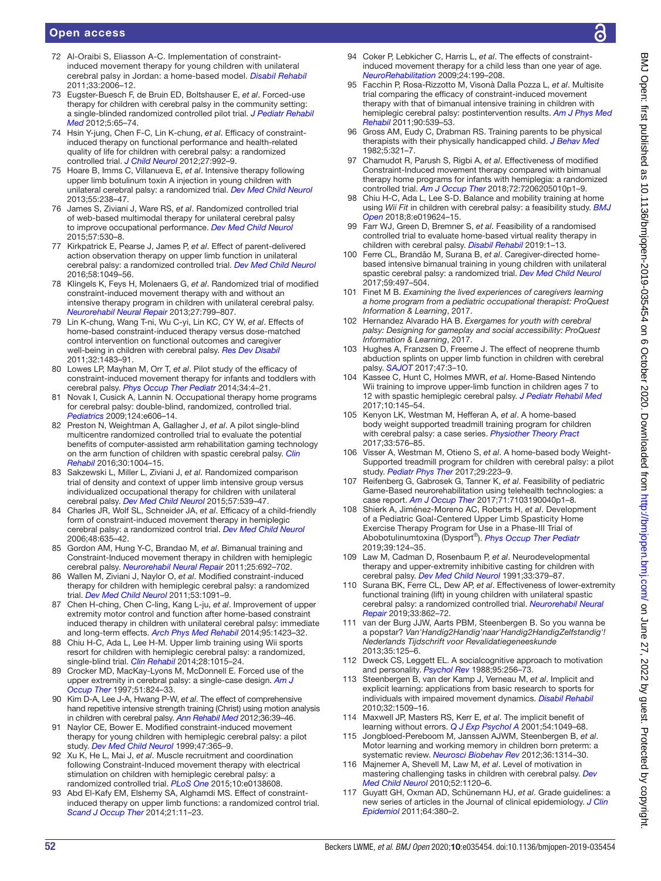72 Al-Oraibi S, Eliasson A-C. Implementation of constraint-induced movement therapy for young children with unilateral cerebral palsy in Jordan: a home-based model. *Disabil Rehabil* 2011;33:2006–12.

73 Eugster-Buesch F, de Bruin ED, Boltshauser E, *et al*. Forced-use therapy for children with cerebral palsy in the community setting: a single-blinded randomized controlled pilot trial. *J Pediatr Rehabil Med* 2012;5:65–74.

74 Hsin Y-jung, Chen F-C, Lin K-chung, *et al*. Efficacy of constraint-induced therapy on functional performance and health-related quality of life for children with cerebral palsy: a randomized controlled trial. *J Child Neurol* 2012;27:992–9.

75 Hoare B, Imms C, Villanueva E, *et al*. Intensive therapy following upper limb botulinum toxin A injection in young children with unilateral cerebral palsy: a randomized trial. *Dev Med Child Neurol* 2013;55:238–47.

76 James S, Ziviani J, Ware RS, *et al*. Randomized controlled trial of web-based multimodal therapy for unilateral cerebral palsy to improve occupational performance. *Dev Med Child Neurol* 2015;57:530–8.

77 Kirkpatrick E, Pearse J, James P, *et al*. Effect of parent-delivered action observation therapy on upper limb function in unilateral cerebral palsy: a randomized controlled trial. *Dev Med Child Neurol* 2016;58:1049–56.

78 Klingels K, Feys H, Molenaers G, *et al*. Randomized trial of modified constraint-induced movement therapy with and without an intensive therapy program in children with unilateral cerebral palsy. *Neurorehabil Neural Repair* 2013;27:799–807.

79 Lin K-chung, Wang T-ni, Wu C-yi, Lin KC, CY W, *et al*. Effects of home-based constraint-induced therapy versus dose-matched control intervention on functional outcomes and caregiver well-being in children with cerebral palsy. *Res Dev Disabil* 2011;32:1483–91.

80 Lowes LP, Mayhan M, Orr T, *et al*. Pilot study of the efficacy of constraint-induced movement therapy for infants and toddlers with cerebral palsy. *Phys Occup Ther Pediatr* 2014;34:4–21.

81 Novak I, Cusick A, Lannin N. Occupational therapy home programs for cerebral palsy: double-blind, randomized, controlled trial. *Pediatrics* 2009;124:e606–14.

82 Preston N, Weightman A, Gallagher J, *et al*. A pilot single-blind multicentre randomized controlled trial to evaluate the potential benefits of computer-assisted arm rehabilitation gaming technology on the arm function of children with spastic cerebral palsy. *Clin Rehabil* 2016;30:1004–15.

83 Sakzewski L, Miller L, Ziviani J, *et al*. Randomized comparison trial of density and context of upper limb intensive group versus individualized occupational therapy for children with unilateral cerebral palsy. *Dev Med Child Neurol* 2015;57:539–47.

84 Charles JR, Wolf SL, Schneider JA, *et al*. Efficacy of a child-friendly form of constraint-induced movement therapy in hemiplegic cerebral palsy: a randomized control trial. *Dev Med Child Neurol* 2006;48:635–42.

85 Gordon AM, Hung Y-C, Brandao M, *et al*. Bimanual training and Constraint-Induced movement therapy in children with hemiplegic cerebral palsy. *Neurorehabil Neural Repair* 2011;25:692–702.

86 Wallen M, Ziviani J, Naylor O, *et al*. Modified constraint-induced therapy for children with hemiplegic cerebral palsy: a randomized trial. *Dev Med Child Neurol* 2011;53:1091–9.

87 Chen H-ching, Chen C-ling, Kang L-ju, *et al*. Improvement of upper extremity motor control and function after home-based constraint induced therapy in children with unilateral cerebral palsy: immediate and long-term effects. *Arch Phys Med Rehabil* 2014;95:1423–32.

88 Chiu H-C, Ada L, Lee H-M. Upper limb training using Wii sports resort for children with hemiplegic cerebral palsy: a randomized, single-blind trial. *Clin Rehabil* 2014;28:1015–24.

89 Crocker MD, MacKay-Lyons M, McDonnell E. Forced use of the upper extremity in cerebral palsy: a single-case design. *Am J Occup Ther* 1997;51:824–33.

90 Kim D-A, Lee J-A, Hwang P-W, *et al*. The effect of comprehensive hand repetitive intensive strength training (Christ) using motion analysis in children with cerebral palsy. *Ann Rehabil Med* 2012;36:39–46.

91 Naylor CE, Bower E. Modified constraint-induced movement therapy for young children with hemiplegic cerebral palsy: a pilot study. *Dev Med Child Neurol* 1999;47:365–9.

92 Xu K, He L, Mai J, *et al*. Muscle recruitment and coordination following Constraint-Induced movement therapy with electrical stimulation on children with hemiplegic cerebral palsy: a randomized controlled trial. *PLoS One* 2015;10:e0138608.

93 Abd El-Kafy EM, Elshemy SA, Alghamdi MS. Effect of constraint-induced therapy on upper limb functions: a randomized control trial. *Scand J Occup Ther* 2014;21:11–23.

94 Coker P, Lebkicher C, Harris L, *et al*. The effects of constraint-induced movement therapy for a child less than one year of age. *NeuroRehabilitation* 2009;24:199–208.

95 Facchin P, Rosa-Rizzotto M, Visonà Dalla Pozza L, *et al*. Multisite trial comparing the efficacy of constraint-induced movement therapy with that of bimanual intensive training in children with hemiplegic cerebral palsy: postintervention results. *Am J Phys Med Rehabil* 2011;90:539–53.

96 Gross AM, Eudy C, Drabman RS. Training parents to be physical therapists with their physically handicapped child. *J Behav Med* 1982;5:321–7.

97 Chamudot R, Parush S, Rigbi A, *et al*. Effectiveness of modified Constraint-Induced movement therapy compared with bimanual therapy home programs for infants with hemiplegia: a randomized controlled trial. *Am J Occup Ther* 2018;72:7206205010p1–9.

98 Chiu H-C, Ada L, Lee S-D. Balance and mobility training at home using *Wii Fit* in children with cerebral palsy: a feasibility study. *BMJ Open* 2018;8:e019624–15.

99 Farr WJ, Green D, Bremner S, *et al*. Feasibility of a randomised controlled trial to evaluate home-based virtual reality therapy in children with cerebral palsy. *Disabil Rehabil* 2019:1–13.

100 Ferre CL, Brandão M, Surana B, *et al*. Caregiver-directed home-based intensive bimanual training in young children with unilateral spastic cerebral palsy: a randomized trial. *Dev Med Child Neurol* 2017;59:497–504.

101 Finet M B. *Examining the lived experiences of caregivers learning a home program from a pediatric occupational therapist: ProQuest Information & Learning*, 2017.

102 Hernandez Alvarado HA B. *Exergames for youth with cerebral palsy: Designing for gameplay and social accessibility: ProQuest Information & Learning*, 2017.

103 Hughes A, Franzsen D, Freeme J. The effect of neoprene thumb abduction splints on upper limb function in children with cerebral palsy. *SAJOT* 2017;47:3–10.

104 Kassee C, Hunt C, Holmes MWR, *et al*. Home-Based Nintendo Wii training to improve upper-limb function in children ages 7 to 12 with spastic hemiplegic cerebral palsy. *J Pediatr Rehabil Med* 2017;10:145–54.

105 Kenyon LK, Westman M, Hefferan A, *et al*. A home-based body weight supported treadmill training program for children with cerebral palsy: a case series. *Physiother Theory Pract* 2017;33:576–85.

106 Visser A, Westman M, Otieno S, *et al*. A home-based body Weight-Supported treadmill program for children with cerebral palsy: a pilot study. *Pediatr Phys Ther* 2017;29:223–9.

107 Reifenberg G, Gabrosek G, Tanner K, *et al*. Feasibility of pediatric Game-Based neurorehabilitation using telehealth technologies: a case report. *Am J Occup Ther* 2017;71:7103190040p1–8.

108 Shierk A, Jiménez-Moreno AC, Roberts H, *et al*. Development of a Pediatric Goal-Centered Upper Limb Spasticity Home Exercise Therapy Program for Use in a Phase-III Trial of Abobotulinumtoxina (Dysport®). *Phys Occup Ther Pediatr* 2019;39:124–35.

109 Law M, Cadman D, Rosenbaum P, *et al*. Neurodevelopmental therapy and upper-extremity inhibitive casting for children with cerebral palsy. *Dev Med Child Neurol* 1991;33:379–87.

110 Surana BK, Ferre CL, Dew AP, *et al*. Effectiveness of lower-extremity functional training (lift) in young children with unilateral spastic cerebral palsy: a randomized controlled trial. *Neurorehabil Neural Repair* 2019;33:862–72.

111 van der Burg JJW, Aarts PBM, Steenbergen B. So you wanna be a popstar? *Van'Handig2Handig'naar'Handig2HandigZelfstandig'! Nederlands Tijdschrift voor Revalidatiegeneeskunde* 2013;35:125–6.

112 Dweck CS, Leggett EL. A socialcognitive approach to motivation and personality. *Psychol Rev* 1988;95:256–73.

113 Steenbergen B, van der Kamp J, Verneau M, *et al*. Implicit and explicit learning: applications from basic research to sports for individuals with impaired movement dynamics. *Disabil Rehabil* 2010;32:1509–16.

114 Maxwell JP, Masters RS, Kerr E, *et al*. The implicit benefit of learning without errors. *Q J Exp Psychol A* 2001;54:1049–68.

115 Jongbloed-Pereboom M, Janssen AJWM, Steenbergen B, *et al*. Motor learning and working memory in children born preterm: a systematic review. *Neurosci Biobehav Rev* 2012;36:1314–30.

116 Majnemer A, Shevell M, Law M, *et al*. Level of motivation in mastering challenging tasks in children with cerebral palsy. *Dev Med Child Neurol* 2010;52:1120–6.

117 Guyatt GH, Oxman AD, Schünemann HJ, *et al*. Grade guidelines: a new series of articles in the Journal of clinical epidemiology. *J Clin Epidemiol* 2011;64:380–2.